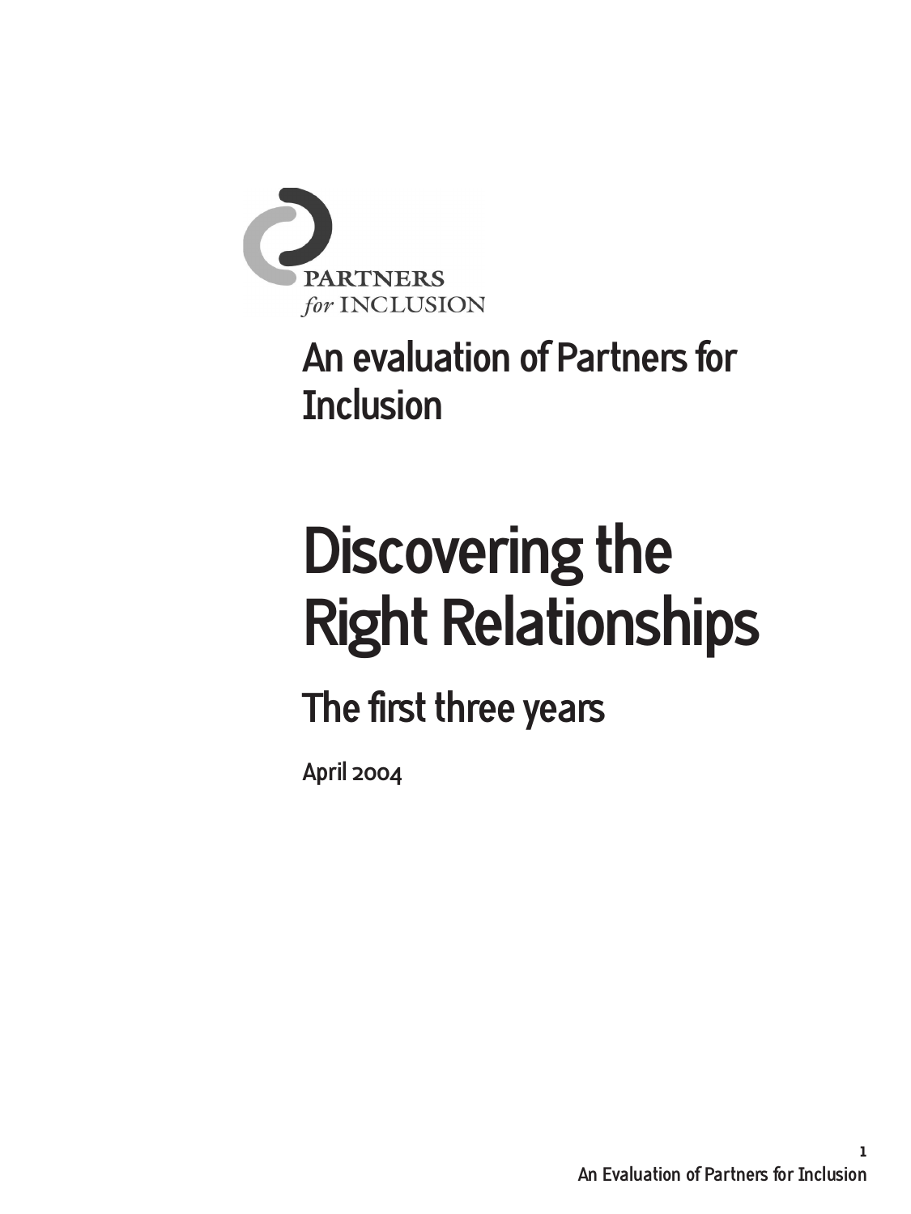PARTNERS
*for* INCLUSION

## An evaluation of Partners for Inclusion

# Discovering the Right Relationships

## The first three years

April 2004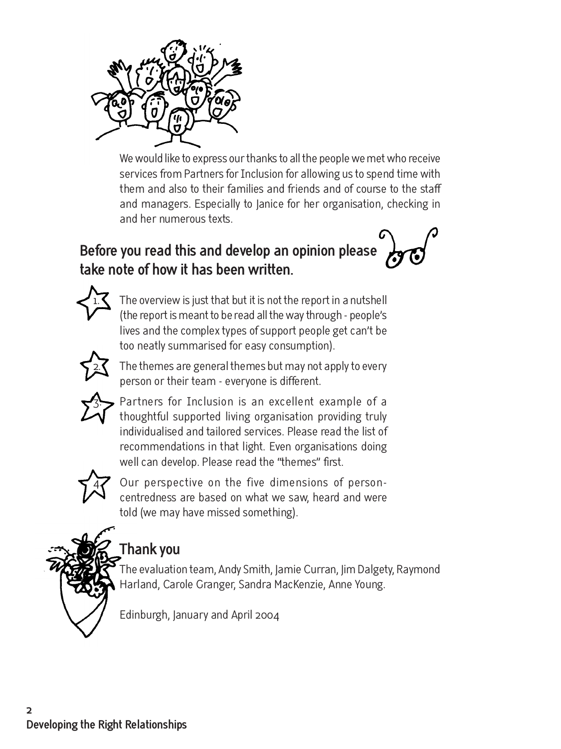We would like to express our thanks to all the people we met who receive services from Partners for Inclusion for allowing us to spend time with them and also to their families and friends and of course to the staff and managers. Especially to Janice for her organisation, checking in and her numerous texts.

## Before you read this and develop an opinion please take note of how it has been written.

1. The overview is just that but it is not the report in a nutshell (the report is meant to be read all the way through - people's lives and the complex types of support people get can't be too neatly summarised for easy consumption).

2. The themes are general themes but may not apply to every person or their team - everyone is different.

3. Partners for Inclusion is an excellent example of a thoughtful supported living organisation providing truly individualised and tailored services. Please read the list of recommendations in that light. Even organisations doing well can develop. Please read the "themes" first.

4. Our perspective on the five dimensions of person-centredness are based on what we saw, heard and were told (we may have missed something).

## Thank you

The evaluation team, Andy Smith, Jamie Curran, Jim Dalgety, Raymond Harland, Carole Granger, Sandra MacKenzie, Anne Young.

Edinburgh, January and April 2004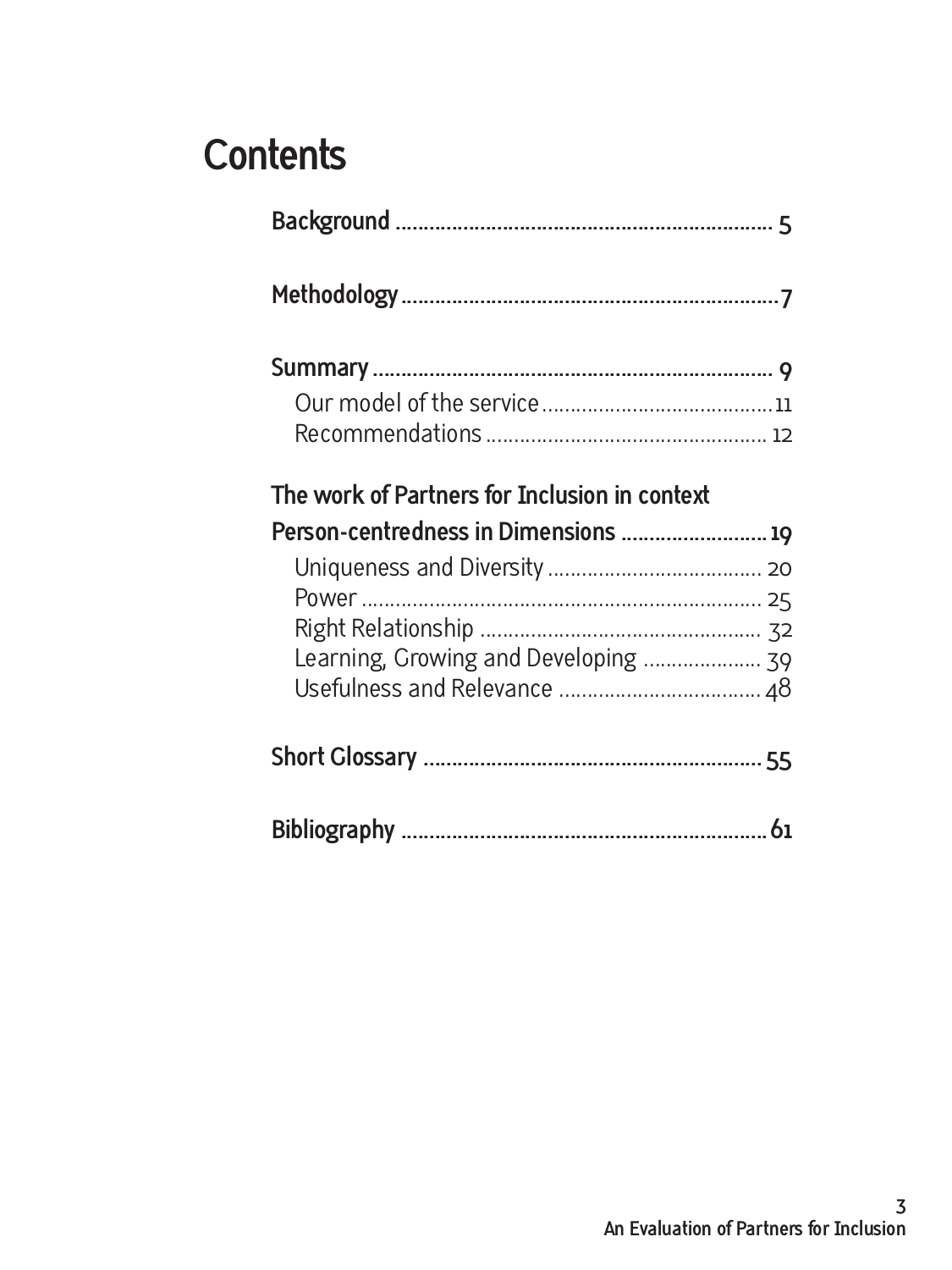# Contents

**Background** .................................................................. 5

**Methodology** .................................................................7

**Summary** ...................................................................... 9

Our model of the service ........................................11

Recommendations ................................................ 12

**The work of Partners for Inclusion in context**

**Person-centredness in Dimensions** .........................19

Uniqueness and Diversity ..................................... 20

Power ....................................................................... 25

Right Relationship ................................................. 32

Learning, Growing and Developing .................... 39

Usefulness and Relevance .................................... 48

**Short Glossary** ..........................................................55

**Bibliography** ...............................................................61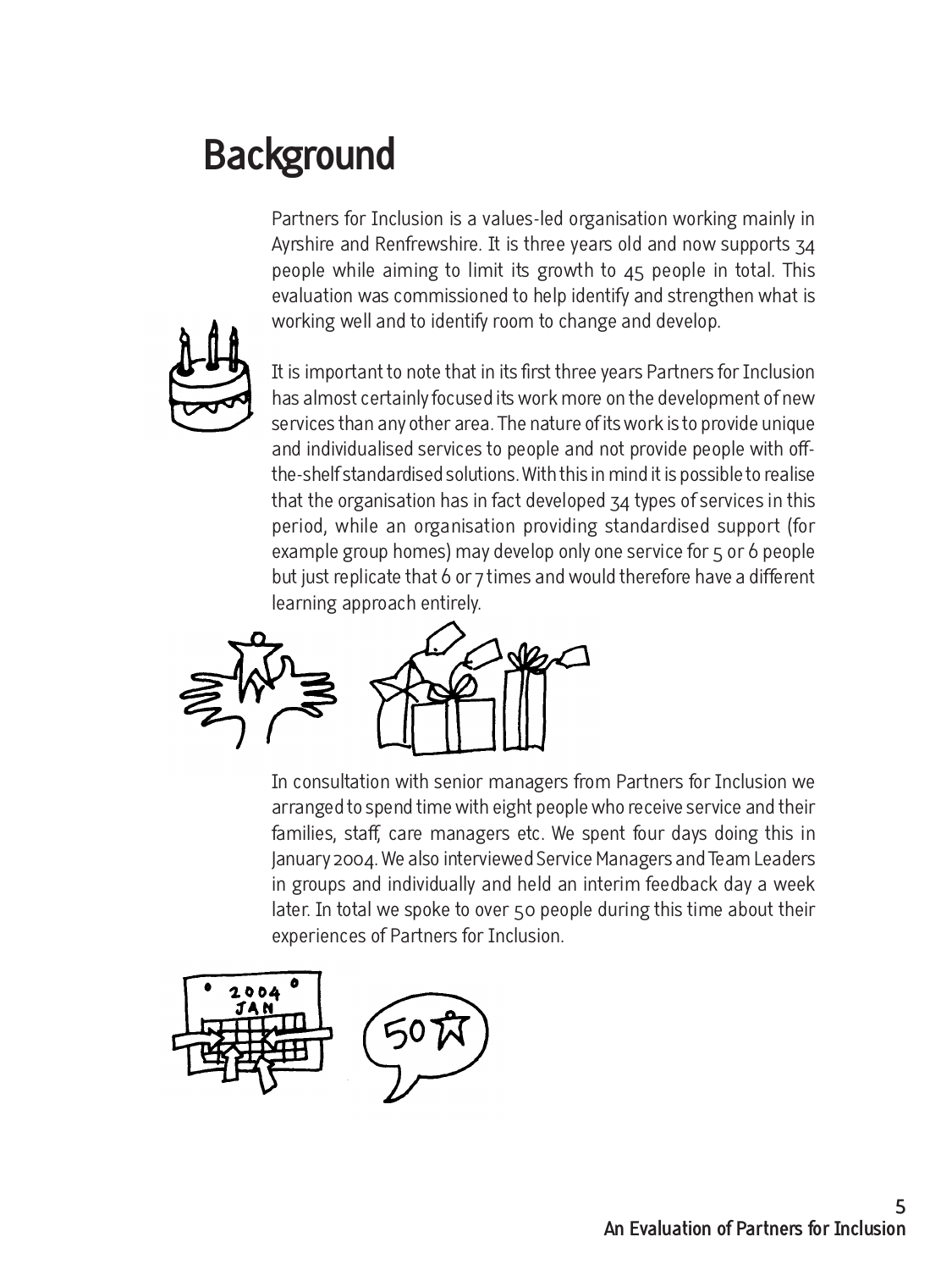# Background

Partners for Inclusion is a values-led organisation working mainly in Ayrshire and Renfrewshire. It is three years old and now supports 34 people while aiming to limit its growth to 45 people in total. This evaluation was commissioned to help identify and strengthen what is working well and to identify room to change and develop.

It is important to note that in its first three years Partners for Inclusion has almost certainly focused its work more on the development of new services than any other area. The nature of its work is to provide unique and individualised services to people and not provide people with off-the-shelf standardised solutions. With this in mind it is possible to realise that the organisation has in fact developed 34 types of services in this period, while an organisation providing standardised support (for example group homes) may develop only one service for 5 or 6 people but just replicate that 6 or 7 times and would therefore have a different learning approach entirely.

In consultation with senior managers from Partners for Inclusion we arranged to spend time with eight people who receive service and their families, staff, care managers etc. We spent four days doing this in January 2004. We also interviewed Service Managers and Team Leaders in groups and individually and held an interim feedback day a week later. In total we spoke to over 50 people during this time about their experiences of Partners for Inclusion.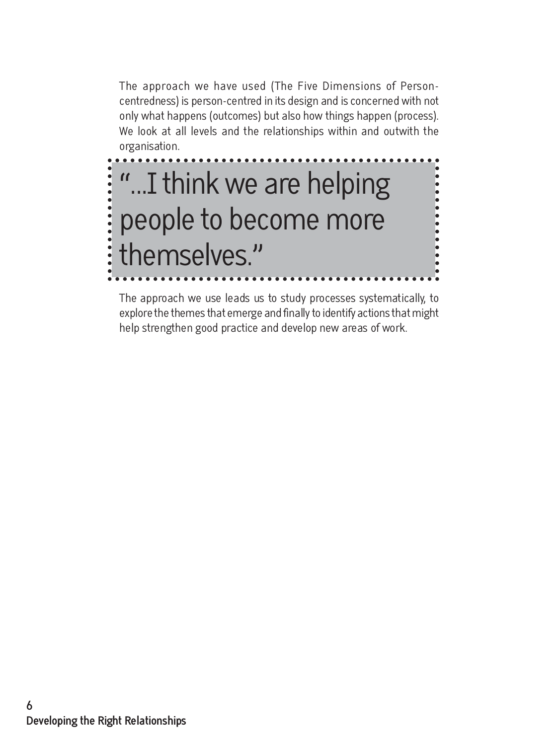The approach we have used (The Five Dimensions of Person-centredness) is person-centred in its design and is concerned with not only what happens (outcomes) but also how things happen (process). We look at all levels and the relationships within and outwith the organisation.

> "...I think we are helping people to become more themselves."

The approach we use leads us to study processes systematically, to explore the themes that emerge and finally to identify actions that might help strengthen good practice and develop new areas of work.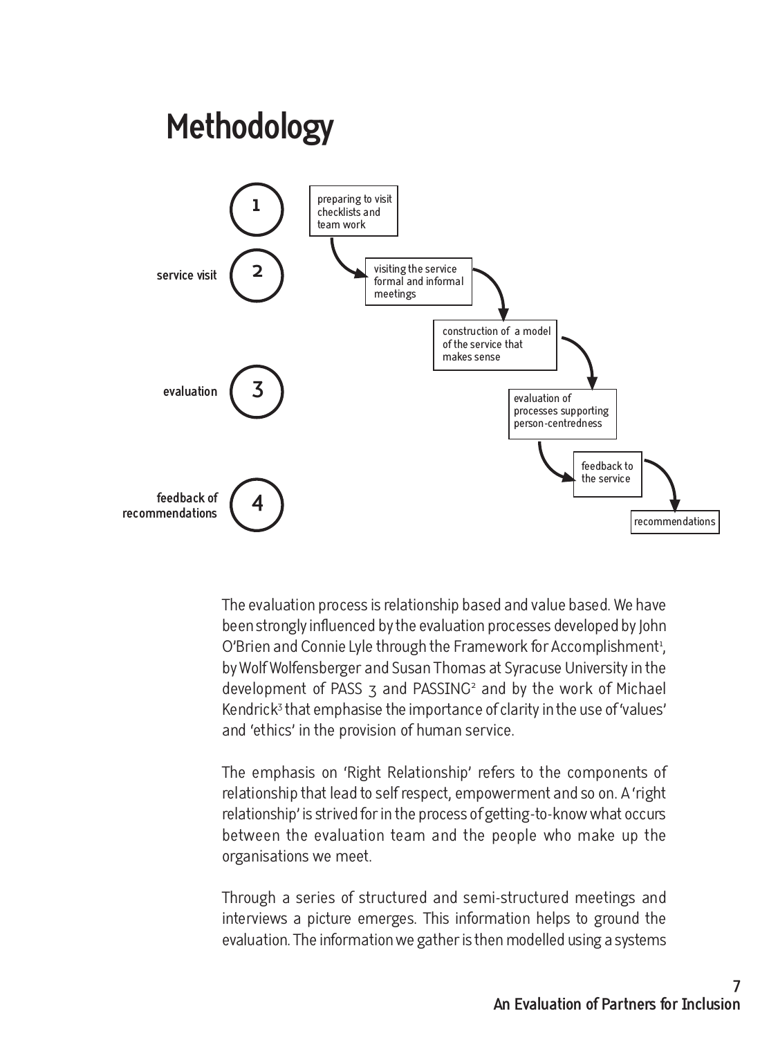# Methodology

1

service visit 2

evaluation 3

feedback of recommendations 4

preparing to visit checklists and team work

visiting the service formal and informal meetings

construction of a model of the service that makes sense

evaluation of processes supporting person-centredness

feedback to the service

recommendations

The evaluation process is relationship based and value based. We have been strongly influenced by the evaluation processes developed by John O'Brien and Connie Lyle through the Framework for Accomplishment[1], by Wolf Wolfensberger and Susan Thomas at Syracuse University in the development of PASS 3 and PASSING[2] and by the work of Michael Kendrick[3] that emphasise the importance of clarity in the use of 'values' and 'ethics' in the provision of human service.

The emphasis on 'Right Relationship' refers to the components of relationship that lead to self respect, empowerment and so on. A 'right relationship' is strived for in the process of getting-to-know what occurs between the evaluation team and the people who make up the organisations we meet.

Through a series of structured and semi-structured meetings and interviews a picture emerges. This information helps to ground the evaluation. The information we gather is then modelled using a systems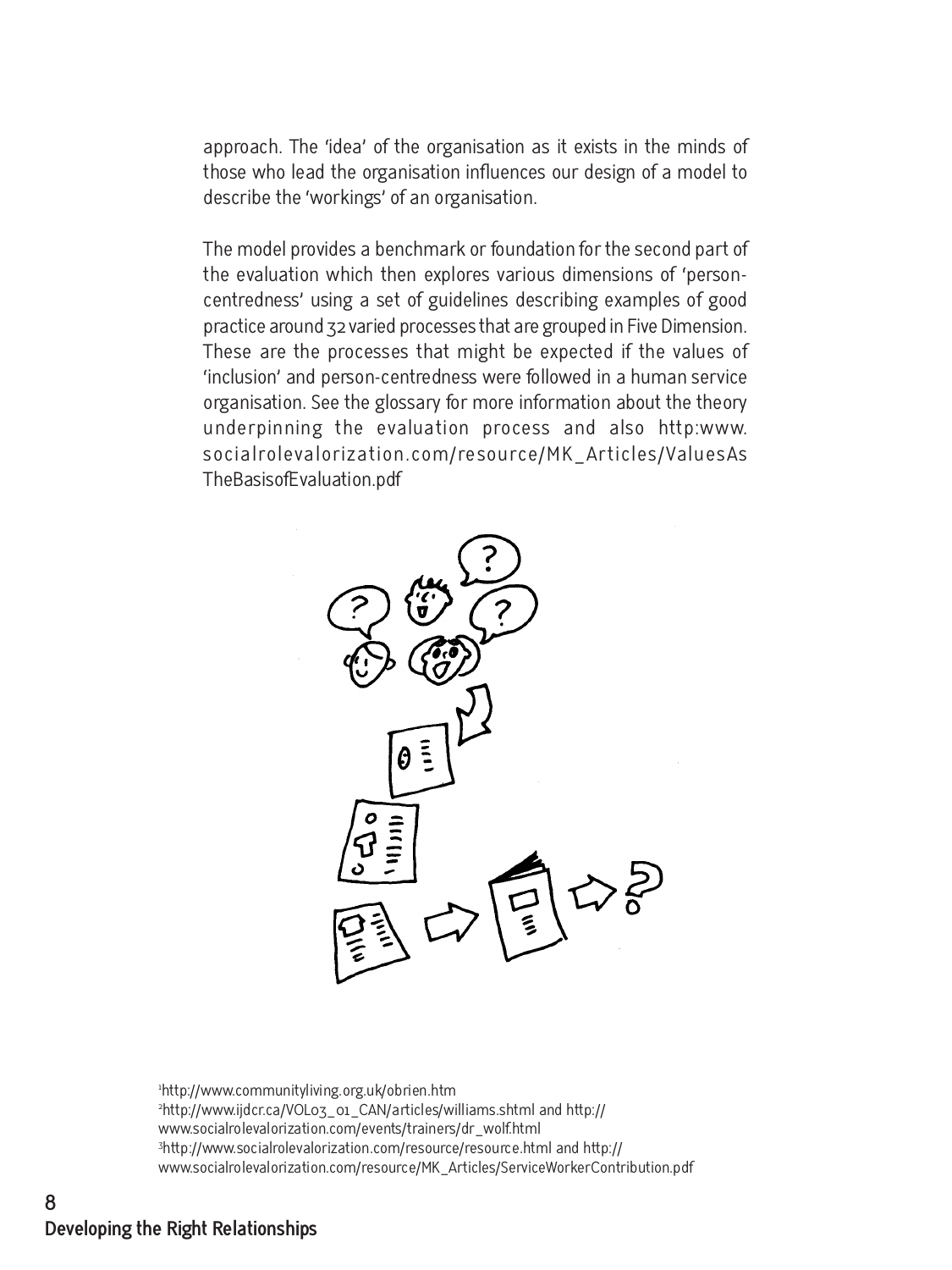approach. The 'idea' of the organisation as it exists in the minds of those who lead the organisation influences our design of a model to describe the 'workings' of an organisation.

The model provides a benchmark or foundation for the second part of the evaluation which then explores various dimensions of 'person-centredness' using a set of guidelines describing examples of good practice around 32 varied processes that are grouped in Five Dimension. These are the processes that might be expected if the values of 'inclusion' and person-centredness were followed in a human service organisation. See the glossary for more information about the theory underpinning the evaluation process and also http:www.socialrolevalorization.com/resource/MK_Articles/ValuesAsTheBasisofEvaluation.pdf

[1] http://www.communityliving.org.uk/obrien.htm

[2] http://www.ijdcr.ca/VOL03_01_CAN/articles/williams.shtml and http://www.socialrolevalorization.com/events/trainers/dr_wolf.html

[3] http://www.socialrolevalorization.com/resource/resource.html and http://www.socialrolevalorization.com/resource/MK_Articles/ServiceWorkerContribution.pdf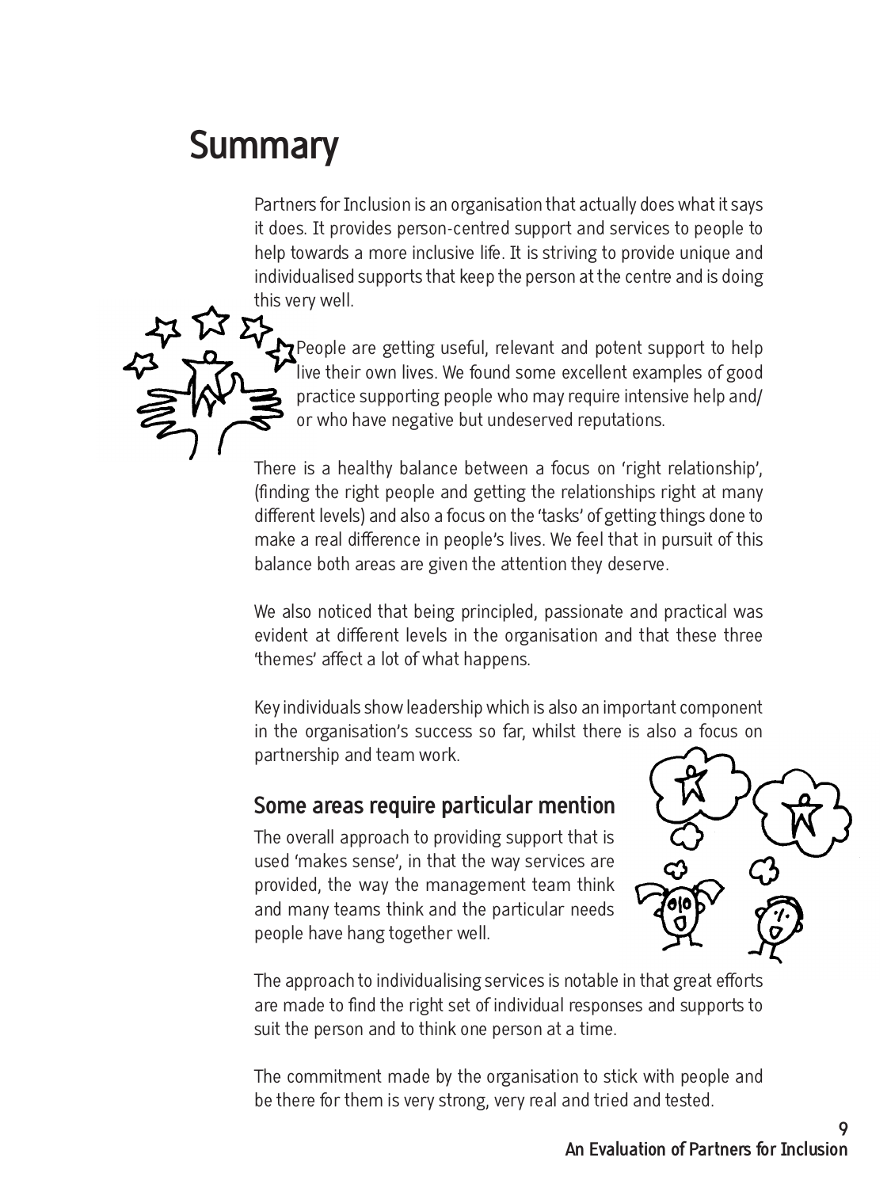# Summary

Partners for Inclusion is an organisation that actually does what it says it does. It provides person-centred support and services to people to help towards a more inclusive life. It is striving to provide unique and individualised supports that keep the person at the centre and is doing this very well.

People are getting useful, relevant and potent support to help live their own lives. We found some excellent examples of good practice supporting people who may require intensive help and/or who have negative but undeserved reputations.

There is a healthy balance between a focus on 'right relationship', (finding the right people and getting the relationships right at many different levels) and also a focus on the 'tasks' of getting things done to make a real difference in people's lives. We feel that in pursuit of this balance both areas are given the attention they deserve.

We also noticed that being principled, passionate and practical was evident at different levels in the organisation and that these three 'themes' affect a lot of what happens.

Key individuals show leadership which is also an important component in the organisation's success so far, whilst there is also a focus on partnership and team work.

## Some areas require particular mention

The overall approach to providing support that is used 'makes sense', in that the way services are provided, the way the management team think and many teams think and the particular needs people have hang together well.

The approach to individualising services is notable in that great efforts are made to find the right set of individual responses and supports to suit the person and to think one person at a time.

The commitment made by the organisation to stick with people and be there for them is very strong, very real and tried and tested.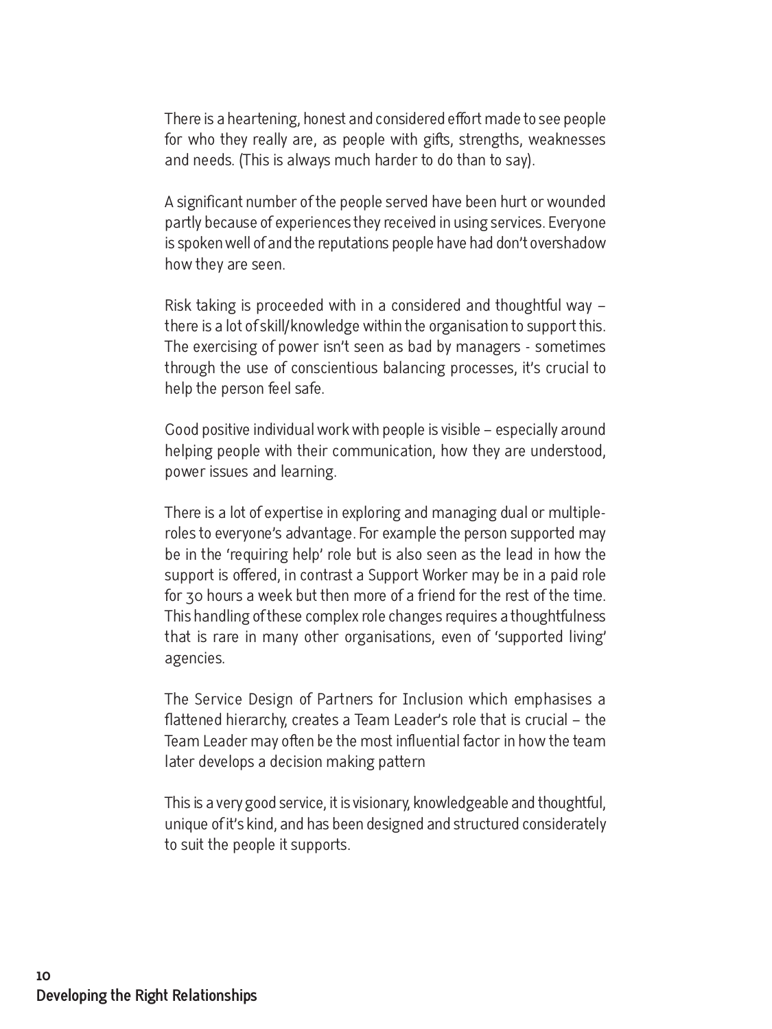There is a heartening, honest and considered effort made to see people for who they really are, as people with gifts, strengths, weaknesses and needs. (This is always much harder to do than to say).

A significant number of the people served have been hurt or wounded partly because of experiences they received in using services. Everyone is spoken well of and the reputations people have had don't overshadow how they are seen.

Risk taking is proceeded with in a considered and thoughtful way – there is a lot of skill/knowledge within the organisation to support this. The exercising of power isn't seen as bad by managers - sometimes through the use of conscientious balancing processes, it's crucial to help the person feel safe.

Good positive individual work with people is visible – especially around helping people with their communication, how they are understood, power issues and learning.

There is a lot of expertise in exploring and managing dual or multiple-roles to everyone's advantage. For example the person supported may be in the 'requiring help' role but is also seen as the lead in how the support is offered, in contrast a Support Worker may be in a paid role for 30 hours a week but then more of a friend for the rest of the time. This handling of these complex role changes requires a thoughtfulness that is rare in many other organisations, even of 'supported living' agencies.

The Service Design of Partners for Inclusion which emphasises a flattened hierarchy, creates a Team Leader's role that is crucial – the Team Leader may often be the most influential factor in how the team later develops a decision making pattern

This is a very good service, it is visionary, knowledgeable and thoughtful, unique of it's kind, and has been designed and structured considerately to suit the people it supports.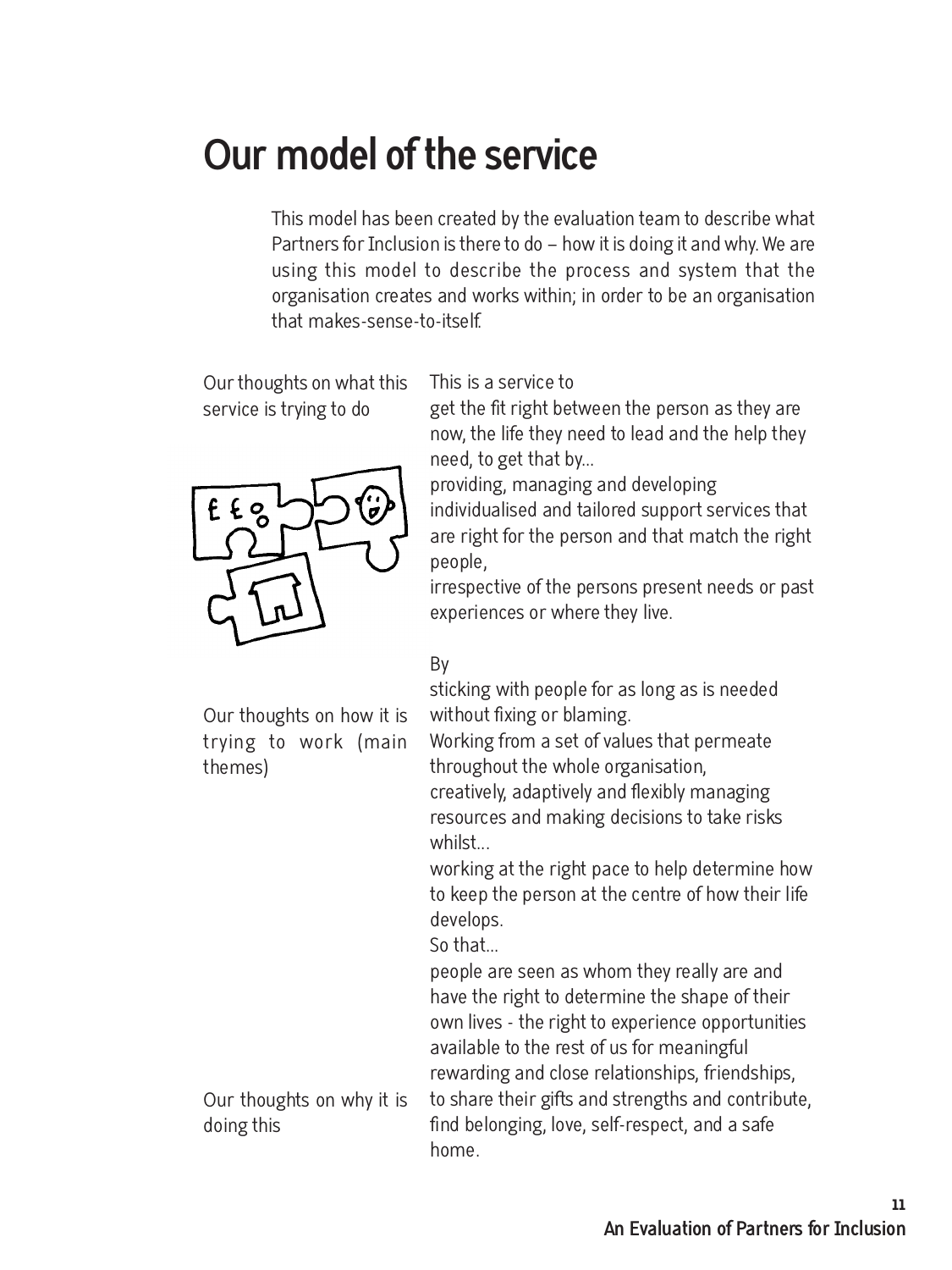# Our model of the service

This model has been created by the evaluation team to describe what Partners for Inclusion is there to do – how it is doing it and why. We are using this model to describe the process and system that the organisation creates and works within; in order to be an organisation that makes-sense-to-itself.

**Our thoughts on what this service is trying to do**

This is a service to
get the fit right between the person as they are now, the life they need to lead and the help they need, to get that by...
providing, managing and developing individualised and tailored support services that are right for the person and that match the right people,
irrespective of the persons present needs or past experiences or where they live.

**Our thoughts on how it is trying to work (main themes)**

By
sticking with people for as long as is needed without fixing or blaming.
Working from a set of values that permeate throughout the whole organisation,
creatively, adaptively and flexibly managing resources and making decisions to take risks whilst...
working at the right pace to help determine how to keep the person at the centre of how their life develops.

**Our thoughts on why it is doing this**

So that...
people are seen as whom they really are and have the right to determine the shape of their own lives - the right to experience opportunities available to the rest of us for meaningful rewarding and close relationships, friendships, to share their gifts and strengths and contribute, find belonging, love, self-respect, and a safe home.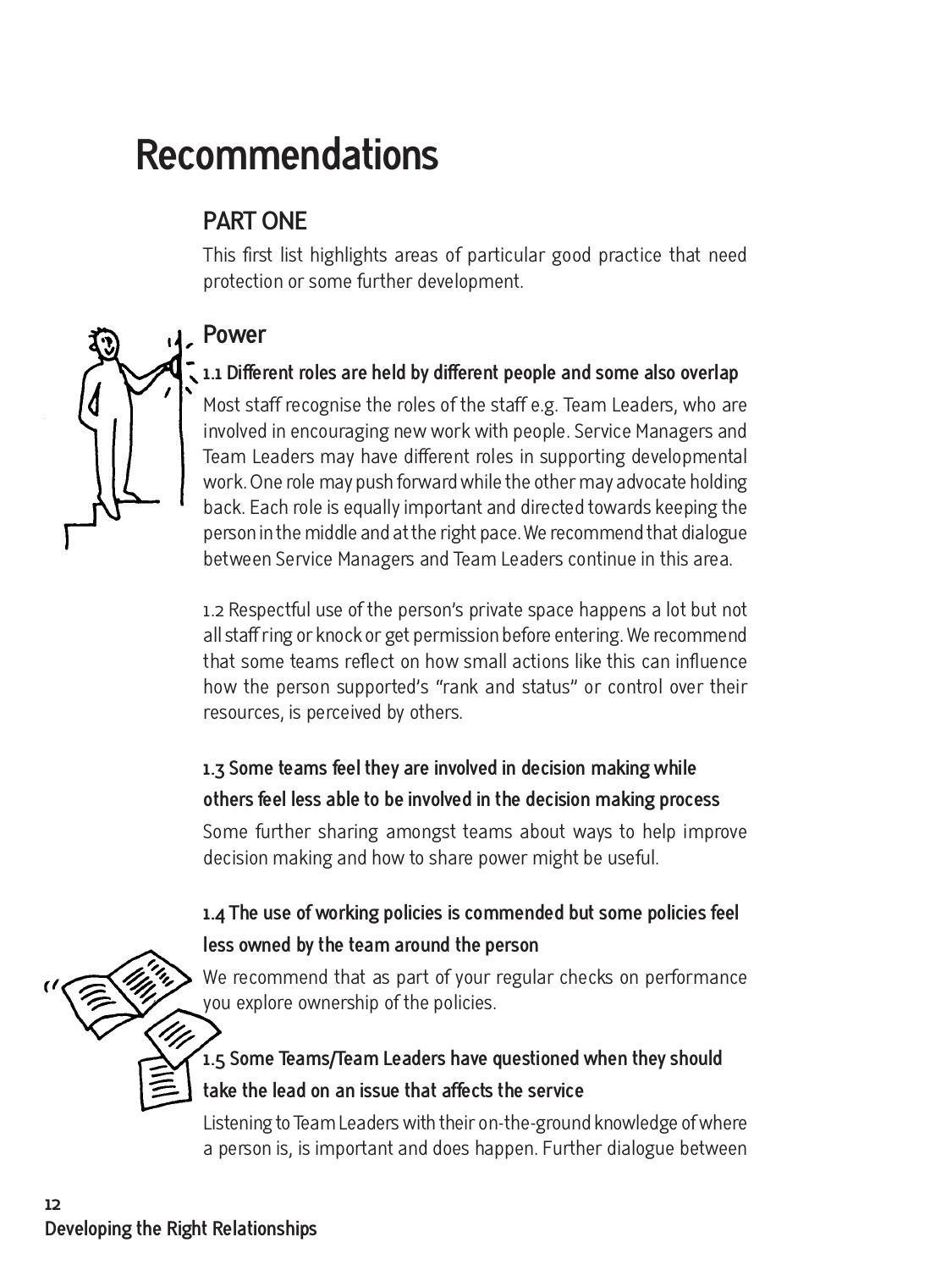# Recommendations

## PART ONE

This first list highlights areas of particular good practice that need protection or some further development.

### Power

**1.1 Different roles are held by different people and some also overlap**

Most staff recognise the roles of the staff e.g. Team Leaders, who are involved in encouraging new work with people. Service Managers and Team Leaders may have different roles in supporting developmental work. One role may push forward while the other may advocate holding back. Each role is equally important and directed towards keeping the person in the middle and at the right pace. We recommend that dialogue between Service Managers and Team Leaders continue in this area.

1.2 Respectful use of the person's private space happens a lot but not all staff ring or knock or get permission before entering. We recommend that some teams reflect on how small actions like this can influence how the person supported's "rank and status" or control over their resources, is perceived by others.

**1.3 Some teams feel they are involved in decision making while others feel less able to be involved in the decision making process**

Some further sharing amongst teams about ways to help improve decision making and how to share power might be useful.

**1.4 The use of working policies is commended but some policies feel less owned by the team around the person**

We recommend that as part of your regular checks on performance you explore ownership of the policies.

**1.5 Some Teams/Team Leaders have questioned when they should take the lead on an issue that affects the service**

Listening to Team Leaders with their on-the-ground knowledge of where a person is, is important and does happen. Further dialogue between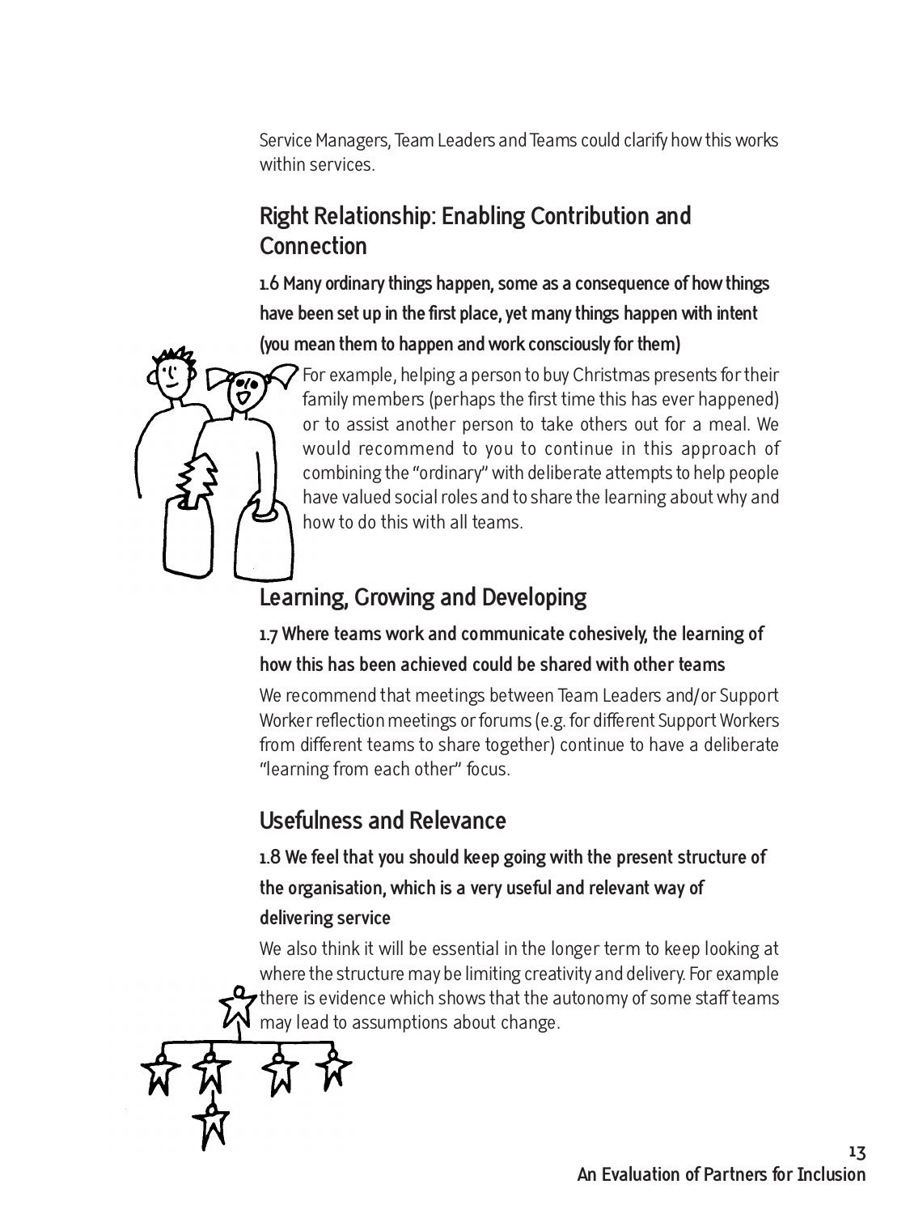Service Managers, Team Leaders and Teams could clarify how this works within services.

## Right Relationship: Enabling Contribution and Connection

**1.6 Many ordinary things happen, some as a consequence of how things have been set up in the first place, yet many things happen with intent (you mean them to happen and work consciously for them)**

For example, helping a person to buy Christmas presents for their family members (perhaps the first time this has ever happened) or to assist another person to take others out for a meal. We would recommend to you to continue in this approach of combining the "ordinary" with deliberate attempts to help people have valued social roles and to share the learning about why and how to do this with all teams.

## Learning, Growing and Developing

**1.7 Where teams work and communicate cohesively, the learning of how this has been achieved could be shared with other teams**

We recommend that meetings between Team Leaders and/or Support Worker reflection meetings or forums (e.g. for different Support Workers from different teams to share together) continue to have a deliberate "learning from each other" focus.

## Usefulness and Relevance

**1.8 We feel that you should keep going with the present structure of the organisation, which is a very useful and relevant way of delivering service**

We also think it will be essential in the longer term to keep looking at where the structure may be limiting creativity and delivery. For example there is evidence which shows that the autonomy of some staff teams may lead to assumptions about change.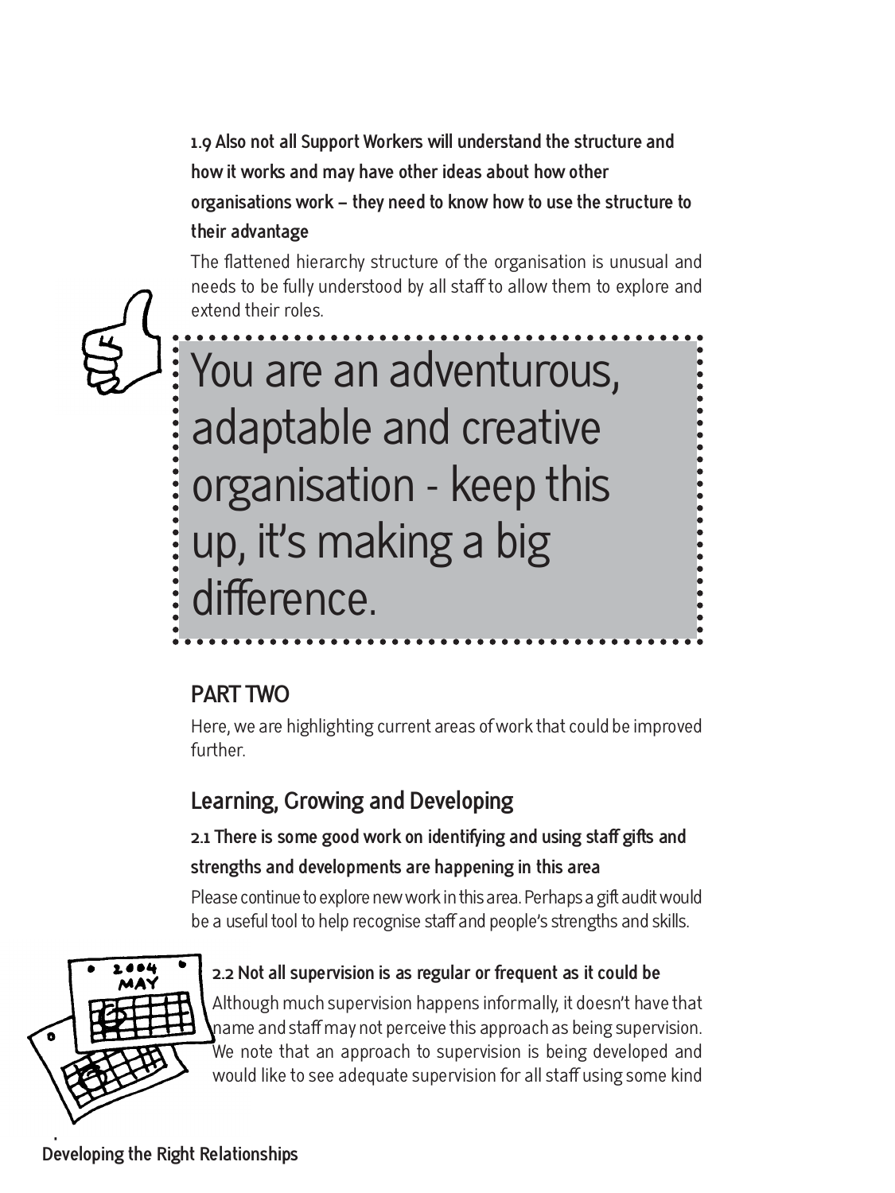**1.9 Also not all Support Workers will understand the structure and how it works and may have other ideas about how other organisations work – they need to know how to use the structure to their advantage**

The flattened hierarchy structure of the organisation is unusual and needs to be fully understood by all staff to allow them to explore and extend their roles.

> You are an adventurous, adaptable and creative organisation - keep this up, it's making a big difference.

## PART TWO

Here, we are highlighting current areas of work that could be improved further.

### Learning, Growing and Developing

**2.1 There is some good work on identifying and using staff gifts and strengths and developments are happening in this area**

Please continue to explore new work in this area. Perhaps a gift audit would be a useful tool to help recognise staff and people's strengths and skills.

**2.2 Not all supervision is as regular or frequent as it could be**

Although much supervision happens informally, it doesn't have that name and staff may not perceive this approach as being supervision. We note that an approach to supervision is being developed and would like to see adequate supervision for all staff using some kind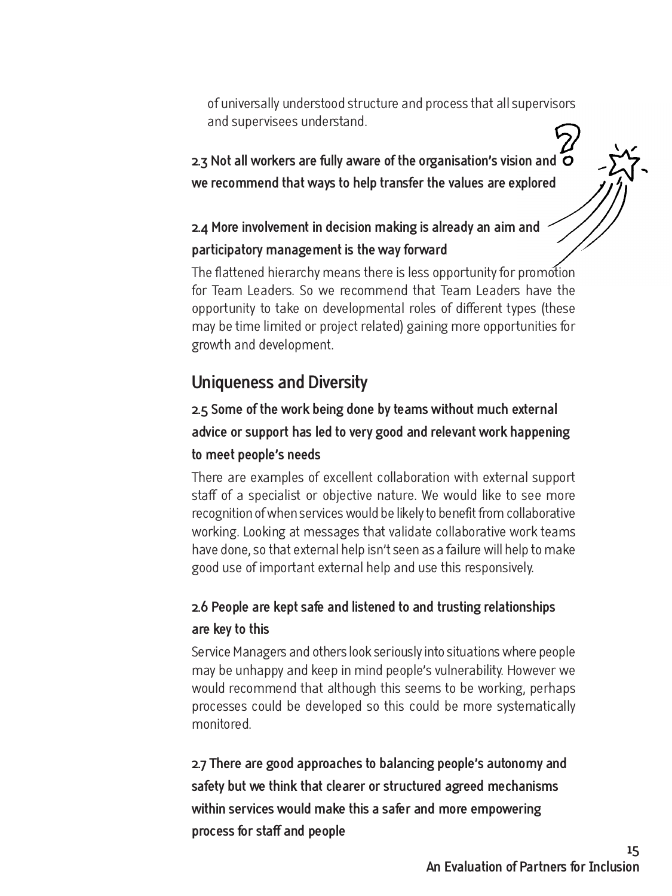of universally understood structure and process that all supervisors and supervisees understand.

**2.3 Not all workers are fully aware of the organisation's vision and we recommend that ways to help transfer the values are explored**

**2.4 More involvement in decision making is already an aim and participatory management is the way forward**

The flattened hierarchy means there is less opportunity for promotion for Team Leaders. So we recommend that Team Leaders have the opportunity to take on developmental roles of different types (these may be time limited or project related) gaining more opportunities for growth and development.

## Uniqueness and Diversity

**2.5 Some of the work being done by teams without much external advice or support has led to very good and relevant work happening to meet people's needs**

There are examples of excellent collaboration with external support staff of a specialist or objective nature. We would like to see more recognition of when services would be likely to benefit from collaborative working. Looking at messages that validate collaborative work teams have done, so that external help isn't seen as a failure will help to make good use of important external help and use this responsively.

**2.6 People are kept safe and listened to and trusting relationships are key to this**

Service Managers and others look seriously into situations where people may be unhappy and keep in mind people's vulnerability. However we would recommend that although this seems to be working, perhaps processes could be developed so this could be more systematically monitored.

**2.7 There are good approaches to balancing people's autonomy and safety but we think that clearer or structured agreed mechanisms within services would make this a safer and more empowering process for staff and people**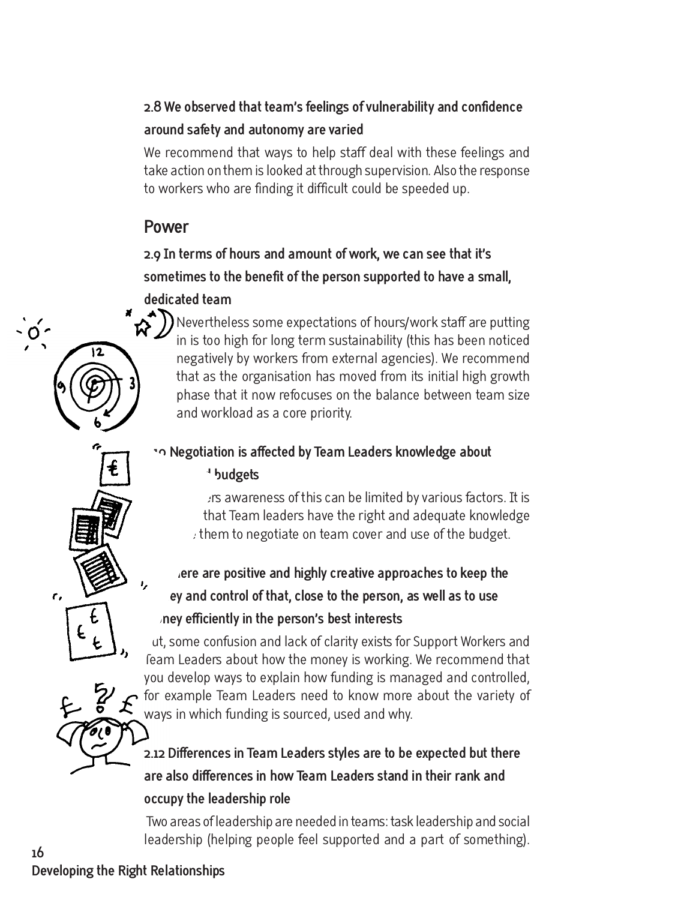**2.8 We observed that team's feelings of vulnerability and confidence around safety and autonomy are varied**

We recommend that ways to help staff deal with these feelings and take action on them is looked at through supervision. Also the response to workers who are finding it difficult could be speeded up.

## Power

**2.9 In terms of hours and amount of work, we can see that it's sometimes to the benefit of the person supported to have a small, dedicated team**

Nevertheless some expectations of hours/work staff are putting in is too high for long term sustainability (this has been noticed negatively by workers from external agencies). We recommend that as the organisation has moved from its initial high growth phase that it now refocuses on the balance between team size and workload as a core priority.

**2.10 Negotiation is affected by Team Leaders knowledge about ... budgets**

...rs awareness of this can be limited by various factors. It is ... that Team leaders have the right and adequate knowledge ... them to negotiate on team cover and use of the budget.

**...ere are positive and highly creative approaches to keep the ...ey and control of that, close to the person, as well as to use ...ney efficiently in the person's best interests**

...ut, some confusion and lack of clarity exists for Support Workers and Team Leaders about how the money is working. We recommend that you develop ways to explain how funding is managed and controlled, for example Team Leaders need to know more about the variety of ways in which funding is sourced, used and why.

**2.12 Differences in Team Leaders styles are to be expected but there are also differences in how Team Leaders stand in their rank and occupy the leadership role**

Two areas of leadership are needed in teams: task leadership and social leadership (helping people feel supported and a part of something).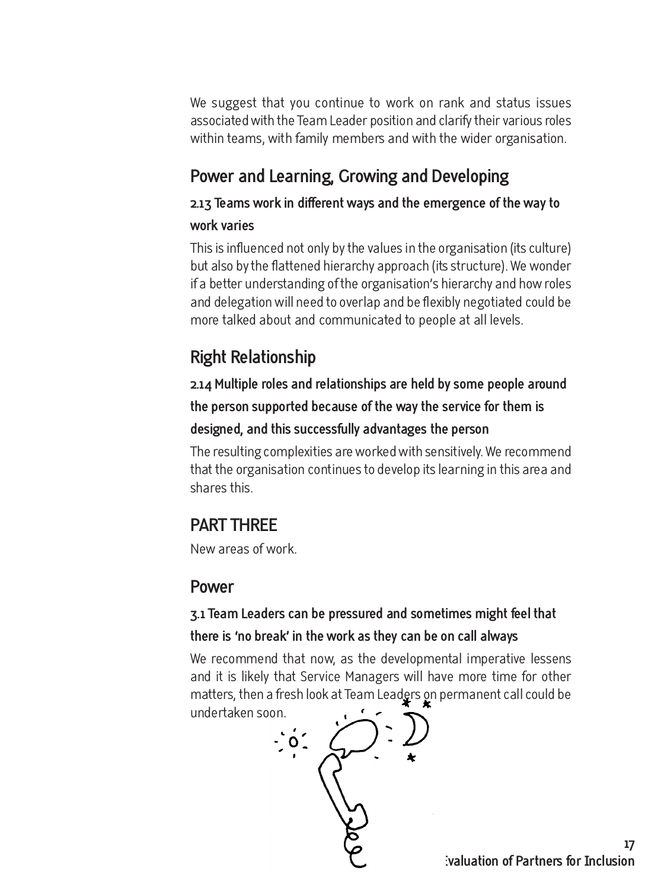We suggest that you continue to work on rank and status issues associated with the Team Leader position and clarify their various roles within teams, with family members and with the wider organisation.

## Power and Learning, Growing and Developing

### 2.13 Teams work in different ways and the emergence of the way to work varies

This is influenced not only by the values in the organisation (its culture) but also by the flattened hierarchy approach (its structure). We wonder if a better understanding of the organisation's hierarchy and how roles and delegation will need to overlap and be flexibly negotiated could be more talked about and communicated to people at all levels.

## Right Relationship

### 2.14 Multiple roles and relationships are held by some people around the person supported because of the way the service for them is designed, and this successfully advantages the person

The resulting complexities are worked with sensitively. We recommend that the organisation continues to develop its learning in this area and shares this.

## PART THREE

New areas of work.

## Power

### 3.1 Team Leaders can be pressured and sometimes might feel that there is 'no break' in the work as they can be on call always

We recommend that now, as the developmental imperative lessens and it is likely that Service Managers will have more time for other matters, then a fresh look at Team Leaders on permanent call could be undertaken soon.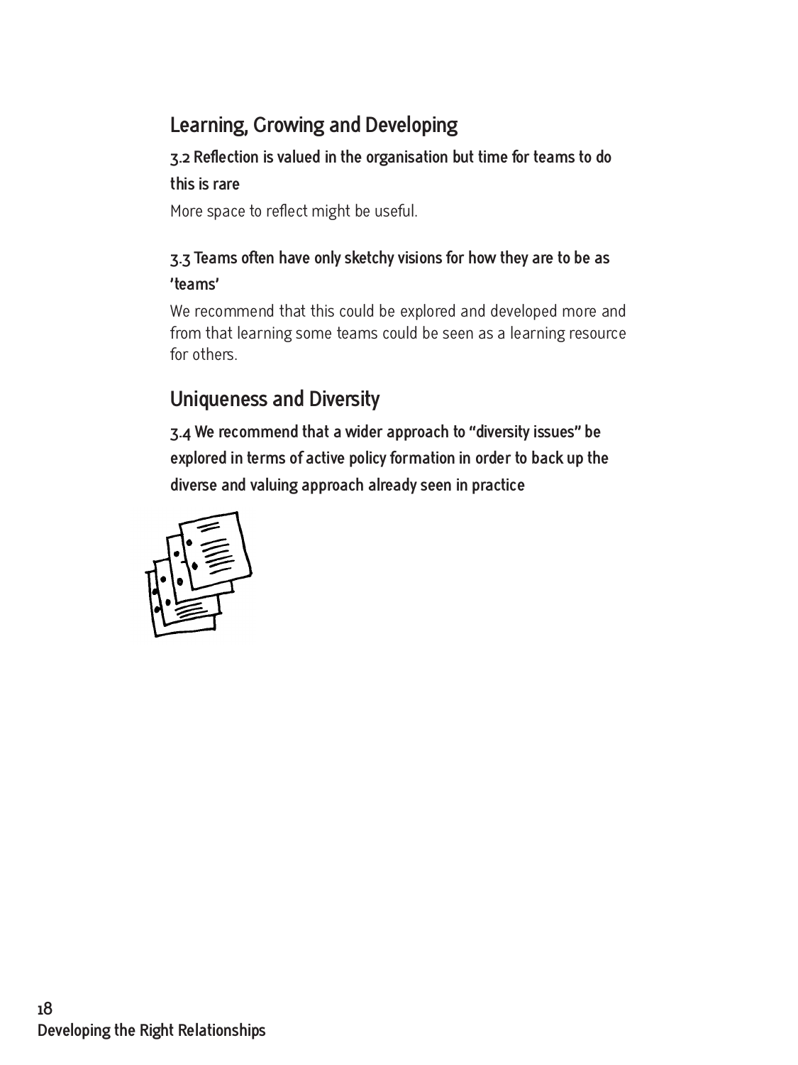## Learning, Growing and Developing

**3.2 Reflection is valued in the organisation but time for teams to do this is rare**

More space to reflect might be useful.

**3.3 Teams often have only sketchy visions for how they are to be as 'teams'**

We recommend that this could be explored and developed more and from that learning some teams could be seen as a learning resource for others.

## Uniqueness and Diversity

**3.4 We recommend that a wider approach to "diversity issues" be explored in terms of active policy formation in order to back up the diverse and valuing approach already seen in practice**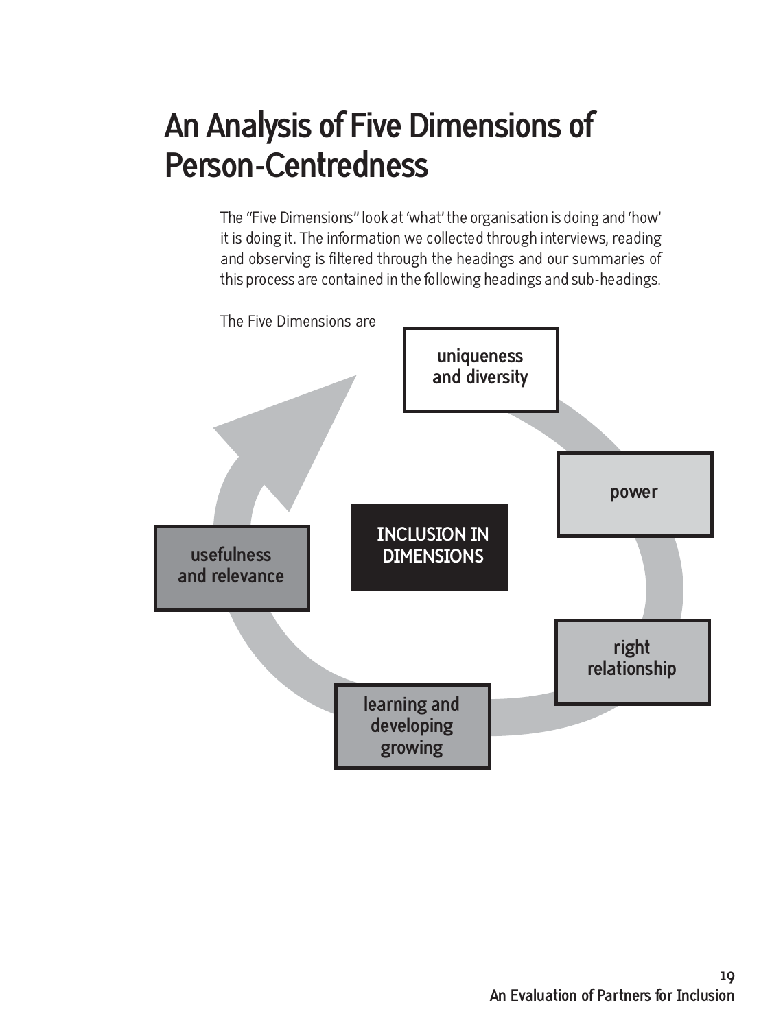# An Analysis of Five Dimensions of Person-Centredness

The "Five Dimensions" look at 'what' the organisation is doing and 'how' it is doing it. The information we collected through interviews, reading and observing is filtered through the headings and our summaries of this process are contained in the following headings and sub-headings.

The Five Dimensions are

- uniqueness and diversity
- power
- right relationship
- learning and developing growing
- usefulness and relevance

INCLUSION IN DIMENSIONS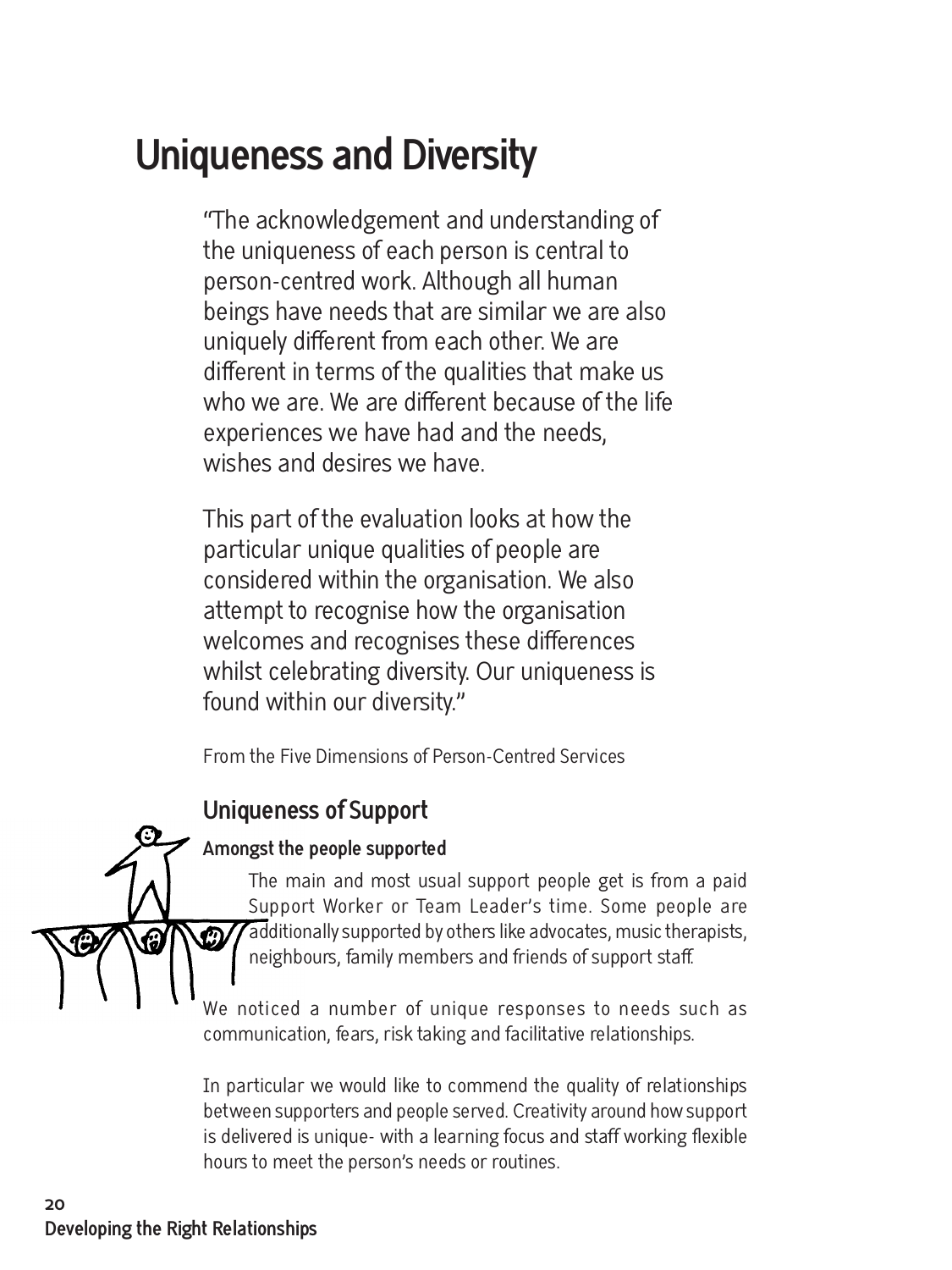# Uniqueness and Diversity

"The acknowledgement and understanding of the uniqueness of each person is central to person-centred work. Although all human beings have needs that are similar we are also uniquely different from each other. We are different in terms of the qualities that make us who we are. We are different because of the life experiences we have had and the needs, wishes and desires we have.

This part of the evaluation looks at how the particular unique qualities of people are considered within the organisation. We also attempt to recognise how the organisation welcomes and recognises these differences whilst celebrating diversity. Our uniqueness is found within our diversity."

From the Five Dimensions of Person-Centred Services

## Uniqueness of Support

### Amongst the people supported

The main and most usual support people get is from a paid Support Worker or Team Leader's time. Some people are additionally supported by others like advocates, music therapists, neighbours, family members and friends of support staff.

We noticed a number of unique responses to needs such as communication, fears, risk taking and facilitative relationships.

In particular we would like to commend the quality of relationships between supporters and people served. Creativity around how support is delivered is unique- with a learning focus and staff working flexible hours to meet the person's needs or routines.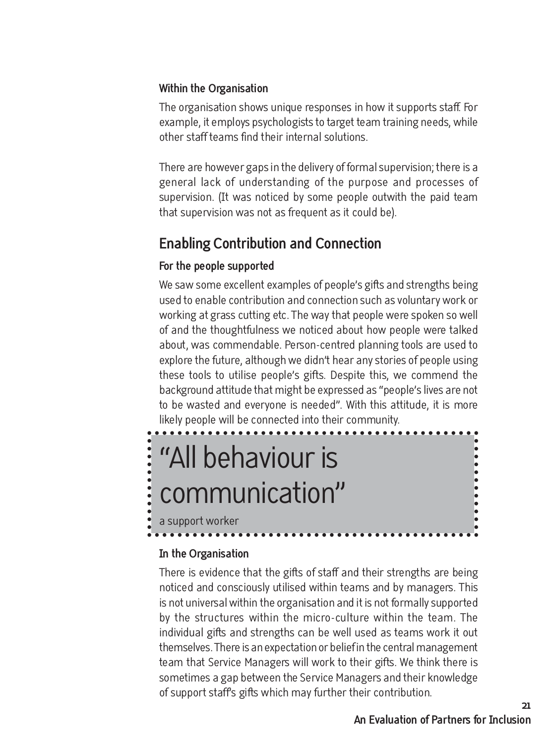### Within the Organisation

The organisation shows unique responses in how it supports staff. For example, it employs psychologists to target team training needs, while other staff teams find their internal solutions.

There are however gaps in the delivery of formal supervision; there is a general lack of understanding of the purpose and processes of supervision. (It was noticed by some people outwith the paid team that supervision was not as frequent as it could be).

## Enabling Contribution and Connection

### For the people supported

We saw some excellent examples of people's gifts and strengths being used to enable contribution and connection such as voluntary work or working at grass cutting etc. The way that people were spoken so well of and the thoughtfulness we noticed about how people were talked about, was commendable. Person-centred planning tools are used to explore the future, although we didn't hear any stories of people using these tools to utilise people's gifts. Despite this, we commend the background attitude that might be expressed as "people's lives are not to be wasted and everyone is needed". With this attitude, it is more likely people will be connected into their community.

> "All behaviour is communication"
>
> a support worker

### In the Organisation

There is evidence that the gifts of staff and their strengths are being noticed and consciously utilised within teams and by managers. This is not universal within the organisation and it is not formally supported by the structures within the micro-culture within the team. The individual gifts and strengths can be well used as teams work it out themselves. There is an expectation or belief in the central management team that Service Managers will work to their gifts. We think there is sometimes a gap between the Service Managers and their knowledge of support staff's gifts which may further their contribution.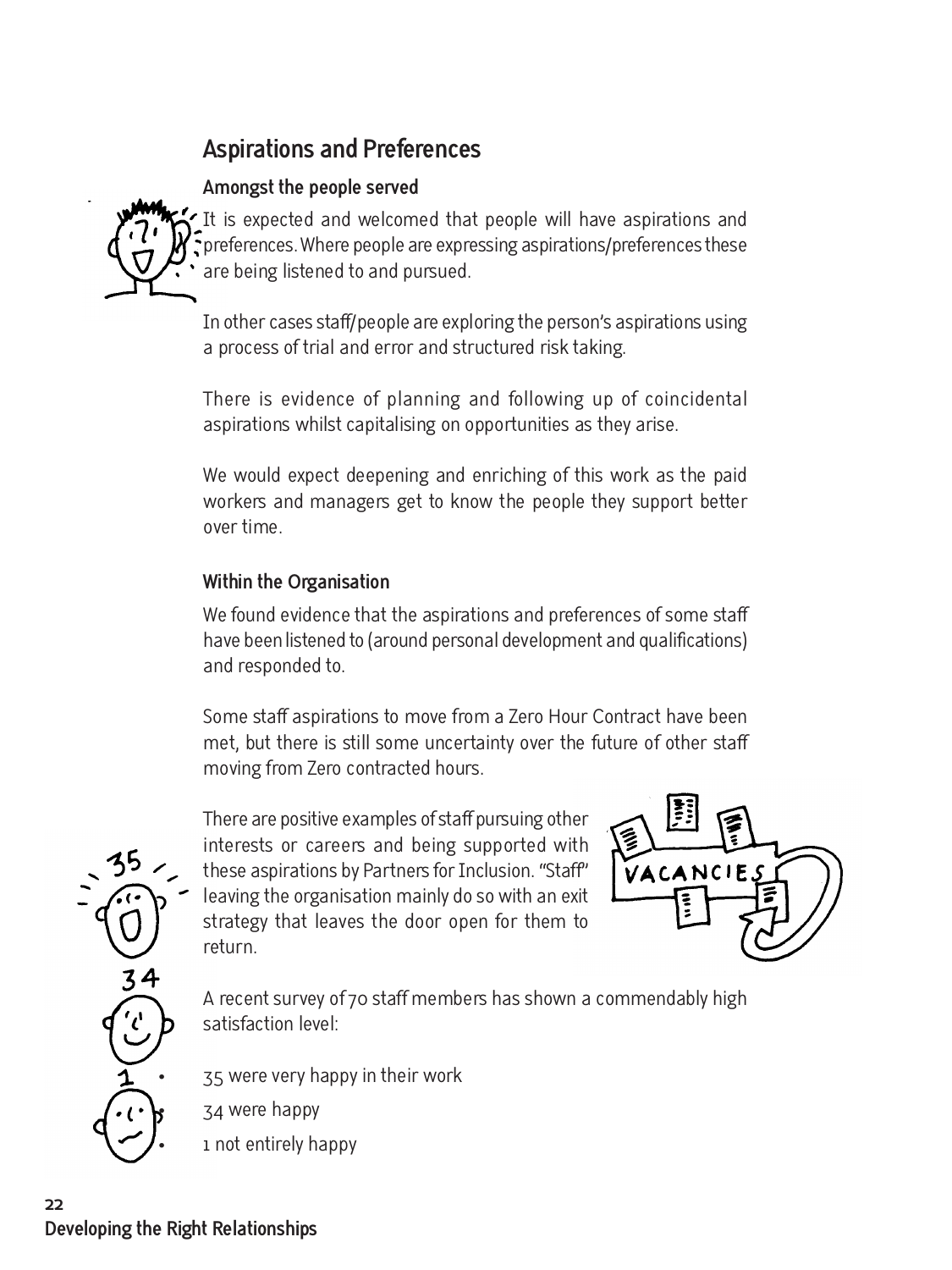## Aspirations and Preferences

### Amongst the people served

It is expected and welcomed that people will have aspirations and preferences. Where people are expressing aspirations/preferences these are being listened to and pursued.

In other cases staff/people are exploring the person's aspirations using a process of trial and error and structured risk taking.

There is evidence of planning and following up of coincidental aspirations whilst capitalising on opportunities as they arise.

We would expect deepening and enriching of this work as the paid workers and managers get to know the people they support better over time.

### Within the Organisation

We found evidence that the aspirations and preferences of some staff have been listened to (around personal development and qualifications) and responded to.

Some staff aspirations to move from a Zero Hour Contract have been met, but there is still some uncertainty over the future of other staff moving from Zero contracted hours.

There are positive examples of staff pursuing other interests or careers and being supported with these aspirations by Partners for Inclusion. "Staff" leaving the organisation mainly do so with an exit strategy that leaves the door open for them to return.

A recent survey of 70 staff members has shown a commendably high satisfaction level:

- 35 were very happy in their work
- 34 were happy
- 1 not entirely happy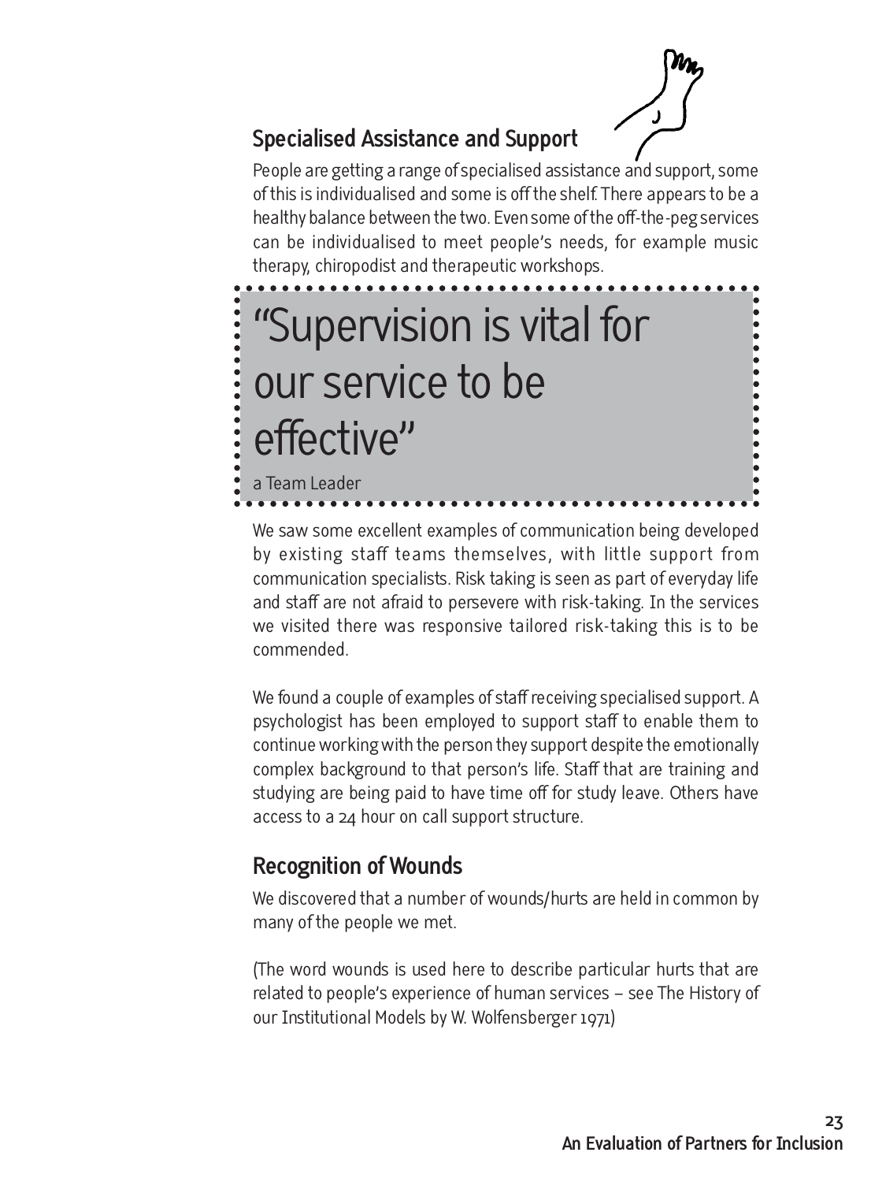## Specialised Assistance and Support

People are getting a range of specialised assistance and support, some of this is individualised and some is off the shelf. There appears to be a healthy balance between the two. Even some of the off-the-peg services can be individualised to meet people's needs, for example music therapy, chiropodist and therapeutic workshops.

> "Supervision is vital for our service to be effective"
>
> a Team Leader

We saw some excellent examples of communication being developed by existing staff teams themselves, with little support from communication specialists. Risk taking is seen as part of everyday life and staff are not afraid to persevere with risk-taking. In the services we visited there was responsive tailored risk-taking this is to be commended.

We found a couple of examples of staff receiving specialised support. A psychologist has been employed to support staff to enable them to continue working with the person they support despite the emotionally complex background to that person's life. Staff that are training and studying are being paid to have time off for study leave. Others have access to a 24 hour on call support structure.

## Recognition of Wounds

We discovered that a number of wounds/hurts are held in common by many of the people we met.

(The word wounds is used here to describe particular hurts that are related to people's experience of human services – see The History of our Institutional Models by W. Wolfensberger 1971)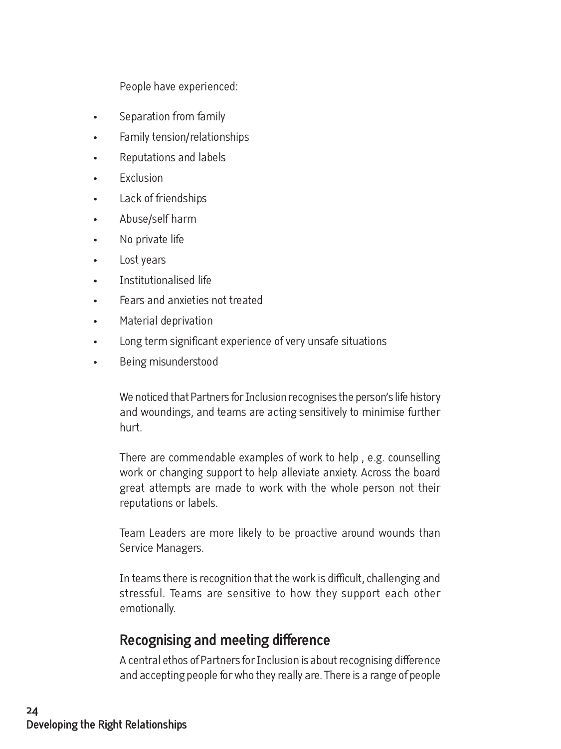People have experienced:

- Separation from family
- Family tension/relationships
- Reputations and labels
- Exclusion
- Lack of friendships
- Abuse/self harm
- No private life
- Lost years
- Institutionalised life
- Fears and anxieties not treated
- Material deprivation
- Long term significant experience of very unsafe situations
- Being misunderstood

We noticed that Partners for Inclusion recognises the person's life history and woundings, and teams are acting sensitively to minimise further hurt.

There are commendable examples of work to help , e.g. counselling work or changing support to help alleviate anxiety. Across the board great attempts are made to work with the whole person not their reputations or labels.

Team Leaders are more likely to be proactive around wounds than Service Managers.

In teams there is recognition that the work is difficult, challenging and stressful. Teams are sensitive to how they support each other emotionally.

## Recognising and meeting difference

A central ethos of Partners for Inclusion is about recognising difference and accepting people for who they really are. There is a range of people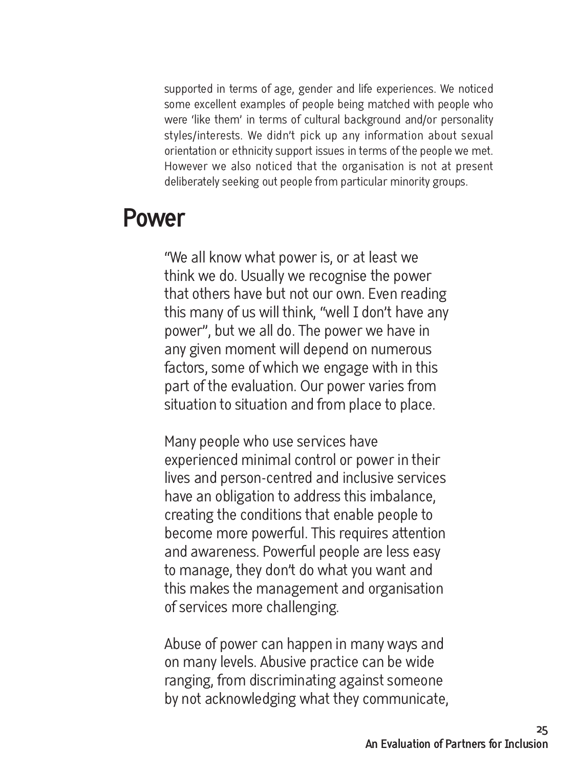supported in terms of age, gender and life experiences. We noticed some excellent examples of people being matched with people who were 'like them' in terms of cultural background and/or personality styles/interests. We didn't pick up any information about sexual orientation or ethnicity support issues in terms of the people we met. However we also noticed that the organisation is not at present deliberately seeking out people from particular minority groups.

# Power

"We all know what power is, or at least we think we do. Usually we recognise the power that others have but not our own. Even reading this many of us will think, "well I don't have any power", but we all do. The power we have in any given moment will depend on numerous factors, some of which we engage with in this part of the evaluation. Our power varies from situation to situation and from place to place.

Many people who use services have experienced minimal control or power in their lives and person-centred and inclusive services have an obligation to address this imbalance, creating the conditions that enable people to become more powerful. This requires attention and awareness. Powerful people are less easy to manage, they don't do what you want and this makes the management and organisation of services more challenging.

Abuse of power can happen in many ways and on many levels. Abusive practice can be wide ranging, from discriminating against someone by not acknowledging what they communicate,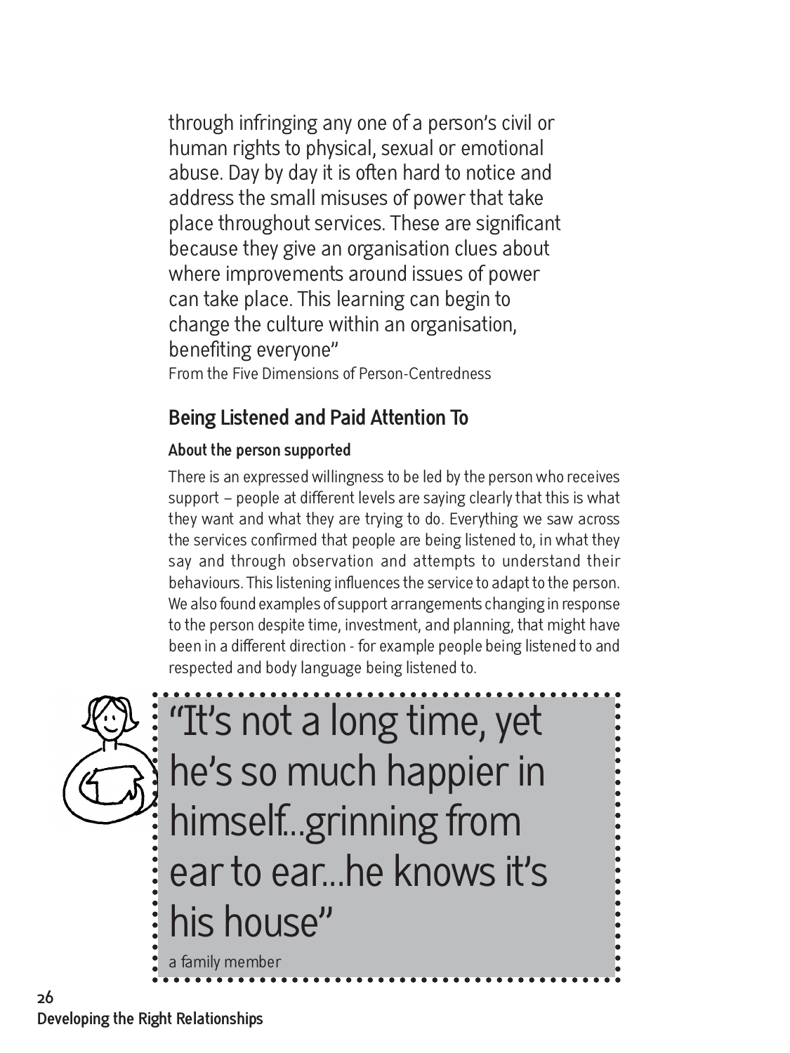through infringing any one of a person's civil or human rights to physical, sexual or emotional abuse. Day by day it is often hard to notice and address the small misuses of power that take place throughout services. These are significant because they give an organisation clues about where improvements around issues of power can take place. This learning can begin to change the culture within an organisation, benefiting everyone"

From the Five Dimensions of Person-Centredness

## Being Listened and Paid Attention To

### About the person supported

There is an expressed willingness to be led by the person who receives support – people at different levels are saying clearly that this is what they want and what they are trying to do. Everything we saw across the services confirmed that people are being listened to, in what they say and through observation and attempts to understand their behaviours. This listening influences the service to adapt to the person. We also found examples of support arrangements changing in response to the person despite time, investment, and planning, that might have been in a different direction - for example people being listened to and respected and body language being listened to.

> "It's not a long time, yet he's so much happier in himself...grinning from ear to ear...he knows it's his house"
>
> a family member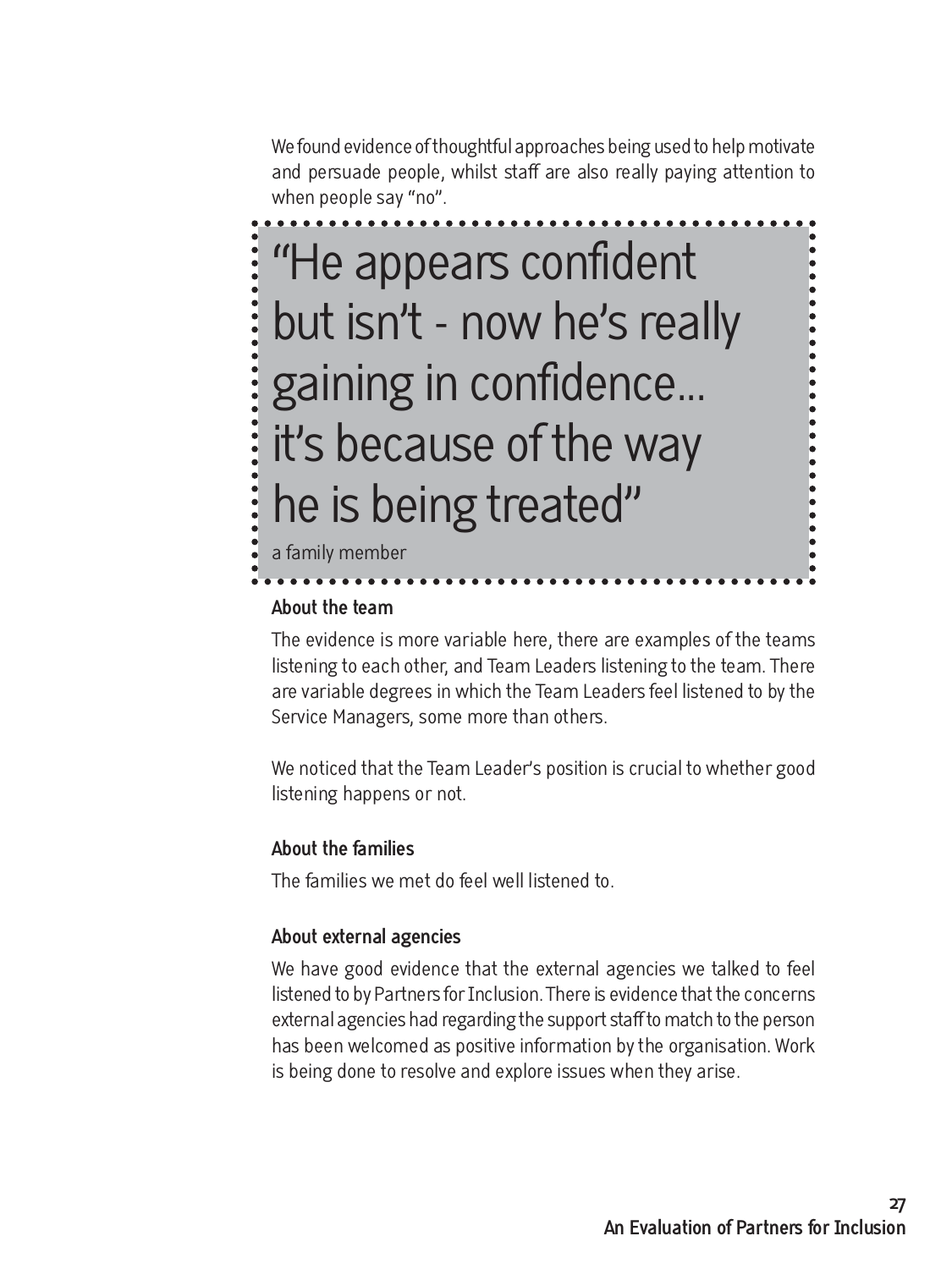We found evidence of thoughtful approaches being used to help motivate and persuade people, whilst staff are also really paying attention to when people say "no".

> "He appears confident but isn't - now he's really gaining in confidence... it's because of the way he is being treated"
>
> a family member

### About the team

The evidence is more variable here, there are examples of the teams listening to each other, and Team Leaders listening to the team. There are variable degrees in which the Team Leaders feel listened to by the Service Managers, some more than others.

We noticed that the Team Leader's position is crucial to whether good listening happens or not.

### About the families

The families we met do feel well listened to.

### About external agencies

We have good evidence that the external agencies we talked to feel listened to by Partners for Inclusion. There is evidence that the concerns external agencies had regarding the support staff to match to the person has been welcomed as positive information by the organisation. Work is being done to resolve and explore issues when they arise.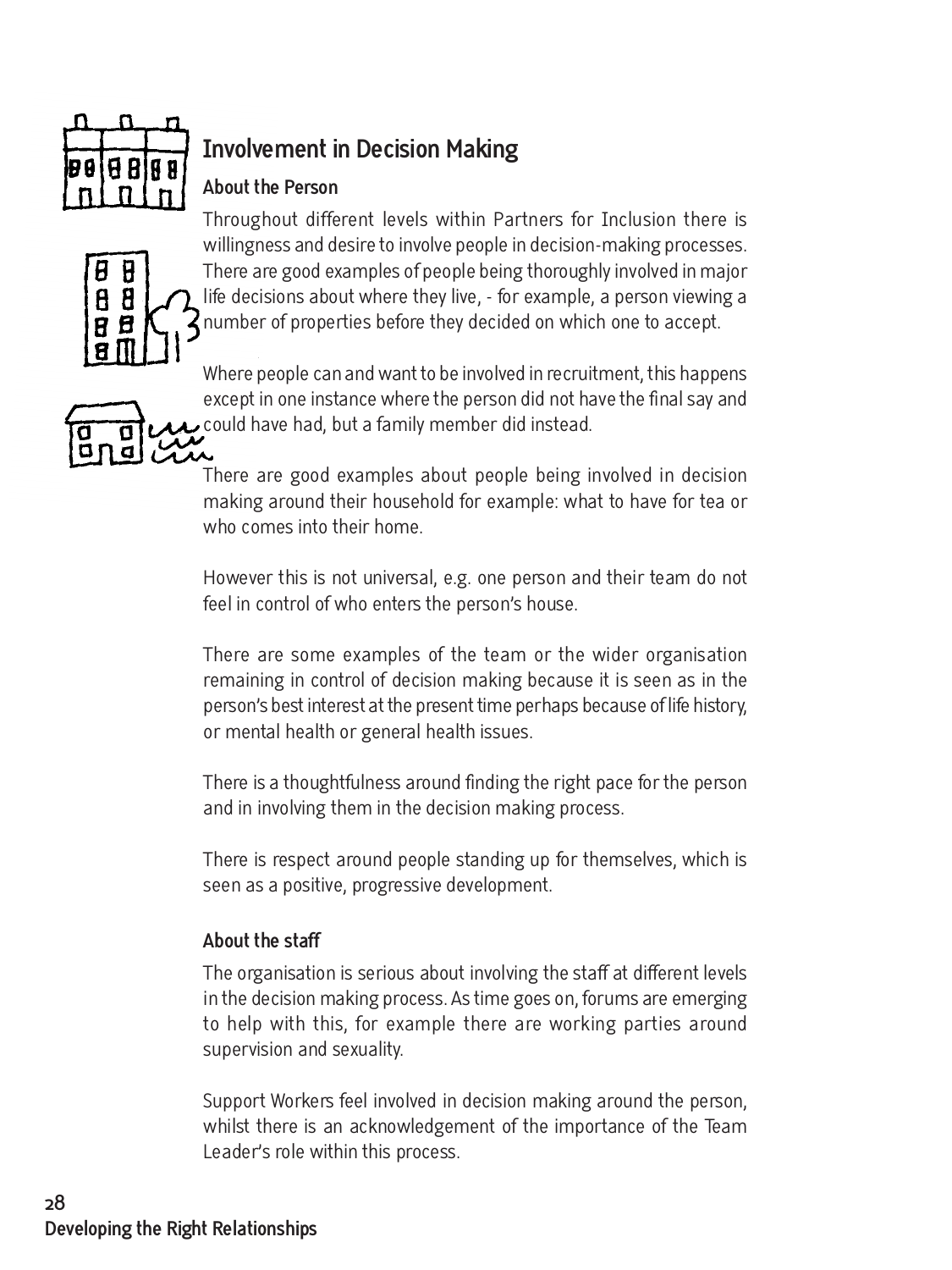## Involvement in Decision Making

### About the Person

Throughout different levels within Partners for Inclusion there is willingness and desire to involve people in decision-making processes. There are good examples of people being thoroughly involved in major life decisions about where they live, - for example, a person viewing a number of properties before they decided on which one to accept.

Where people can and want to be involved in recruitment, this happens except in one instance where the person did not have the final say and could have had, but a family member did instead.

There are good examples about people being involved in decision making around their household for example: what to have for tea or who comes into their home.

However this is not universal, e.g. one person and their team do not feel in control of who enters the person's house.

There are some examples of the team or the wider organisation remaining in control of decision making because it is seen as in the person's best interest at the present time perhaps because of life history, or mental health or general health issues.

There is a thoughtfulness around finding the right pace for the person and in involving them in the decision making process.

There is respect around people standing up for themselves, which is seen as a positive, progressive development.

### About the staff

The organisation is serious about involving the staff at different levels in the decision making process. As time goes on, forums are emerging to help with this, for example there are working parties around supervision and sexuality.

Support Workers feel involved in decision making around the person, whilst there is an acknowledgement of the importance of the Team Leader's role within this process.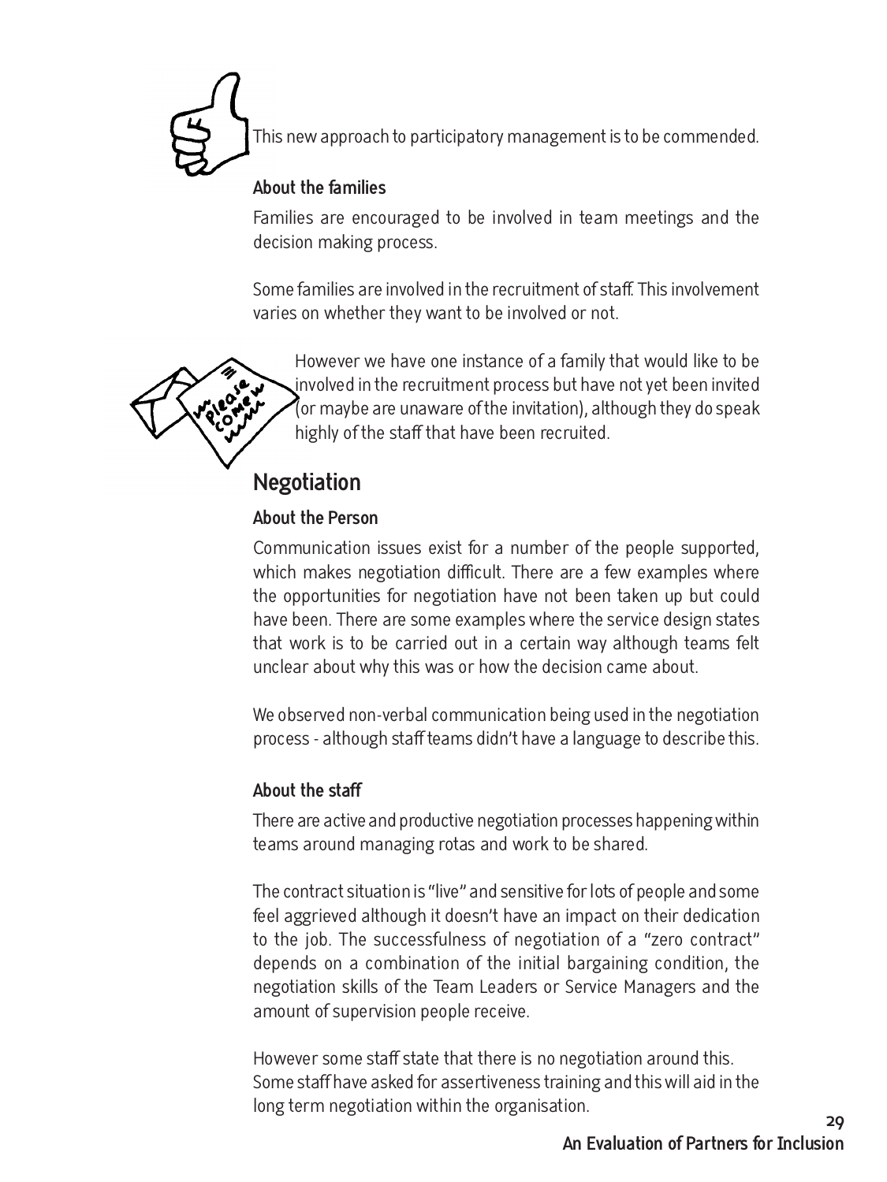This new approach to participatory management is to be commended.

### About the families

Families are encouraged to be involved in team meetings and the decision making process.

Some families are involved in the recruitment of staff. This involvement varies on whether they want to be involved or not.

However we have one instance of a family that would like to be involved in the recruitment process but have not yet been invited (or maybe are unaware of the invitation), although they do speak highly of the staff that have been recruited.

## Negotiation

### About the Person

Communication issues exist for a number of the people supported, which makes negotiation difficult. There are a few examples where the opportunities for negotiation have not been taken up but could have been. There are some examples where the service design states that work is to be carried out in a certain way although teams felt unclear about why this was or how the decision came about.

We observed non-verbal communication being used in the negotiation process - although staff teams didn't have a language to describe this.

### About the staff

There are active and productive negotiation processes happening within teams around managing rotas and work to be shared.

The contract situation is "live" and sensitive for lots of people and some feel aggrieved although it doesn't have an impact on their dedication to the job. The successfulness of negotiation of a "zero contract" depends on a combination of the initial bargaining condition, the negotiation skills of the Team Leaders or Service Managers and the amount of supervision people receive.

However some staff state that there is no negotiation around this. Some staff have asked for assertiveness training and this will aid in the long term negotiation within the organisation.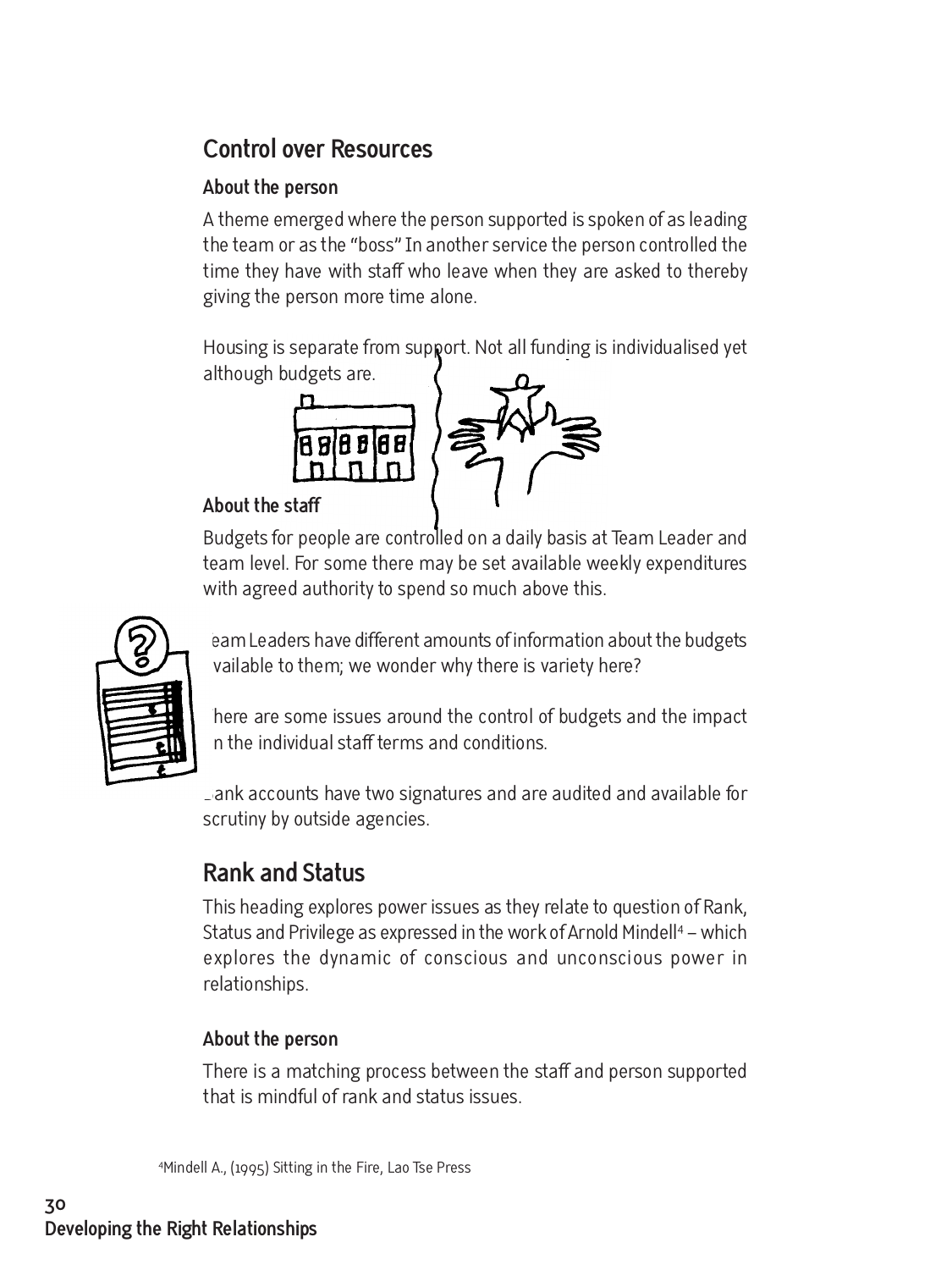## Control over Resources

### About the person

A theme emerged where the person supported is spoken of as leading the team or as the "boss" In another service the person controlled the time they have with staff who leave when they are asked to thereby giving the person more time alone.

Housing is separate from support. Not all funding is individualised yet although budgets are.

### About the staff

Budgets for people are controlled on a daily basis at Team Leader and team level. For some there may be set available weekly expenditures with agreed authority to spend so much above this.

Team Leaders have different amounts of information about the budgets available to them; we wonder why there is variety here?

There are some issues around the control of budgets and the impact on the individual staff terms and conditions.

Bank accounts have two signatures and are audited and available for scrutiny by outside agencies.

## Rank and Status

This heading explores power issues as they relate to question of Rank, Status and Privilege as expressed in the work of Arnold Mindell[4] – which explores the dynamic of conscious and unconscious power in relationships.

### About the person

There is a matching process between the staff and person supported that is mindful of rank and status issues.

[4]Mindell A., (1995) Sitting in the Fire, Lao Tse Press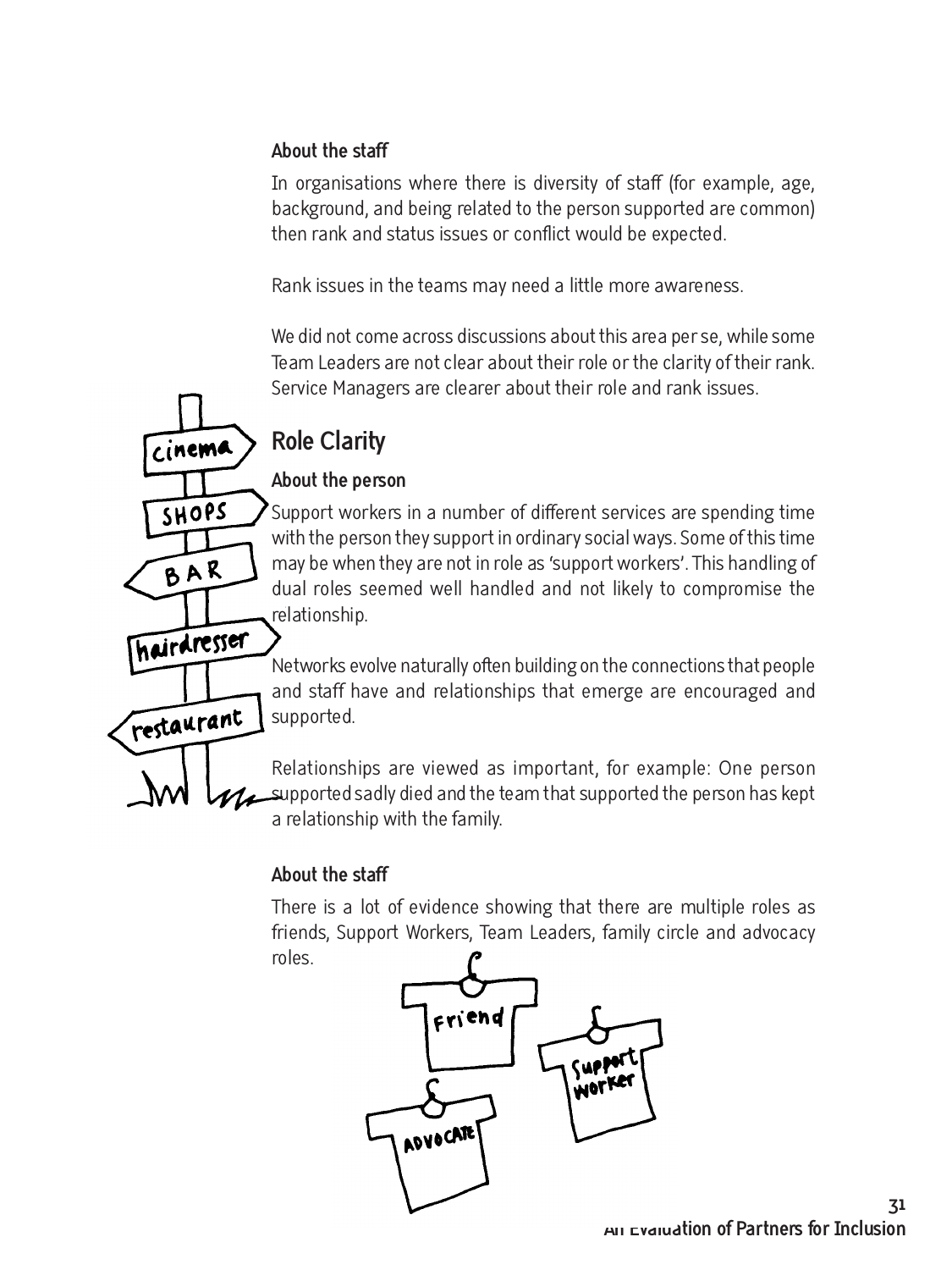### About the staff

In organisations where there is diversity of staff (for example, age, background, and being related to the person supported are common) then rank and status issues or conflict would be expected.

Rank issues in the teams may need a little more awareness.

We did not come across discussions about this area per se, while some Team Leaders are not clear about their role or the clarity of their rank. Service Managers are clearer about their role and rank issues.

## Role Clarity

### About the person

Support workers in a number of different services are spending time with the person they support in ordinary social ways. Some of this time may be when they are not in role as 'support workers'. This handling of dual roles seemed well handled and not likely to compromise the relationship.

Networks evolve naturally often building on the connections that people and staff have and relationships that emerge are encouraged and supported.

Relationships are viewed as important, for example: One person supported sadly died and the team that supported the person has kept a relationship with the family.

### About the staff

There is a lot of evidence showing that there are multiple roles as friends, Support Workers, Team Leaders, family circle and advocacy roles.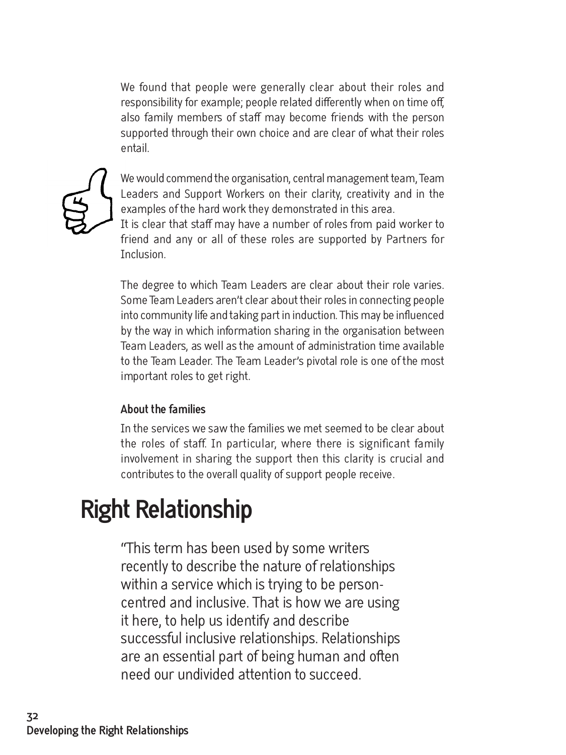We found that people were generally clear about their roles and responsibility for example; people related differently when on time off, also family members of staff may become friends with the person supported through their own choice and are clear of what their roles entail.

We would commend the organisation, central management team, Team Leaders and Support Workers on their clarity, creativity and in the examples of the hard work they demonstrated in this area.
It is clear that staff may have a number of roles from paid worker to friend and any or all of these roles are supported by Partners for Inclusion.

The degree to which Team Leaders are clear about their role varies. Some Team Leaders aren't clear about their roles in connecting people into community life and taking part in induction. This may be influenced by the way in which information sharing in the organisation between Team Leaders, as well as the amount of administration time available to the Team Leader. The Team Leader's pivotal role is one of the most important roles to get right.

**About the families**

In the services we saw the families we met seemed to be clear about the roles of staff. In particular, where there is significant family involvement in sharing the support then this clarity is crucial and contributes to the overall quality of support people receive.

# Right Relationship

"This term has been used by some writers recently to describe the nature of relationships within a service which is trying to be person-centred and inclusive. That is how we are using it here, to help us identify and describe successful inclusive relationships. Relationships are an essential part of being human and often need our undivided attention to succeed.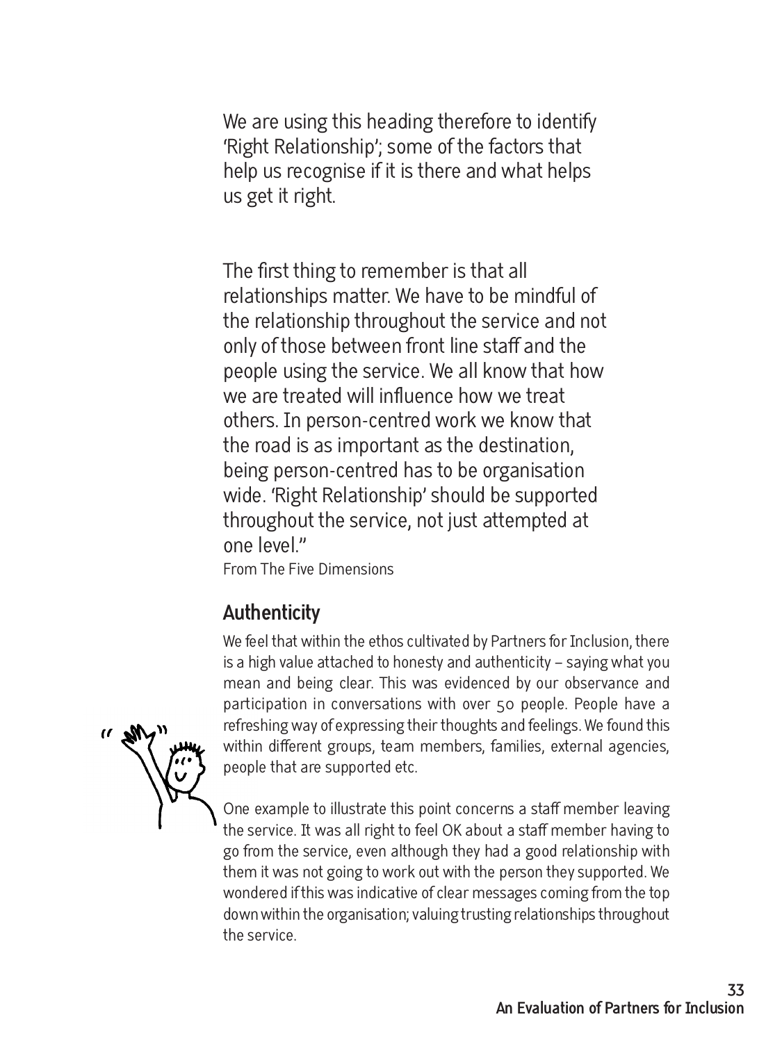We are using this heading therefore to identify 'Right Relationship'; some of the factors that help us recognise if it is there and what helps us get it right.

The first thing to remember is that all relationships matter. We have to be mindful of the relationship throughout the service and not only of those between front line staff and the people using the service. We all know that how we are treated will influence how we treat others. In person-centred work we know that the road is as important as the destination, being person-centred has to be organisation wide. 'Right Relationship' should be supported throughout the service, not just attempted at one level."

From The Five Dimensions

## Authenticity

We feel that within the ethos cultivated by Partners for Inclusion, there is a high value attached to honesty and authenticity – saying what you mean and being clear. This was evidenced by our observance and participation in conversations with over 50 people. People have a refreshing way of expressing their thoughts and feelings. We found this within different groups, team members, families, external agencies, people that are supported etc.

One example to illustrate this point concerns a staff member leaving the service. It was all right to feel OK about a staff member having to go from the service, even although they had a good relationship with them it was not going to work out with the person they supported. We wondered if this was indicative of clear messages coming from the top down within the organisation; valuing trusting relationships throughout the service.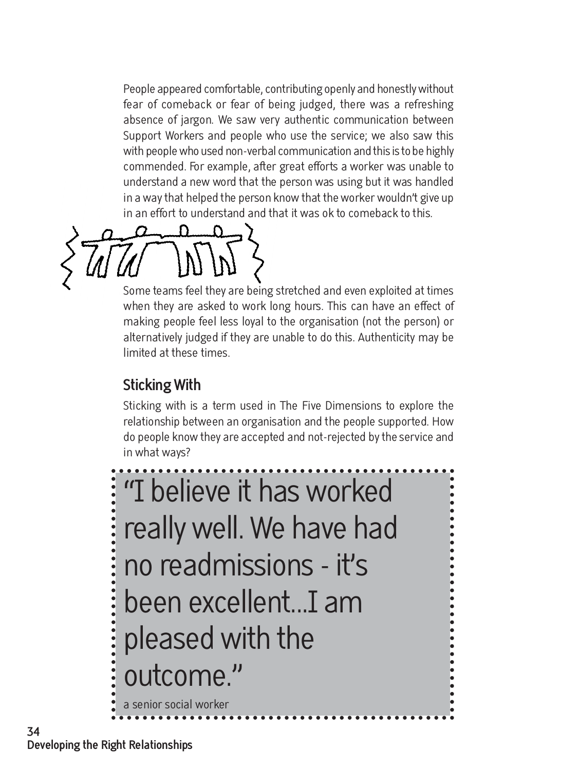People appeared comfortable, contributing openly and honestly without fear of comeback or fear of being judged, there was a refreshing absence of jargon. We saw very authentic communication between Support Workers and people who use the service; we also saw this with people who used non-verbal communication and this is to be highly commended. For example, after great efforts a worker was unable to understand a new word that the person was using but it was handled in a way that helped the person know that the worker wouldn't give up in an effort to understand and that it was ok to comeback to this.

Some teams feel they are being stretched and even exploited at times when they are asked to work long hours. This can have an effect of making people feel less loyal to the organisation (not the person) or alternatively judged if they are unable to do this. Authenticity may be limited at these times.

## Sticking With

Sticking with is a term used in The Five Dimensions to explore the relationship between an organisation and the people supported. How do people know they are accepted and not-rejected by the service and in what ways?

> "I believe it has worked really well. We have had no readmissions - it's been excellent...I am pleased with the outcome."
>
> a senior social worker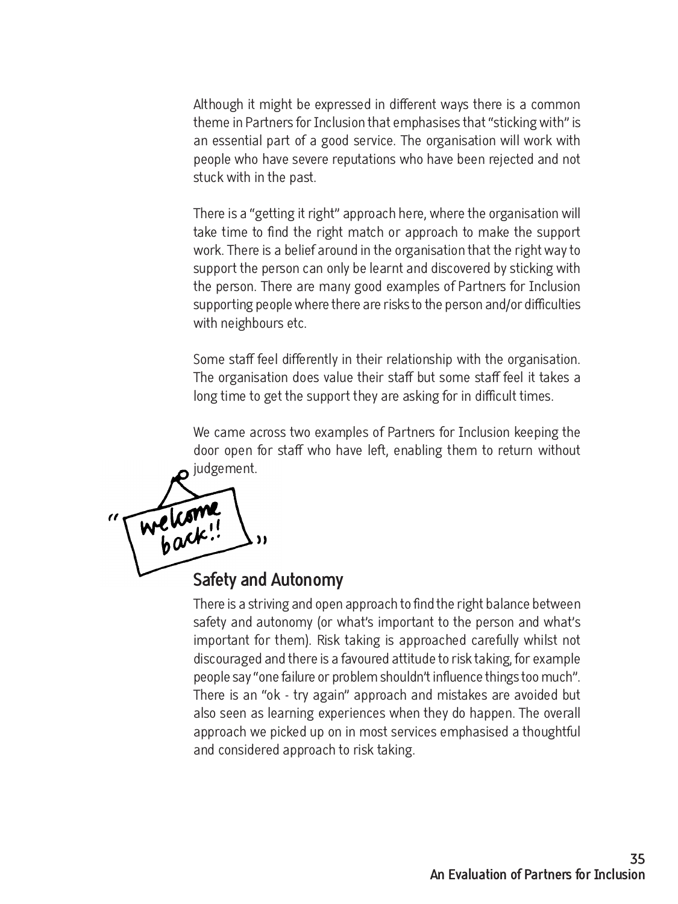Although it might be expressed in different ways there is a common theme in Partners for Inclusion that emphasises that "sticking with" is an essential part of a good service. The organisation will work with people who have severe reputations who have been rejected and not stuck with in the past.

There is a "getting it right" approach here, where the organisation will take time to find the right match or approach to make the support work. There is a belief around in the organisation that the right way to support the person can only be learnt and discovered by sticking with the person. There are many good examples of Partners for Inclusion supporting people where there are risks to the person and/or difficulties with neighbours etc.

Some staff feel differently in their relationship with the organisation. The organisation does value their staff but some staff feel it takes a long time to get the support they are asking for in difficult times.

We came across two examples of Partners for Inclusion keeping the door open for staff who have left, enabling them to return without judgement.

"welcome back!!"

## Safety and Autonomy

There is a striving and open approach to find the right balance between safety and autonomy (or what's important to the person and what's important for them). Risk taking is approached carefully whilst not discouraged and there is a favoured attitude to risk taking, for example people say "one failure or problem shouldn't influence things too much". There is an "ok - try again" approach and mistakes are avoided but also seen as learning experiences when they do happen. The overall approach we picked up on in most services emphasised a thoughtful and considered approach to risk taking.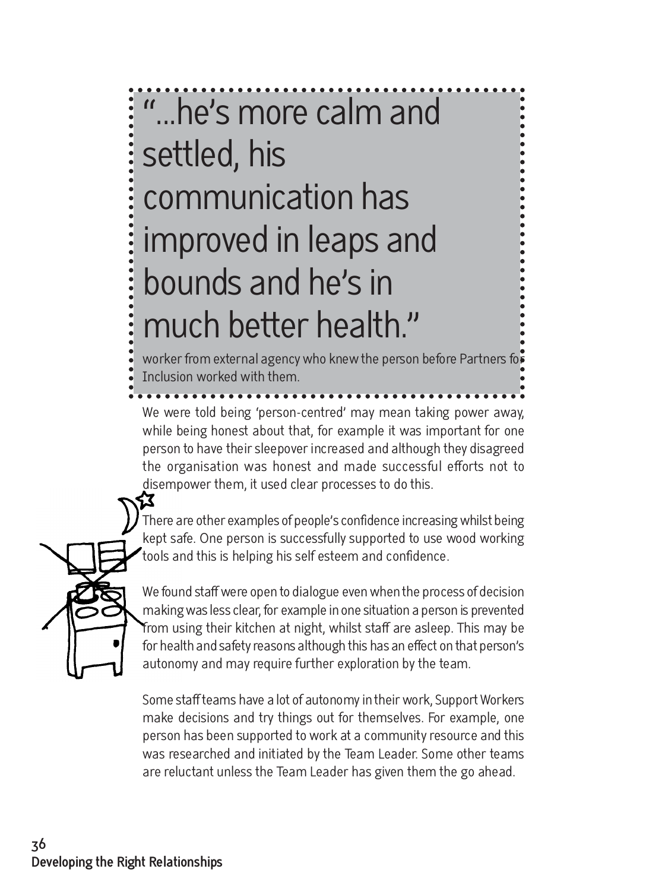> "...he's more calm and settled, his communication has improved in leaps and bounds and he's in much better health."
>
> worker from external agency who knew the person before Partners for Inclusion worked with them.

We were told being 'person-centred' may mean taking power away, while being honest about that, for example it was important for one person to have their sleepover increased and although they disagreed the organisation was honest and made successful efforts not to disempower them, it used clear processes to do this.

There are other examples of people's confidence increasing whilst being kept safe. One person is successfully supported to use wood working tools and this is helping his self esteem and confidence.

We found staff were open to dialogue even when the process of decision making was less clear, for example in one situation a person is prevented from using their kitchen at night, whilst staff are asleep. This may be for health and safety reasons although this has an effect on that person's autonomy and may require further exploration by the team.

Some staff teams have a lot of autonomy in their work, Support Workers make decisions and try things out for themselves. For example, one person has been supported to work at a community resource and this was researched and initiated by the Team Leader. Some other teams are reluctant unless the Team Leader has given them the go ahead.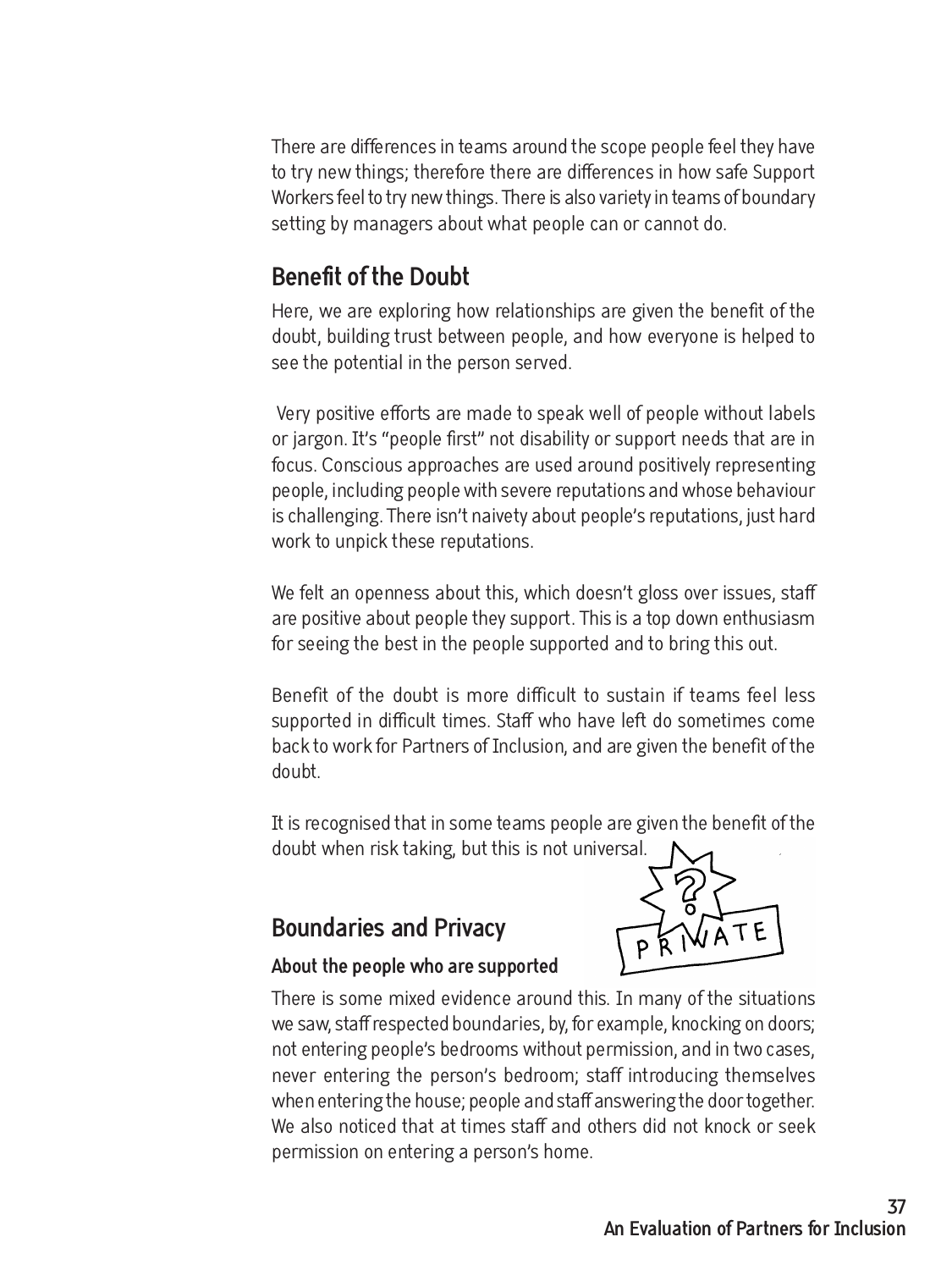There are differences in teams around the scope people feel they have to try new things; therefore there are differences in how safe Support Workers feel to try new things. There is also variety in teams of boundary setting by managers about what people can or cannot do.

## Benefit of the Doubt

Here, we are exploring how relationships are given the benefit of the doubt, building trust between people, and how everyone is helped to see the potential in the person served.

Very positive efforts are made to speak well of people without labels or jargon. It's "people first" not disability or support needs that are in focus. Conscious approaches are used around positively representing people, including people with severe reputations and whose behaviour is challenging. There isn't naivety about people's reputations, just hard work to unpick these reputations.

We felt an openness about this, which doesn't gloss over issues, staff are positive about people they support. This is a top down enthusiasm for seeing the best in the people supported and to bring this out.

Benefit of the doubt is more difficult to sustain if teams feel less supported in difficult times. Staff who have left do sometimes come back to work for Partners of Inclusion, and are given the benefit of the doubt.

It is recognised that in some teams people are given the benefit of the doubt when risk taking, but this is not universal.

## Boundaries and Privacy

### About the people who are supported

There is some mixed evidence around this. In many of the situations we saw, staff respected boundaries, by, for example, knocking on doors; not entering people's bedrooms without permission, and in two cases, never entering the person's bedroom; staff introducing themselves when entering the house; people and staff answering the door together. We also noticed that at times staff and others did not knock or seek permission on entering a person's home.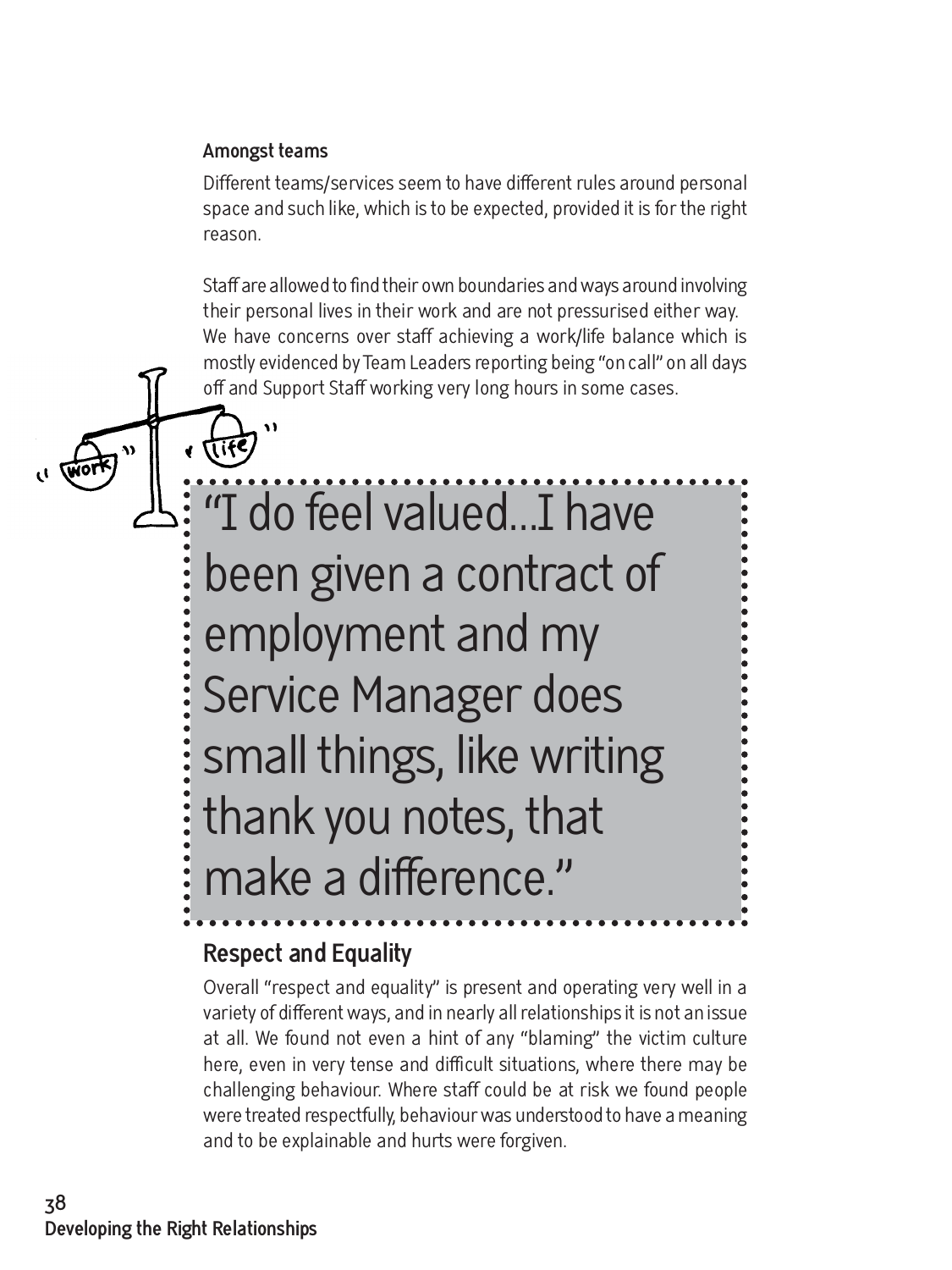### Amongst teams

Different teams/services seem to have different rules around personal space and such like, which is to be expected, provided it is for the right reason.

Staff are allowed to find their own boundaries and ways around involving their personal lives in their work and are not pressurised either way. We have concerns over staff achieving a work/life balance which is mostly evidenced by Team Leaders reporting being "on call" on all days off and Support Staff working very long hours in some cases.

> "I do feel valued...I have been given a contract of employment and my Service Manager does small things, like writing thank you notes, that make a difference."

## Respect and Equality

Overall "respect and equality" is present and operating very well in a variety of different ways, and in nearly all relationships it is not an issue at all. We found not even a hint of any "blaming" the victim culture here, even in very tense and difficult situations, where there may be challenging behaviour. Where staff could be at risk we found people were treated respectfully, behaviour was understood to have a meaning and to be explainable and hurts were forgiven.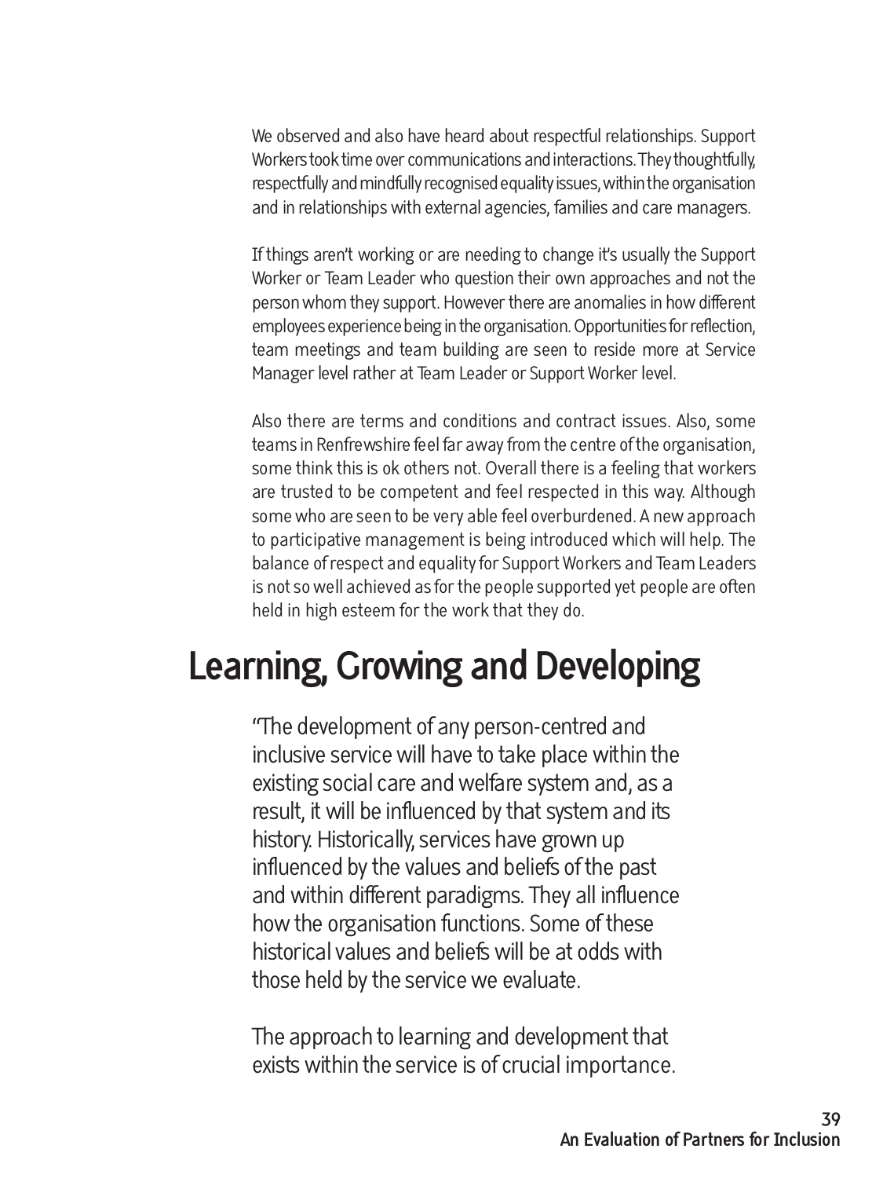We observed and also have heard about respectful relationships. Support Workers took time over communications and interactions. They thoughtfully, respectfully and mindfully recognised equality issues, within the organisation and in relationships with external agencies, families and care managers.

If things aren't working or are needing to change it's usually the Support Worker or Team Leader who question their own approaches and not the person whom they support. However there are anomalies in how different employees experience being in the organisation. Opportunities for reflection, team meetings and team building are seen to reside more at Service Manager level rather at Team Leader or Support Worker level.

Also there are terms and conditions and contract issues. Also, some teams in Renfrewshire feel far away from the centre of the organisation, some think this is ok others not. Overall there is a feeling that workers are trusted to be competent and feel respected in this way. Although some who are seen to be very able feel overburdened. A new approach to participative management is being introduced which will help. The balance of respect and equality for Support Workers and Team Leaders is not so well achieved as for the people supported yet people are often held in high esteem for the work that they do.

# Learning, Growing and Developing

"The development of any person-centred and inclusive service will have to take place within the existing social care and welfare system and, as a result, it will be influenced by that system and its history. Historically, services have grown up influenced by the values and beliefs of the past and within different paradigms. They all influence how the organisation functions. Some of these historical values and beliefs will be at odds with those held by the service we evaluate.

The approach to learning and development that exists within the service is of crucial importance.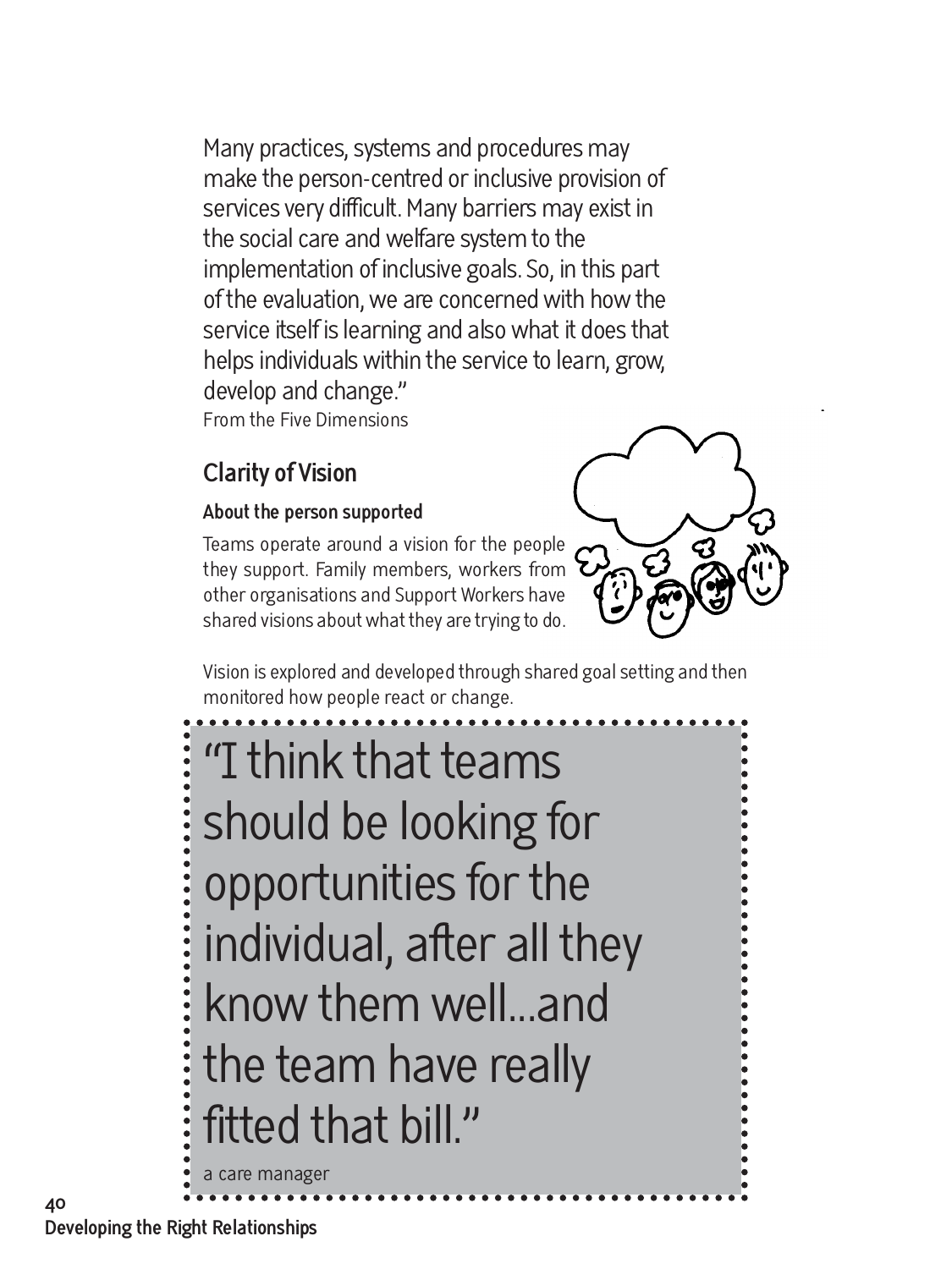Many practices, systems and procedures may make the person-centred or inclusive provision of services very difficult. Many barriers may exist in the social care and welfare system to the implementation of inclusive goals. So, in this part of the evaluation, we are concerned with how the service itself is learning and also what it does that helps individuals within the service to learn, grow, develop and change."

From the Five Dimensions

## Clarity of Vision

### About the person supported

Teams operate around a vision for the people they support. Family members, workers from other organisations and Support Workers have shared visions about what they are trying to do.

Vision is explored and developed through shared goal setting and then monitored how people react or change.

> "I think that teams should be looking for opportunities for the individual, after all they know them well...and the team have really fitted that bill."
>
> a care manager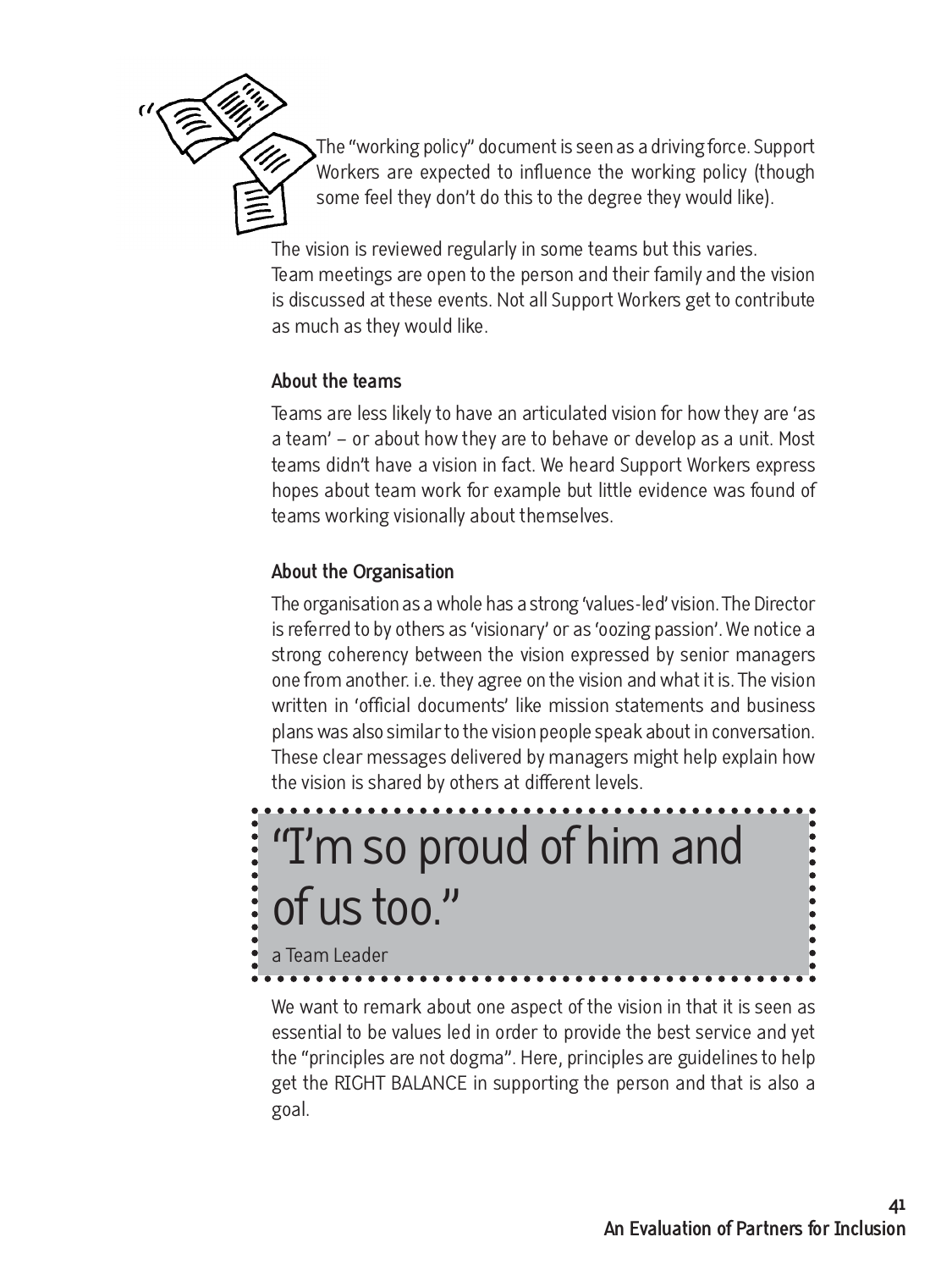The "working policy" document is seen as a driving force. Support Workers are expected to influence the working policy (though some feel they don't do this to the degree they would like).

The vision is reviewed regularly in some teams but this varies. Team meetings are open to the person and their family and the vision is discussed at these events. Not all Support Workers get to contribute as much as they would like.

### About the teams

Teams are less likely to have an articulated vision for how they are 'as a team' – or about how they are to behave or develop as a unit. Most teams didn't have a vision in fact. We heard Support Workers express hopes about team work for example but little evidence was found of teams working visionally about themselves.

### About the Organisation

The organisation as a whole has a strong 'values-led' vision. The Director is referred to by others as 'visionary' or as 'oozing passion'. We notice a strong coherency between the vision expressed by senior managers one from another. i.e. they agree on the vision and what it is. The vision written in 'official documents' like mission statements and business plans was also similar to the vision people speak about in conversation. These clear messages delivered by managers might help explain how the vision is shared by others at different levels.

> "I'm so proud of him and of us too."
>
> a Team Leader

We want to remark about one aspect of the vision in that it is seen as essential to be values led in order to provide the best service and yet the "principles are not dogma". Here, principles are guidelines to help get the RIGHT BALANCE in supporting the person and that is also a goal.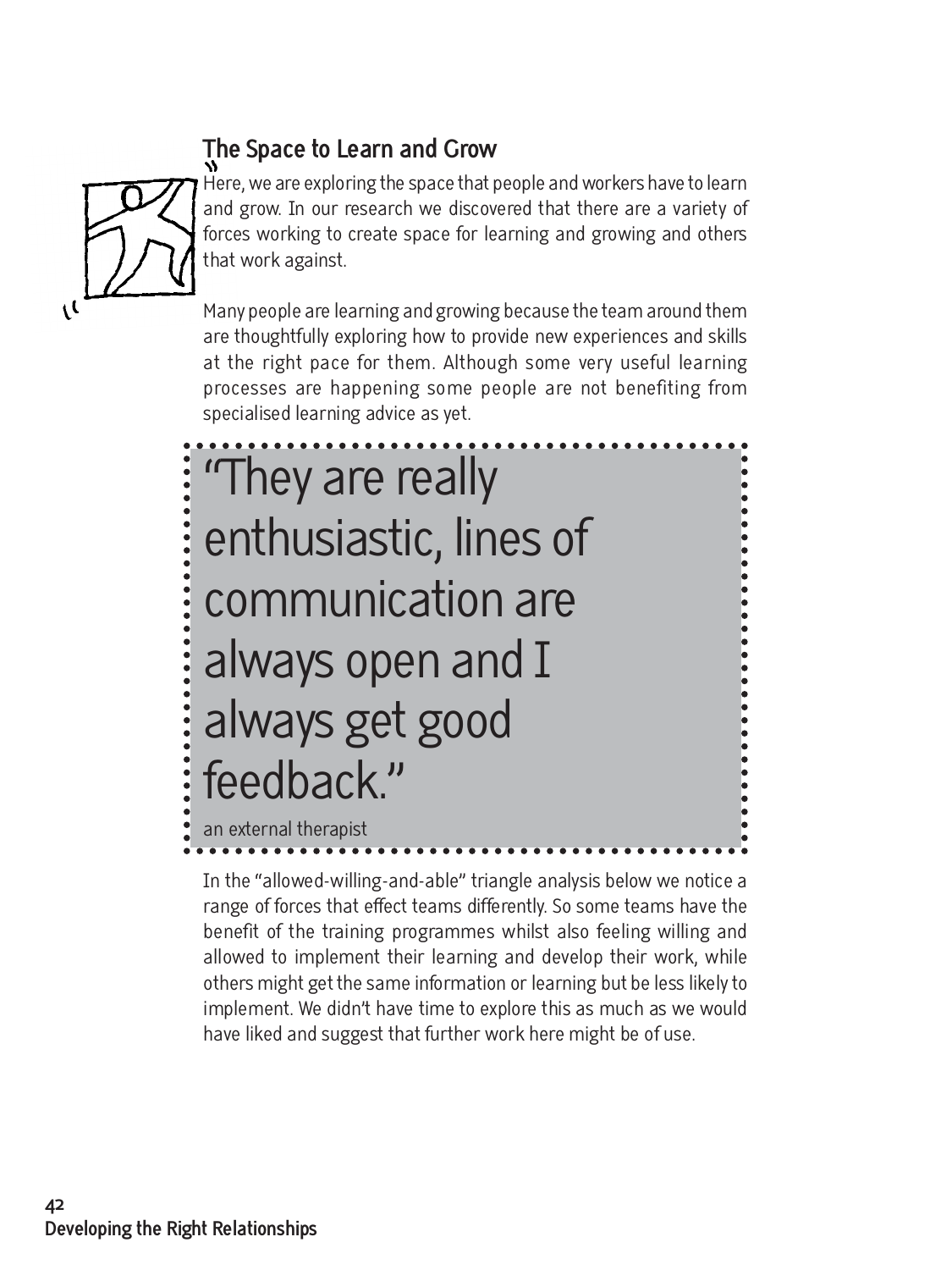## The Space to Learn and Grow

Here, we are exploring the space that people and workers have to learn and grow. In our research we discovered that there are a variety of forces working to create space for learning and growing and others that work against.

Many people are learning and growing because the team around them are thoughtfully exploring how to provide new experiences and skills at the right pace for them. Although some very useful learning processes are happening some people are not benefiting from specialised learning advice as yet.

> "They are really enthusiastic, lines of communication are always open and I always get good feedback."
>
> an external therapist

In the "allowed-willing-and-able" triangle analysis below we notice a range of forces that effect teams differently. So some teams have the benefit of the training programmes whilst also feeling willing and allowed to implement their learning and develop their work, while others might get the same information or learning but be less likely to implement. We didn't have time to explore this as much as we would have liked and suggest that further work here might be of use.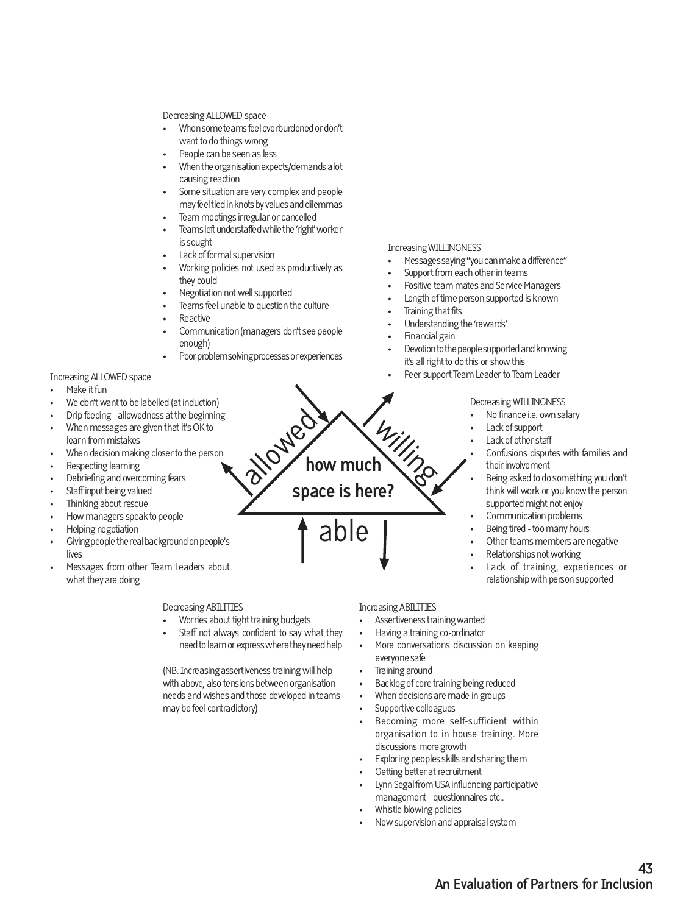Decreasing ALLOWED space

- When some teams feel overburdened or don't want to do things wrong
- People can be seen as less
- When the organisation expects/demands a lot causing reaction
- Some situation are very complex and people may feel tied in knots by values and dilemmas
- Team meetings irregular or cancelled
- Teams left understaffed while the 'right' worker is sought
- Lack of formal supervision
- Working policies not used as productively as they could
- Negotiation not well supported
- Teams feel unable to question the culture
- Reactive
- Communication (managers don't see people enough)
- Poor problem solving processes or experiences

Increasing WILLINGNESS

- Messages saying "you can make a difference"
- Support from each other in teams
- Positive team mates and Service Managers
- Length of time person supported is known
- Training that fits
- Understanding the 'rewards'
- Financial gain
- Devotion to the people supported and knowing it's all right to do this or show this
- Peer support Team Leader to Team Leader

Increasing ALLOWED space

- Make it fun
- We don't want to be labelled (at induction)
- Drip feeding - allowedness at the beginning
- When messages are given that it's OK to learn from mistakes
- When decision making closer to the person
- Respecting learning
- Debriefing and overcoming fears
- Staff input being valued
- Thinking about rescue
- How managers speak to people
- Helping negotiation
- Giving people the real background on people's lives
- Messages from other Team Leaders about what they are doing

allowed / willing / able

**how much space is here?**

Decreasing WILLINGNESS

- No finance i.e. own salary
- Lack of support
- Lack of other staff
- Confusions disputes with families and their involvement
- Being asked to do something you don't think will work or you know the person supported might not enjoy
- Communication problems
- Being tired - too many hours
- Other teams members are negative
- Relationships not working
- Lack of training, experiences or relationship with person supported

Decreasing ABILITIES

- Worries about tight training budgets
- Staff not always confident to say what they need to learn or express where they need help

(NB. Increasing assertiveness training will help with above, also tensions between organisation needs and wishes and those developed in teams may be feel contradictory)

Increasing ABILITIES

- Assertiveness training wanted
- Having a training co-ordinator
- More conversations discussion on keeping everyone safe
- Training around
- Backlog of core training being reduced
- When decisions are made in groups
- Supportive colleagues
- Becoming more self-sufficient within organisation to in house training. More discussions more growth
- Exploring peoples skills and sharing them
- Getting better at recruitment
- Lynn Segal from USA influencing participative management - questionnaires etc..
- Whistle blowing policies
- New supervision and appraisal system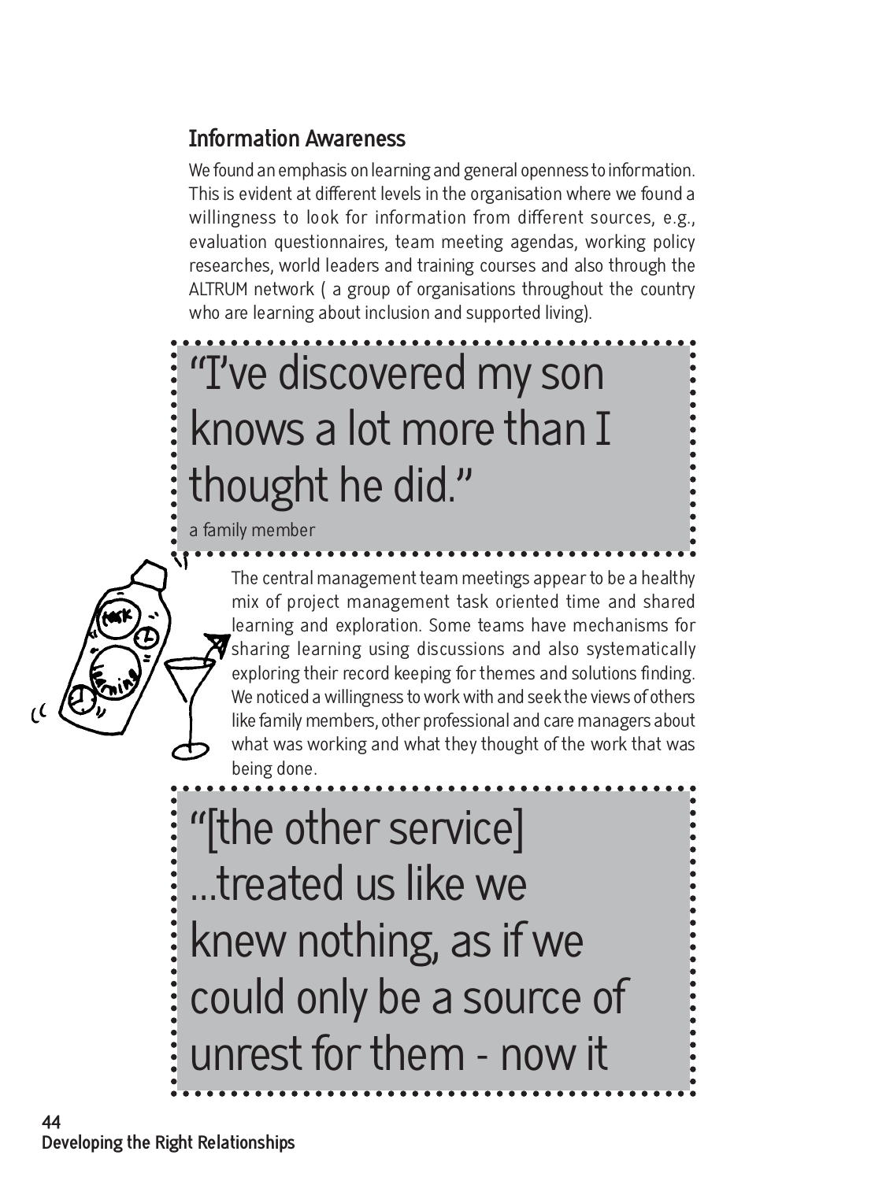### Information Awareness

We found an emphasis on learning and general openness to information. This is evident at different levels in the organisation where we found a willingness to look for information from different sources, e.g., evaluation questionnaires, team meeting agendas, working policy researches, world leaders and training courses and also through the ALTRUM network ( a group of organisations throughout the country who are learning about inclusion and supported living).

> "I've discovered my son knows a lot more than I thought he did."
>
> a family member

The central management team meetings appear to be a healthy mix of project management task oriented time and shared learning and exploration. Some teams have mechanisms for sharing learning using discussions and also systematically exploring their record keeping for themes and solutions finding. We noticed a willingness to work with and seek the views of others like family members, other professional and care managers about what was working and what they thought of the work that was being done.

> "[the other service] ...treated us like we knew nothing, as if we could only be a source of unrest for them - now it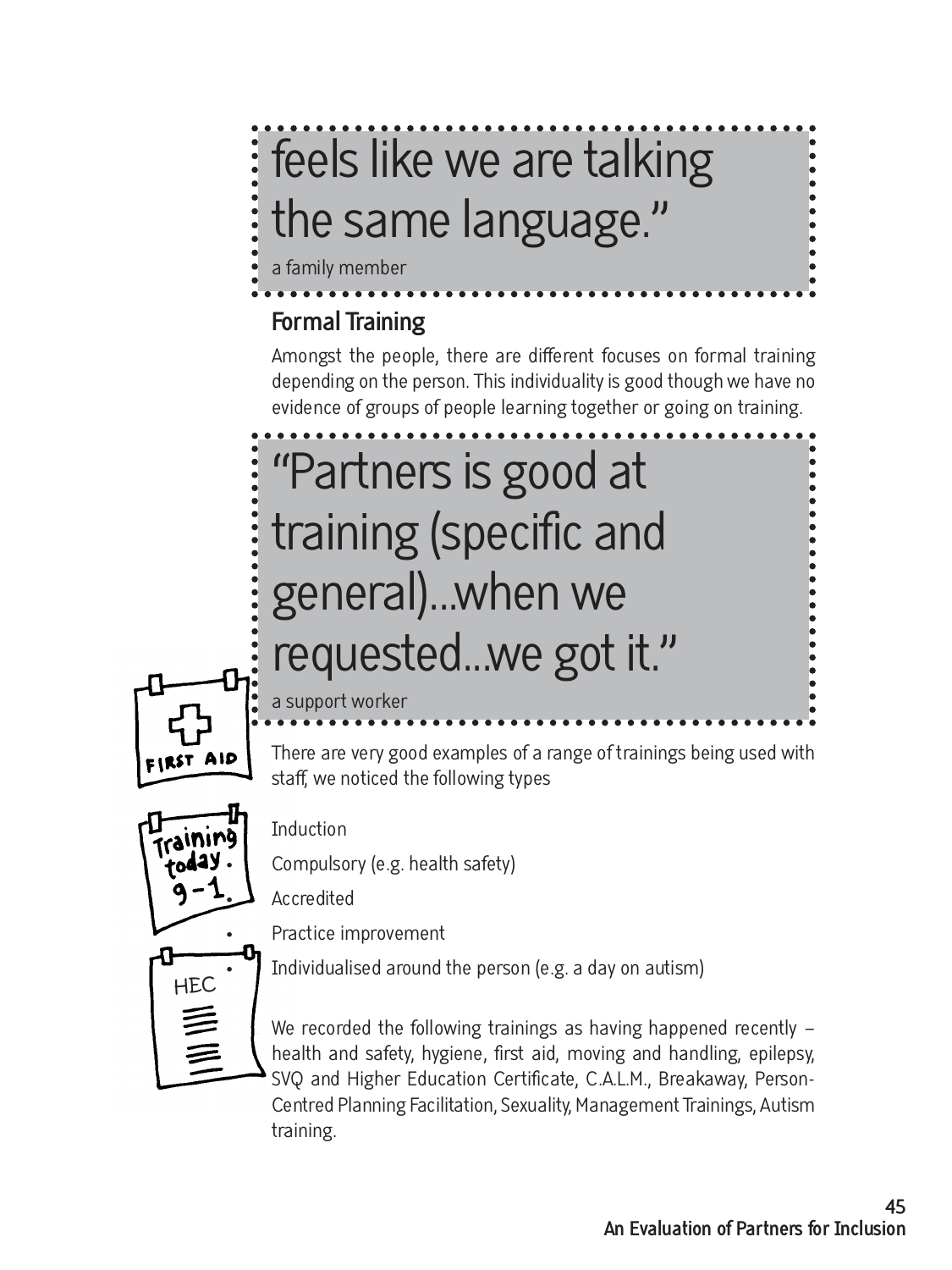> feels like we are talking the same language."
>
> a family member

## Formal Training

Amongst the people, there are different focuses on formal training depending on the person. This individuality is good though we have no evidence of groups of people learning together or going on training.

> "Partners is good at training (specific and general)...when we requested...we got it."
>
> a support worker

There are very good examples of a range of trainings being used with staff, we noticed the following types

- Induction
- Compulsory (e.g. health safety)
- Accredited
- Practice improvement
- Individualised around the person (e.g. a day on autism)

We recorded the following trainings as having happened recently – health and safety, hygiene, first aid, moving and handling, epilepsy, SVQ and Higher Education Certificate, C.A.L.M., Breakaway, Person-Centred Planning Facilitation, Sexuality, Management Trainings, Autism training.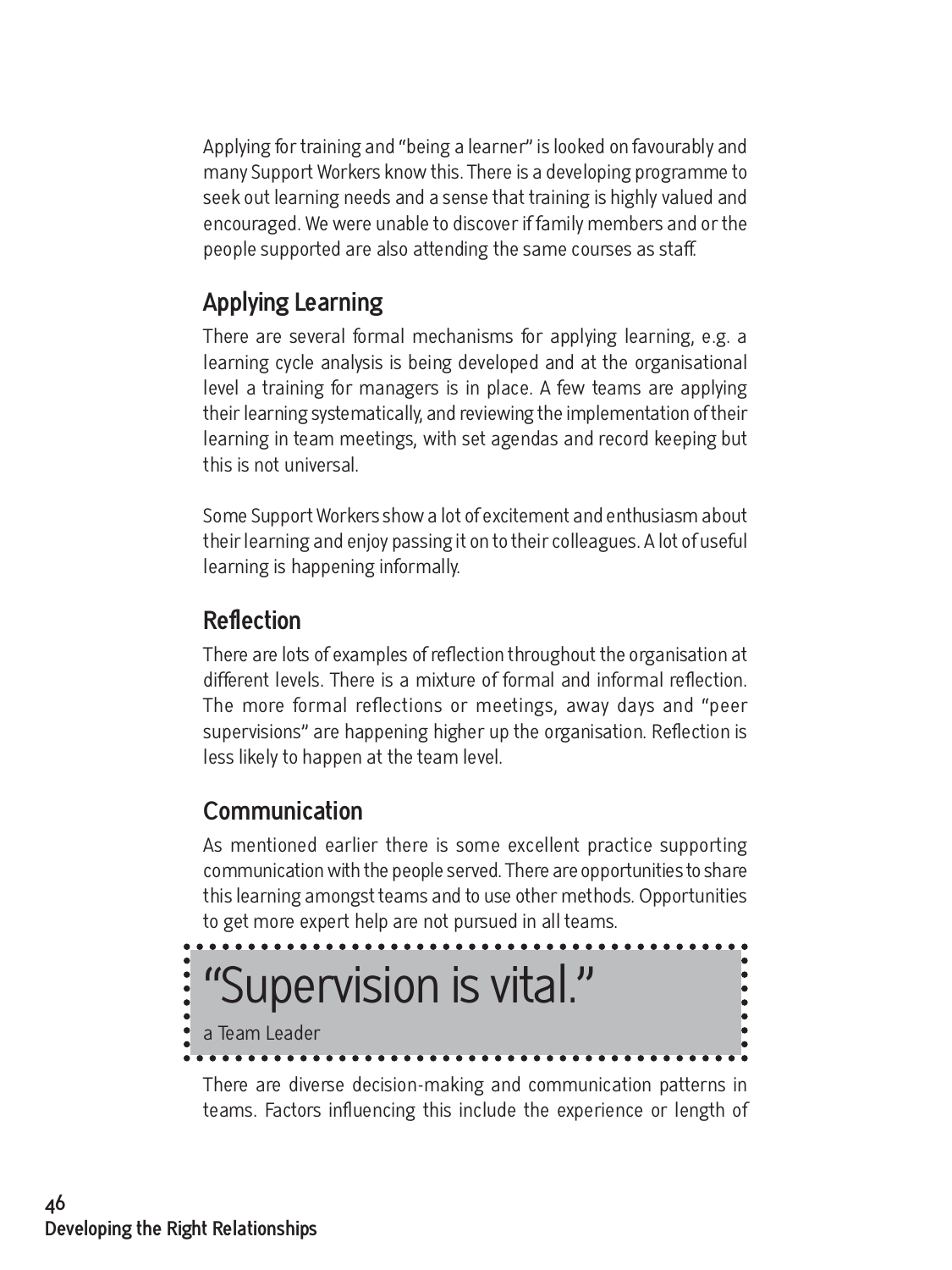Applying for training and "being a learner" is looked on favourably and many Support Workers know this. There is a developing programme to seek out learning needs and a sense that training is highly valued and encouraged. We were unable to discover if family members and or the people supported are also attending the same courses as staff.

## Applying Learning

There are several formal mechanisms for applying learning, e.g. a learning cycle analysis is being developed and at the organisational level a training for managers is in place. A few teams are applying their learning systematically, and reviewing the implementation of their learning in team meetings, with set agendas and record keeping but this is not universal.

Some Support Workers show a lot of excitement and enthusiasm about their learning and enjoy passing it on to their colleagues. A lot of useful learning is happening informally.

## Reflection

There are lots of examples of reflection throughout the organisation at different levels. There is a mixture of formal and informal reflection. The more formal reflections or meetings, away days and "peer supervisions" are happening higher up the organisation. Reflection is less likely to happen at the team level.

## Communication

As mentioned earlier there is some excellent practice supporting communication with the people served. There are opportunities to share this learning amongst teams and to use other methods. Opportunities to get more expert help are not pursued in all teams.

> "Supervision is vital."
>
> a Team Leader

There are diverse decision-making and communication patterns in teams. Factors influencing this include the experience or length of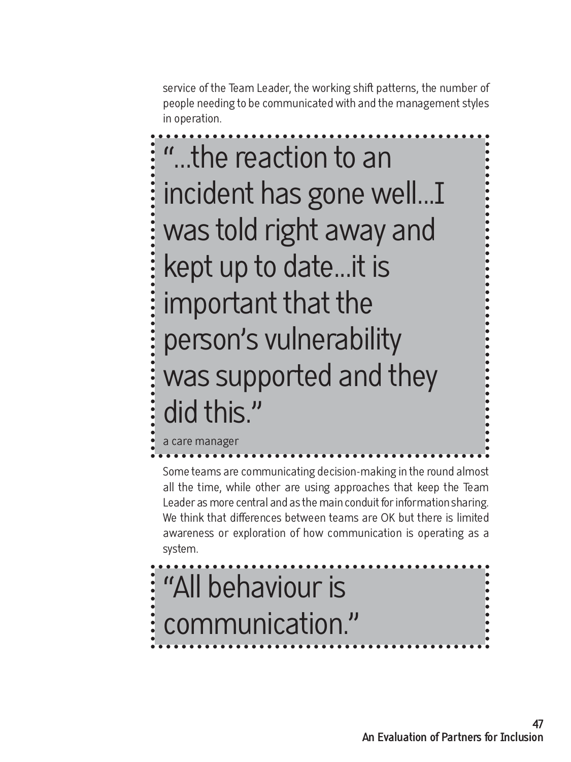service of the Team Leader, the working shift patterns, the number of people needing to be communicated with and the management styles in operation.

> "...the reaction to an incident has gone well...I was told right away and kept up to date...it is important that the person's vulnerability was supported and they did this."
>
> a care manager

Some teams are communicating decision-making in the round almost all the time, while other are using approaches that keep the Team Leader as more central and as the main conduit for information sharing. We think that differences between teams are OK but there is limited awareness or exploration of how communication is operating as a system.

> "All behaviour is communication."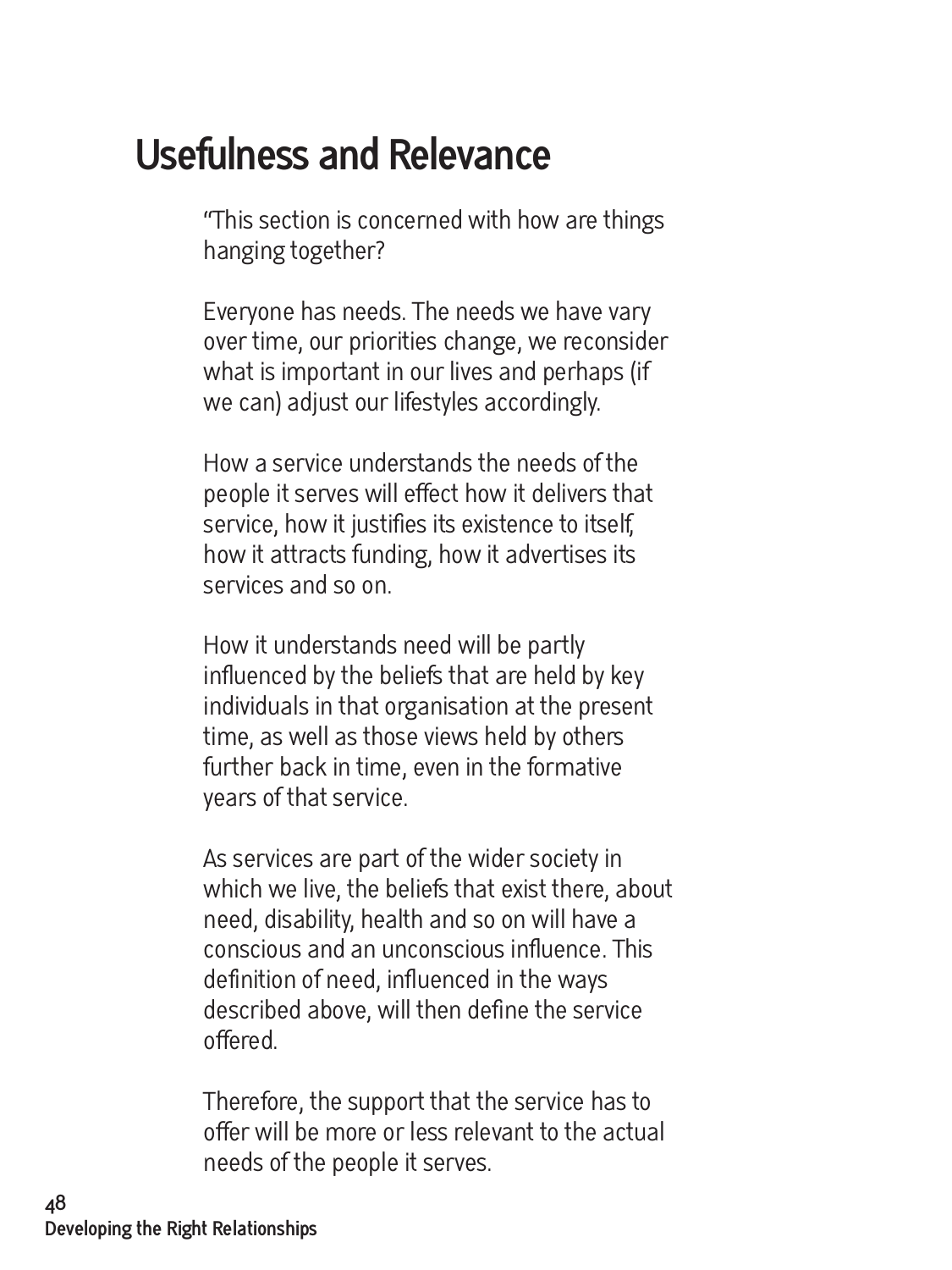# Usefulness and Relevance

"This section is concerned with how are things hanging together?

Everyone has needs. The needs we have vary over time, our priorities change, we reconsider what is important in our lives and perhaps (if we can) adjust our lifestyles accordingly.

How a service understands the needs of the people it serves will effect how it delivers that service, how it justifies its existence to itself, how it attracts funding, how it advertises its services and so on.

How it understands need will be partly influenced by the beliefs that are held by key individuals in that organisation at the present time, as well as those views held by others further back in time, even in the formative years of that service.

As services are part of the wider society in which we live, the beliefs that exist there, about need, disability, health and so on will have a conscious and an unconscious influence. This definition of need, influenced in the ways described above, will then define the service offered.

Therefore, the support that the service has to offer will be more or less relevant to the actual needs of the people it serves.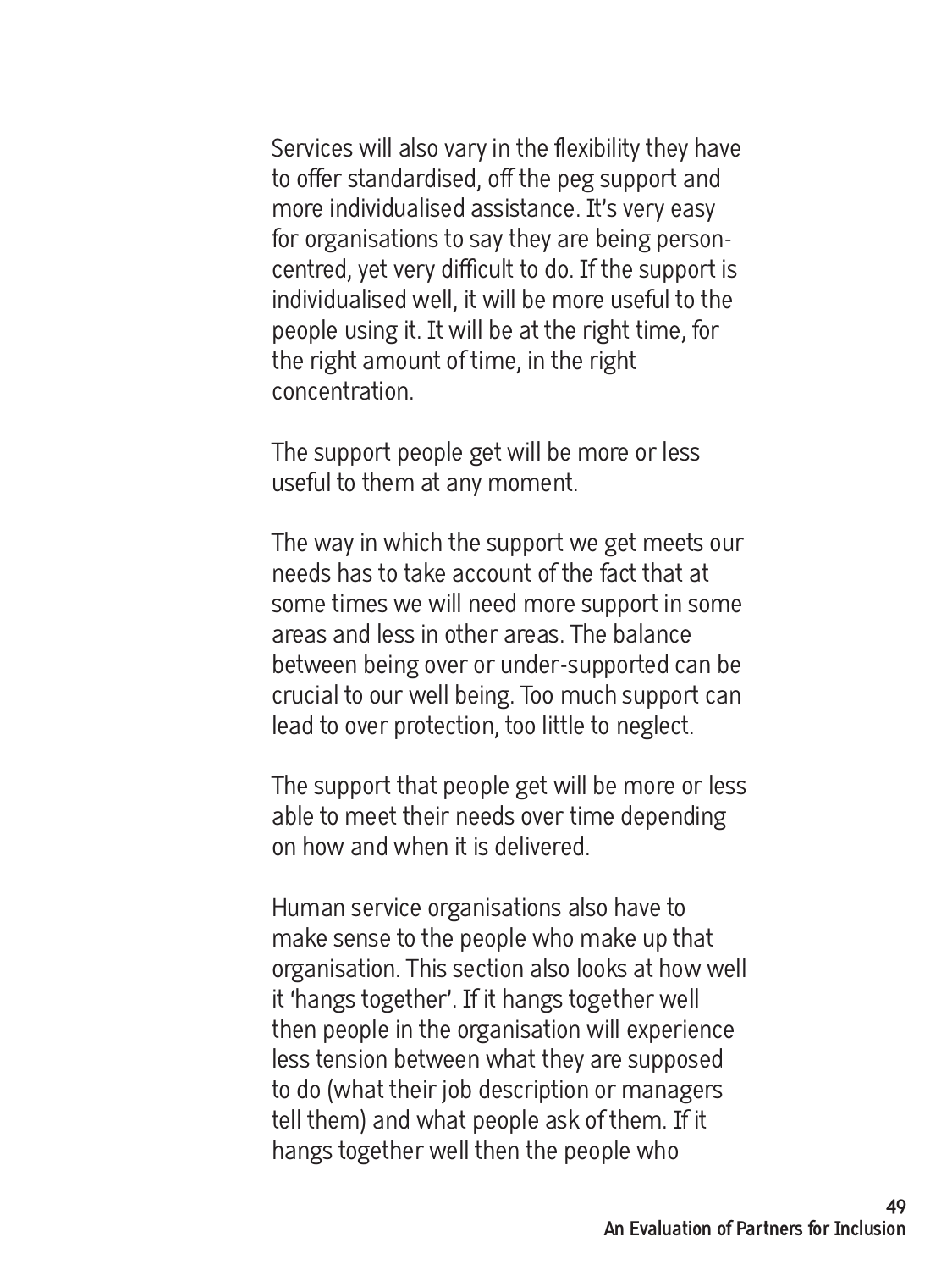Services will also vary in the flexibility they have to offer standardised, off the peg support and more individualised assistance. It's very easy for organisations to say they are being person-centred, yet very difficult to do. If the support is individualised well, it will be more useful to the people using it. It will be at the right time, for the right amount of time, in the right concentration.

The support people get will be more or less useful to them at any moment.

The way in which the support we get meets our needs has to take account of the fact that at some times we will need more support in some areas and less in other areas. The balance between being over or under-supported can be crucial to our well being. Too much support can lead to over protection, too little to neglect.

The support that people get will be more or less able to meet their needs over time depending on how and when it is delivered.

Human service organisations also have to make sense to the people who make up that organisation. This section also looks at how well it 'hangs together'. If it hangs together well then people in the organisation will experience less tension between what they are supposed to do (what their job description or managers tell them) and what people ask of them. If it hangs together well then the people who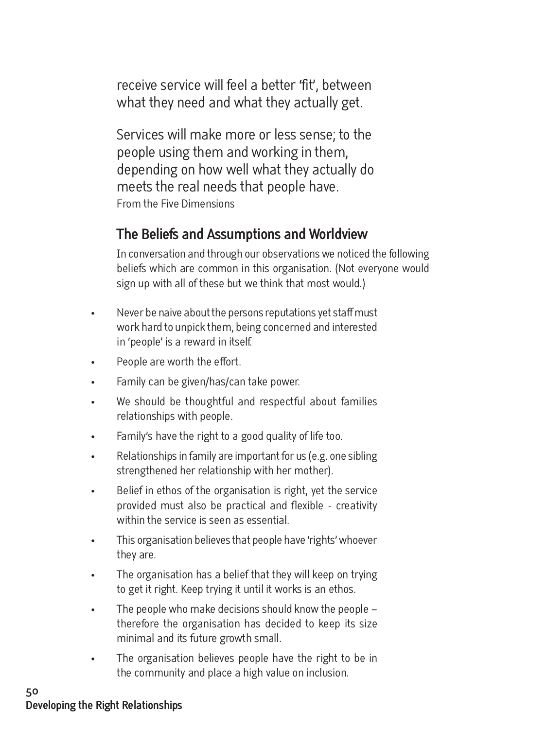receive service will feel a better 'fit', between what they need and what they actually get.

Services will make more or less sense; to the people using them and working in them, depending on how well what they actually do meets the real needs that people have.
From the Five Dimensions

## The Beliefs and Assumptions and Worldview

In conversation and through our observations we noticed the following beliefs which are common in this organisation. (Not everyone would sign up with all of these but we think that most would.)

- Never be naive about the persons reputations yet staff must work hard to unpick them, being concerned and interested in 'people' is a reward in itself.
- People are worth the effort.
- Family can be given/has/can take power.
- We should be thoughtful and respectful about families relationships with people.
- Family's have the right to a good quality of life too.
- Relationships in family are important for us (e.g. one sibling strengthened her relationship with her mother).
- Belief in ethos of the organisation is right, yet the service provided must also be practical and flexible - creativity within the service is seen as essential.
- This organisation believes that people have 'rights' whoever they are.
- The organisation has a belief that they will keep on trying to get it right. Keep trying it until it works is an ethos.
- The people who make decisions should know the people – therefore the organisation has decided to keep its size minimal and its future growth small.
- The organisation believes people have the right to be in the community and place a high value on inclusion.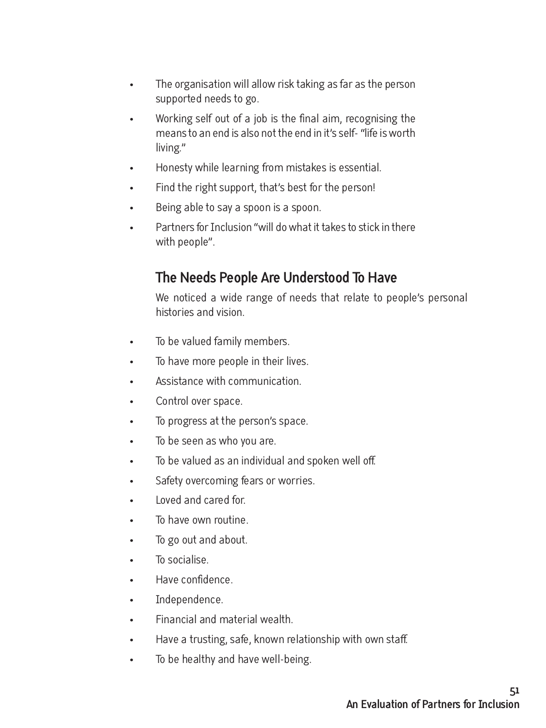- The organisation will allow risk taking as far as the person supported needs to go.
- Working self out of a job is the final aim, recognising the means to an end is also not the end in it's self- "life is worth living."
- Honesty while learning from mistakes is essential.
- Find the right support, that's best for the person!
- Being able to say a spoon is a spoon.
- Partners for Inclusion "will do what it takes to stick in there with people".

## The Needs People Are Understood To Have

We noticed a wide range of needs that relate to people's personal histories and vision.

- To be valued family members.
- To have more people in their lives.
- Assistance with communication.
- Control over space.
- To progress at the person's space.
- To be seen as who you are.
- To be valued as an individual and spoken well off.
- Safety overcoming fears or worries.
- Loved and cared for.
- To have own routine.
- To go out and about.
- To socialise.
- Have confidence.
- Independence.
- Financial and material wealth.
- Have a trusting, safe, known relationship with own staff.
- To be healthy and have well-being.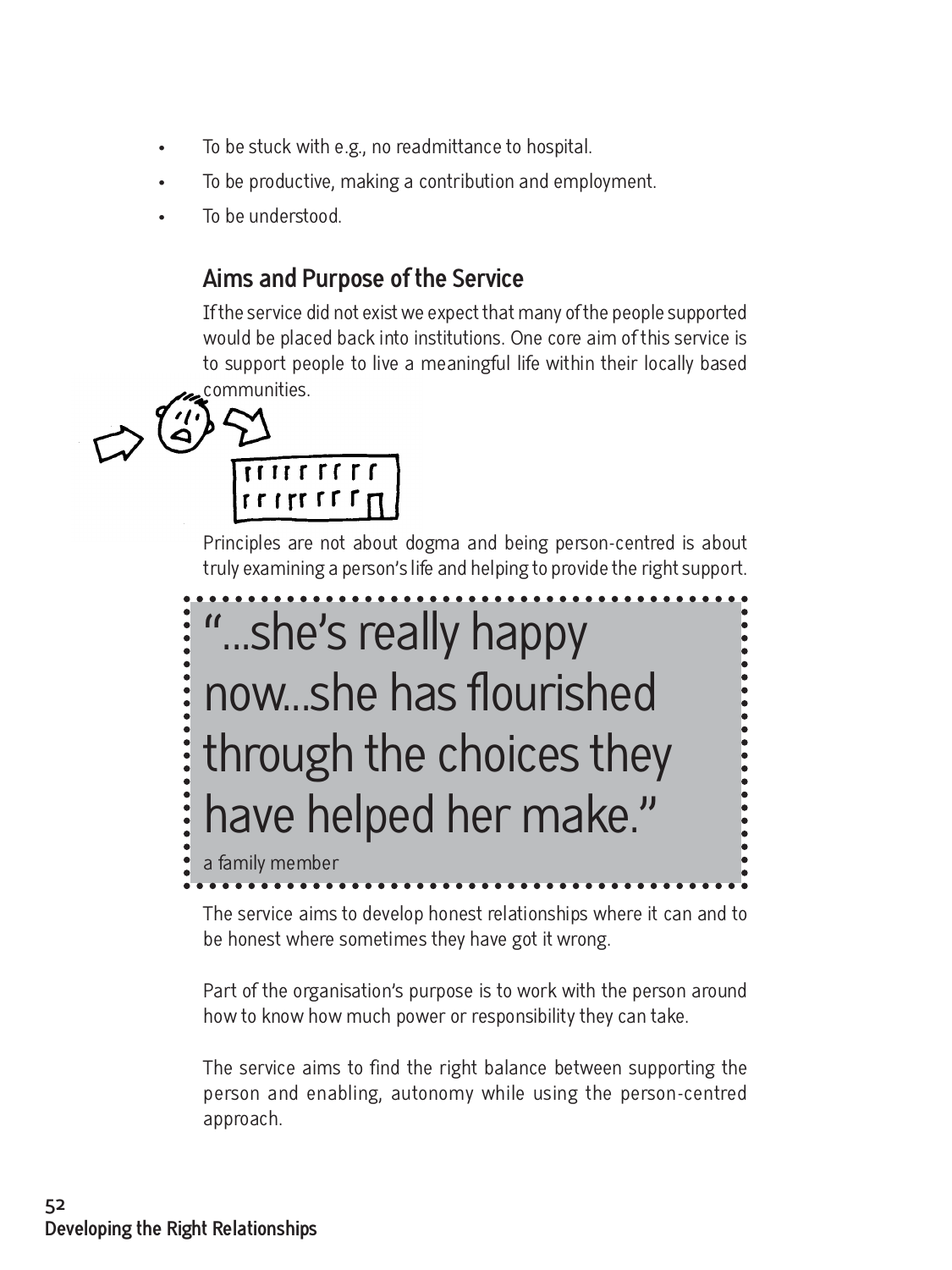- To be stuck with e.g., no readmittance to hospital.
- To be productive, making a contribution and employment.
- To be understood.

## Aims and Purpose of the Service

If the service did not exist we expect that many of the people supported would be placed back into institutions. One core aim of this service is to support people to live a meaningful life within their locally based communities.

Principles are not about dogma and being person-centred is about truly examining a person's life and helping to provide the right support.

> "...she's really happy now...she has flourished through the choices they have helped her make."
>
> a family member

The service aims to develop honest relationships where it can and to be honest where sometimes they have got it wrong.

Part of the organisation's purpose is to work with the person around how to know how much power or responsibility they can take.

The service aims to find the right balance between supporting the person and enabling, autonomy while using the person-centred approach.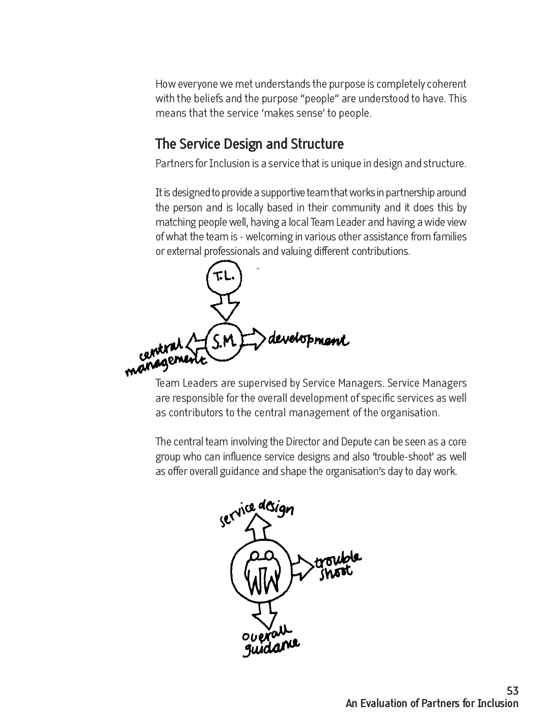How everyone we met understands the purpose is completely coherent with the beliefs and the purpose "people" are understood to have. This means that the service 'makes sense' to people.

## The Service Design and Structure

Partners for Inclusion is a service that is unique in design and structure.

It is designed to provide a supportive team that works in partnership around the person and is locally based in their community and it does this by matching people well, having a local Team Leader and having a wide view of what the team is - welcoming in various other assistance from families or external professionals and valuing different contributions.

Team Leaders are supervised by Service Managers. Service Managers are responsible for the overall development of specific services as well as contributors to the central management of the organisation.

The central team involving the Director and Depute can be seen as a core group who can influence service designs and also 'trouble-shoot' as well as offer overall guidance and shape the organisation's day to day work.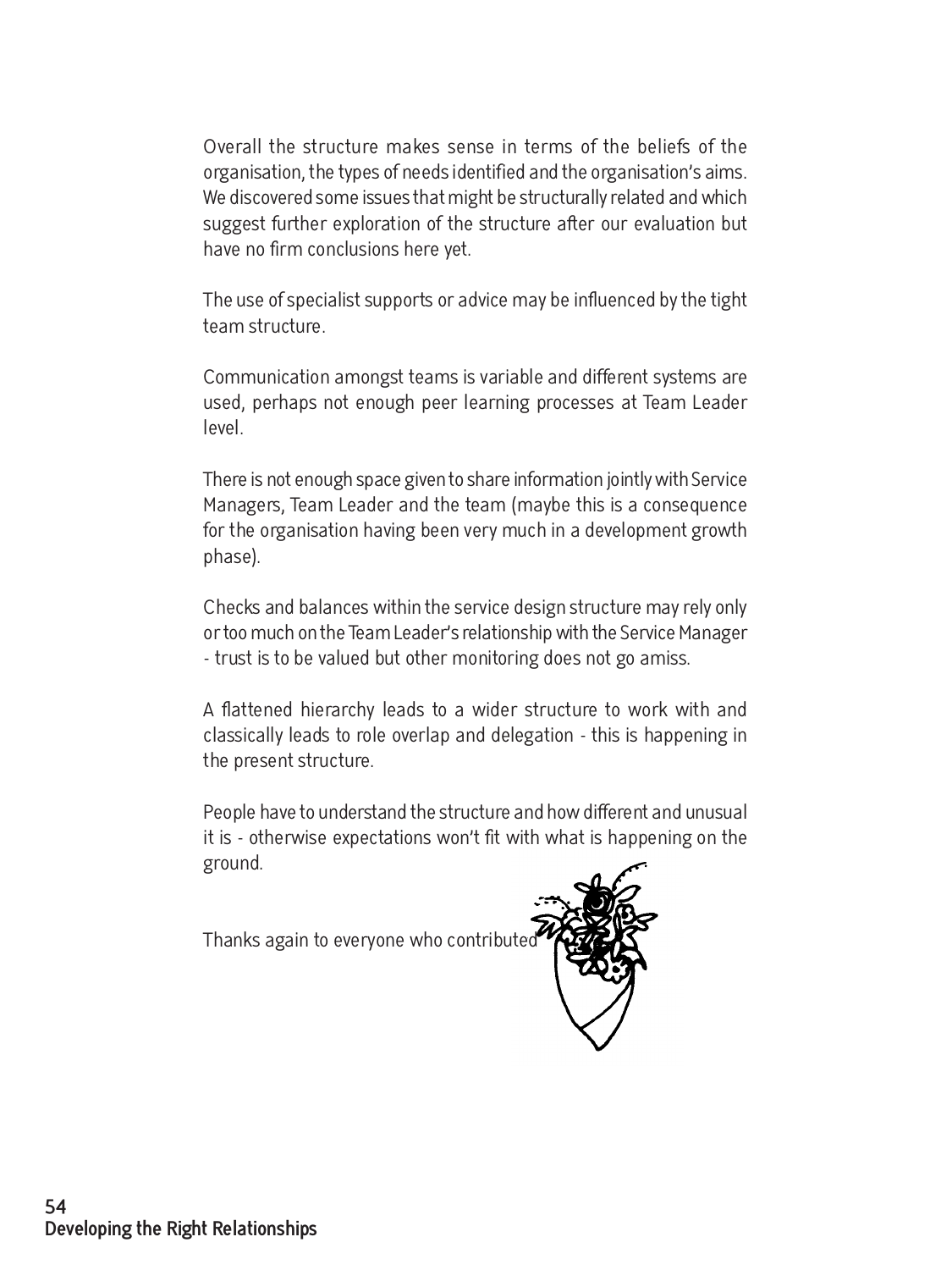Overall the structure makes sense in terms of the beliefs of the organisation, the types of needs identified and the organisation's aims. We discovered some issues that might be structurally related and which suggest further exploration of the structure after our evaluation but have no firm conclusions here yet.

The use of specialist supports or advice may be influenced by the tight team structure.

Communication amongst teams is variable and different systems are used, perhaps not enough peer learning processes at Team Leader level.

There is not enough space given to share information jointly with Service Managers, Team Leader and the team (maybe this is a consequence for the organisation having been very much in a development growth phase).

Checks and balances within the service design structure may rely only or too much on the Team Leader's relationship with the Service Manager - trust is to be valued but other monitoring does not go amiss.

A flattened hierarchy leads to a wider structure to work with and classically leads to role overlap and delegation - this is happening in the present structure.

People have to understand the structure and how different and unusual it is - otherwise expectations won't fit with what is happening on the ground.

Thanks again to everyone who contributed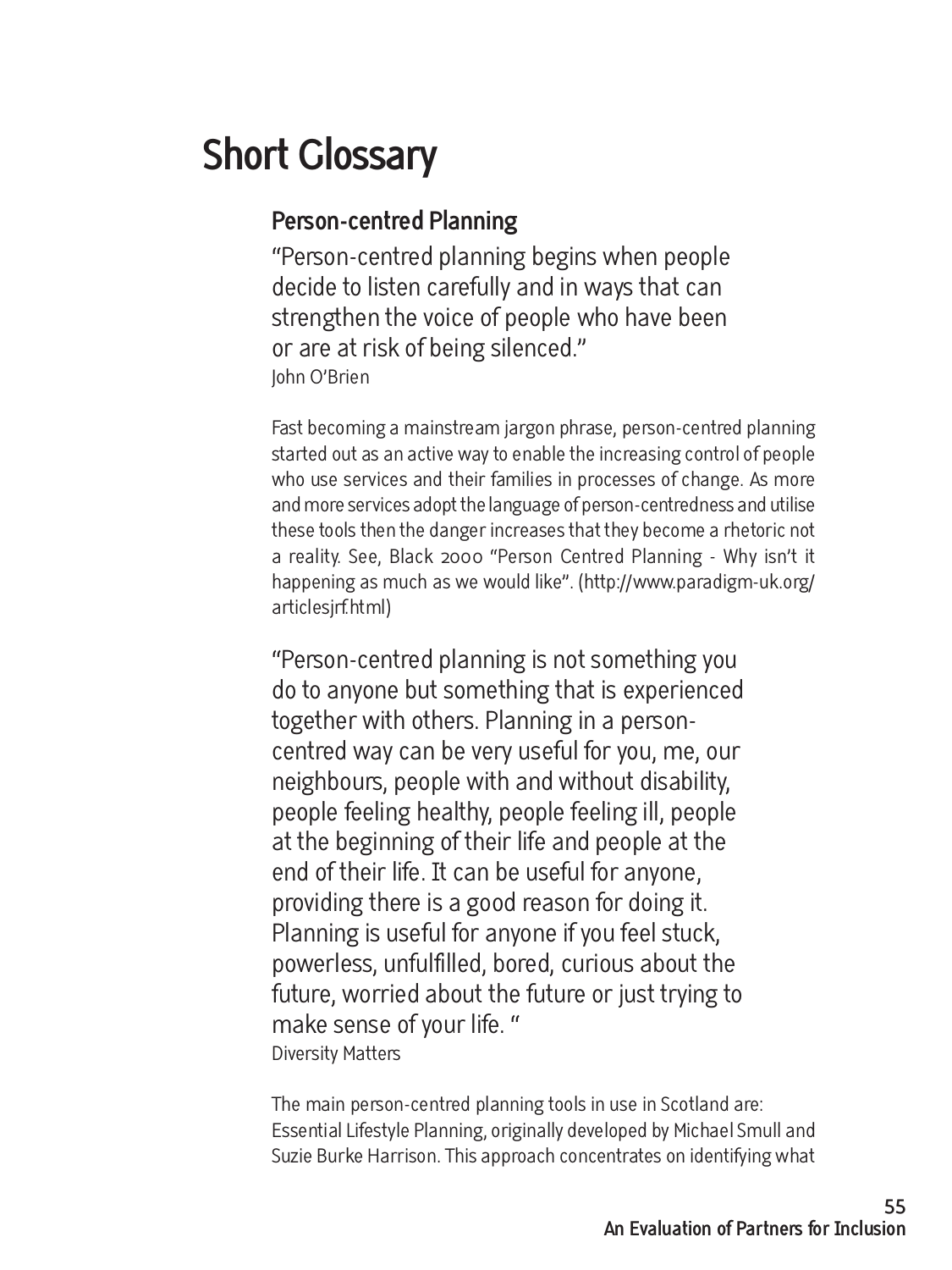# Short Glossary

## Person-centred Planning

"Person-centred planning begins when people decide to listen carefully and in ways that can strengthen the voice of people who have been or are at risk of being silenced."
John O'Brien

Fast becoming a mainstream jargon phrase, person-centred planning started out as an active way to enable the increasing control of people who use services and their families in processes of change. As more and more services adopt the language of person-centredness and utilise these tools then the danger increases that they become a rhetoric not a reality. See, Black 2000 "Person Centred Planning - Why isn't it happening as much as we would like". (http://www.paradigm-uk.org/articlesjrf.html)

"Person-centred planning is not something you do to anyone but something that is experienced together with others. Planning in a person-centred way can be very useful for you, me, our neighbours, people with and without disability, people feeling healthy, people feeling ill, people at the beginning of their life and people at the end of their life. It can be useful for anyone, providing there is a good reason for doing it. Planning is useful for anyone if you feel stuck, powerless, unfulfilled, bored, curious about the future, worried about the future or just trying to make sense of your life. "
Diversity Matters

The main person-centred planning tools in use in Scotland are:
Essential Lifestyle Planning, originally developed by Michael Smull and Suzie Burke Harrison. This approach concentrates on identifying what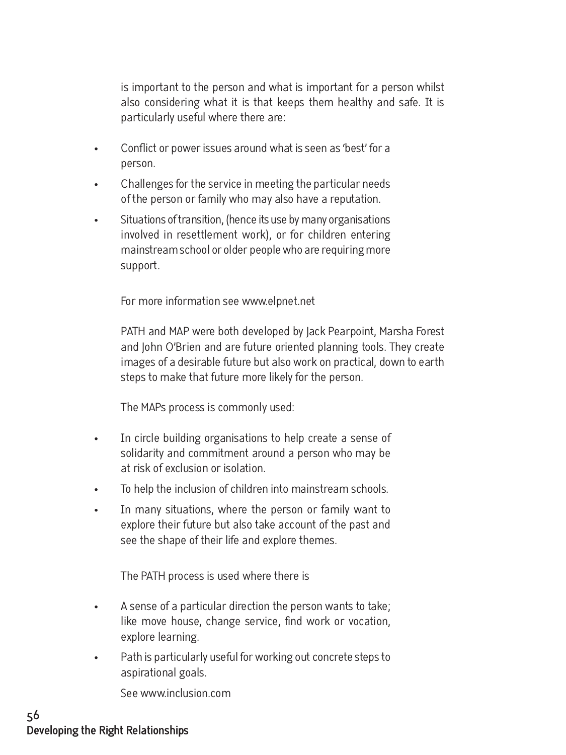is important to the person and what is important for a person whilst also considering what it is that keeps them healthy and safe. It is particularly useful where there are:

- Conflict or power issues around what is seen as 'best' for a person.
- Challenges for the service in meeting the particular needs of the person or family who may also have a reputation.
- Situations of transition, (hence its use by many organisations involved in resettlement work), or for children entering mainstream school or older people who are requiring more support.

For more information see www.elpnet.net

PATH and MAP were both developed by Jack Pearpoint, Marsha Forest and John O'Brien and are future oriented planning tools. They create images of a desirable future but also work on practical, down to earth steps to make that future more likely for the person.

The MAPs process is commonly used:

- In circle building organisations to help create a sense of solidarity and commitment around a person who may be at risk of exclusion or isolation.
- To help the inclusion of children into mainstream schools.
- In many situations, where the person or family want to explore their future but also take account of the past and see the shape of their life and explore themes.

The PATH process is used where there is

- A sense of a particular direction the person wants to take; like move house, change service, find work or vocation, explore learning.
- Path is particularly useful for working out concrete steps to aspirational goals.

See www.inclusion.com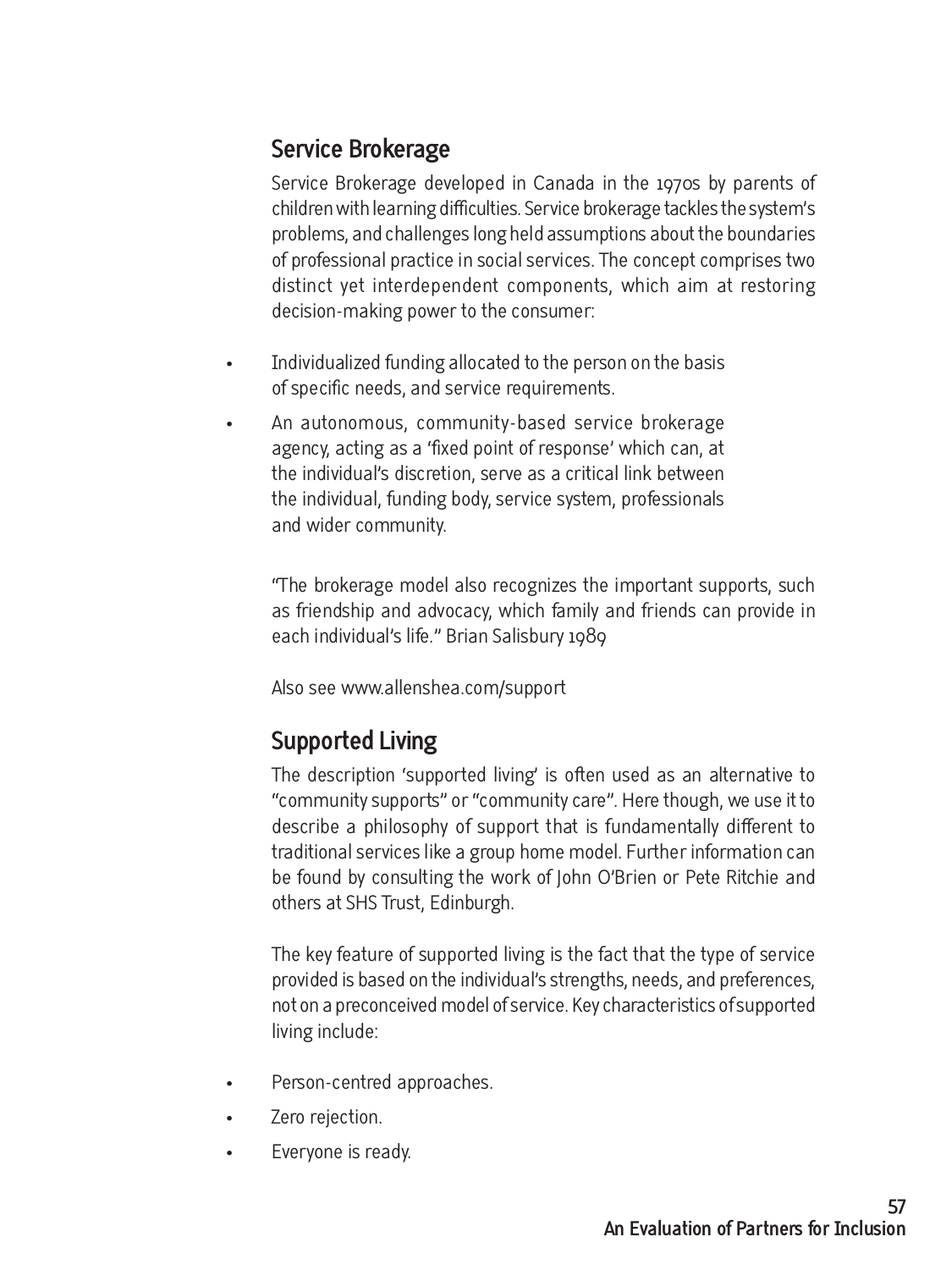## Service Brokerage

Service Brokerage developed in Canada in the 1970s by parents of children with learning difficulties. Service brokerage tackles the system's problems, and challenges long held assumptions about the boundaries of professional practice in social services. The concept comprises two distinct yet interdependent components, which aim at restoring decision-making power to the consumer:

- Individualized funding allocated to the person on the basis of specific needs, and service requirements.
- An autonomous, community-based service brokerage agency, acting as a 'fixed point of response' which can, at the individual's discretion, serve as a critical link between the individual, funding body, service system, professionals and wider community.

"The brokerage model also recognizes the important supports, such as friendship and advocacy, which family and friends can provide in each individual's life." Brian Salisbury 1989

Also see www.allenshea.com/support

## Supported Living

The description 'supported living' is often used as an alternative to "community supports" or "community care". Here though, we use it to describe a philosophy of support that is fundamentally different to traditional services like a group home model. Further information can be found by consulting the work of John O'Brien or Pete Ritchie and others at SHS Trust, Edinburgh.

The key feature of supported living is the fact that the type of service provided is based on the individual's strengths, needs, and preferences, not on a preconceived model of service. Key characteristics of supported living include:

- Person-centred approaches.
- Zero rejection.
- Everyone is ready.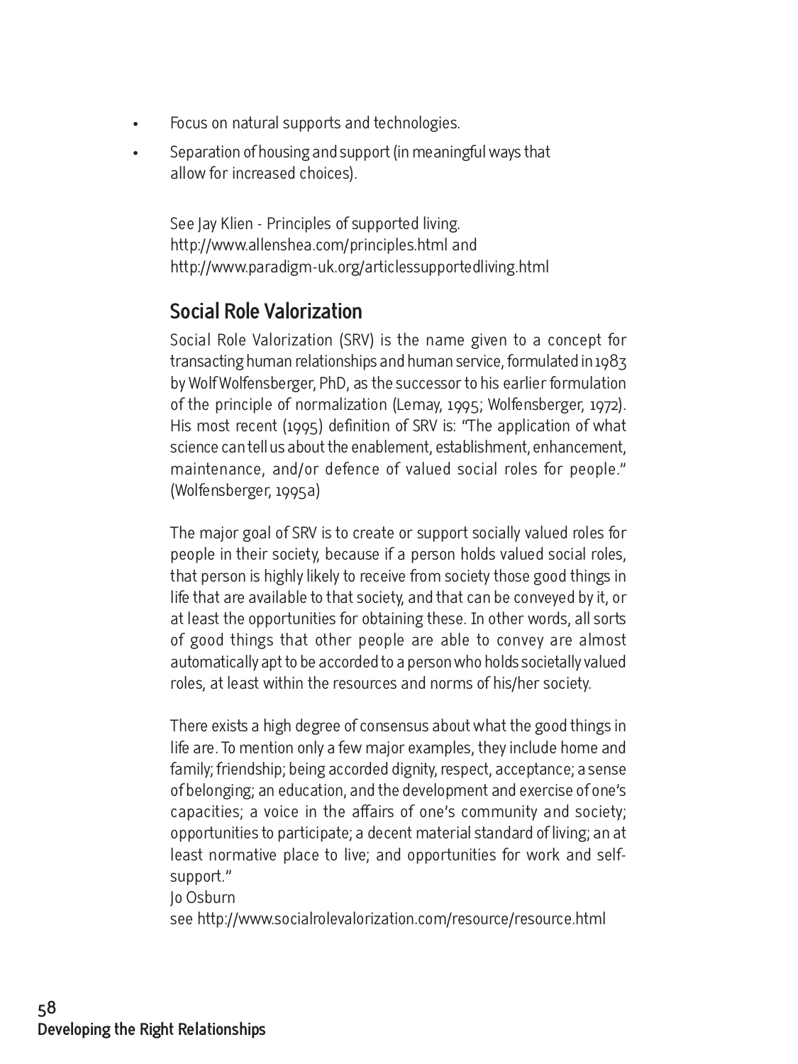- Focus on natural supports and technologies.
- Separation of housing and support (in meaningful ways that allow for increased choices).

See Jay Klien - Principles of supported living.
http://www.allenshea.com/principles.html and
http://www.paradigm-uk.org/articlessupportedliving.html

## Social Role Valorization

Social Role Valorization (SRV) is the name given to a concept for transacting human relationships and human service, formulated in 1983 by Wolf Wolfensberger, PhD, as the successor to his earlier formulation of the principle of normalization (Lemay, 1995; Wolfensberger, 1972). His most recent (1995) definition of SRV is: "The application of what science can tell us about the enablement, establishment, enhancement, maintenance, and/or defence of valued social roles for people." (Wolfensberger, 1995a)

The major goal of SRV is to create or support socially valued roles for people in their society, because if a person holds valued social roles, that person is highly likely to receive from society those good things in life that are available to that society, and that can be conveyed by it, or at least the opportunities for obtaining these. In other words, all sorts of good things that other people are able to convey are almost automatically apt to be accorded to a person who holds societally valued roles, at least within the resources and norms of his/her society.

There exists a high degree of consensus about what the good things in life are. To mention only a few major examples, they include home and family; friendship; being accorded dignity, respect, acceptance; a sense of belonging; an education, and the development and exercise of one's capacities; a voice in the affairs of one's community and society; opportunities to participate; a decent material standard of living; an at least normative place to live; and opportunities for work and self-support."
Jo Osburn
see http://www.socialrolevalorization.com/resource/resource.html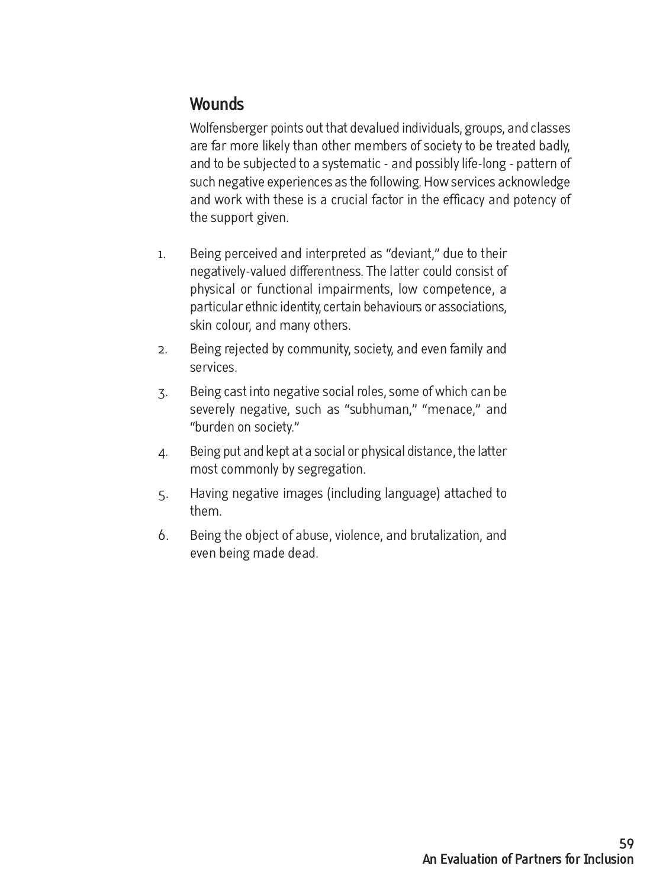## Wounds

Wolfensberger points out that devalued individuals, groups, and classes are far more likely than other members of society to be treated badly, and to be subjected to a systematic - and possibly life-long - pattern of such negative experiences as the following. How services acknowledge and work with these is a crucial factor in the efficacy and potency of the support given.

1. Being perceived and interpreted as "deviant," due to their negatively-valued differentness. The latter could consist of physical or functional impairments, low competence, a particular ethnic identity, certain behaviours or associations, skin colour, and many others.
2. Being rejected by community, society, and even family and services.
3. Being cast into negative social roles, some of which can be severely negative, such as "subhuman," "menace," and "burden on society."
4. Being put and kept at a social or physical distance, the latter most commonly by segregation.
5. Having negative images (including language) attached to them.
6. Being the object of abuse, violence, and brutalization, and even being made dead.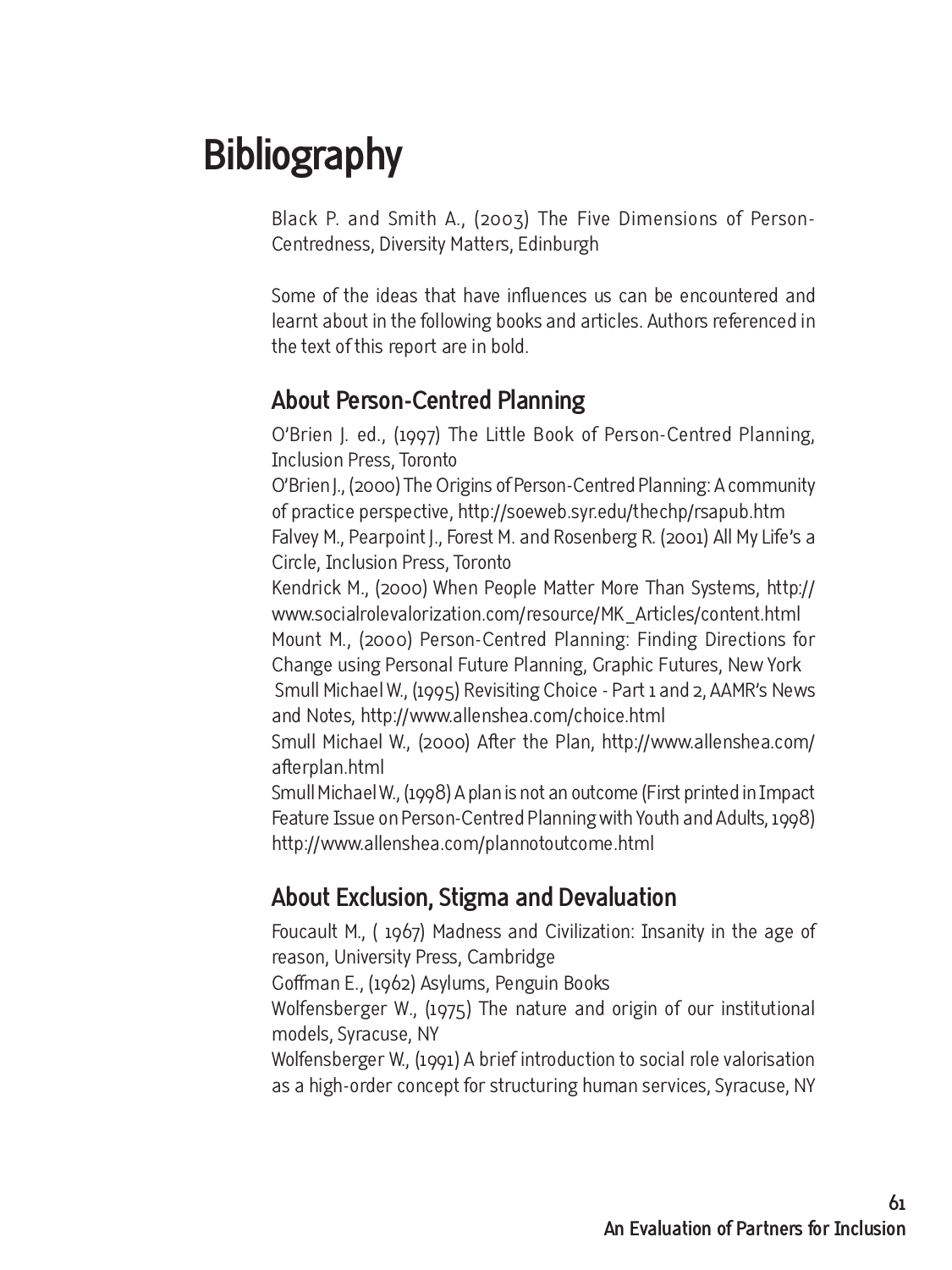# Bibliography

Black P. and Smith A., (2003) The Five Dimensions of Person-Centredness, Diversity Matters, Edinburgh

Some of the ideas that have influences us can be encountered and learnt about in the following books and articles. Authors referenced in the text of this report are in bold.

## About Person-Centred Planning

O'Brien J. ed., (1997) The Little Book of Person-Centred Planning, Inclusion Press, Toronto

O'Brien J., (2000) The Origins of Person-Centred Planning: A community of practice perspective, http://soeweb.syr.edu/thechp/rsapub.htm

Falvey M., Pearpoint J., Forest M. and Rosenberg R. (2001) All My Life's a Circle, Inclusion Press, Toronto

Kendrick M., (2000) When People Matter More Than Systems, http://www.socialrolevalorization.com/resource/MK_Articles/content.html

Mount M., (2000) Person-Centred Planning: Finding Directions for Change using Personal Future Planning, Graphic Futures, New York

Smull Michael W., (1995) Revisiting Choice - Part 1 and 2, AAMR's News and Notes, http://www.allenshea.com/choice.html

Smull Michael W., (2000) After the Plan, http://www.allenshea.com/afterplan.html

Smull Michael W., (1998) A plan is not an outcome (First printed in Impact Feature Issue on Person-Centred Planning with Youth and Adults, 1998) http://www.allenshea.com/plannotoutcome.html

## About Exclusion, Stigma and Devaluation

Foucault M., ( 1967) Madness and Civilization: Insanity in the age of reason, University Press, Cambridge

Goffman E., (1962) Asylums, Penguin Books

Wolfensberger W., (1975) The nature and origin of our institutional models, Syracuse, NY

Wolfensberger W., (1991) A brief introduction to social role valorisation as a high-order concept for structuring human services, Syracuse, NY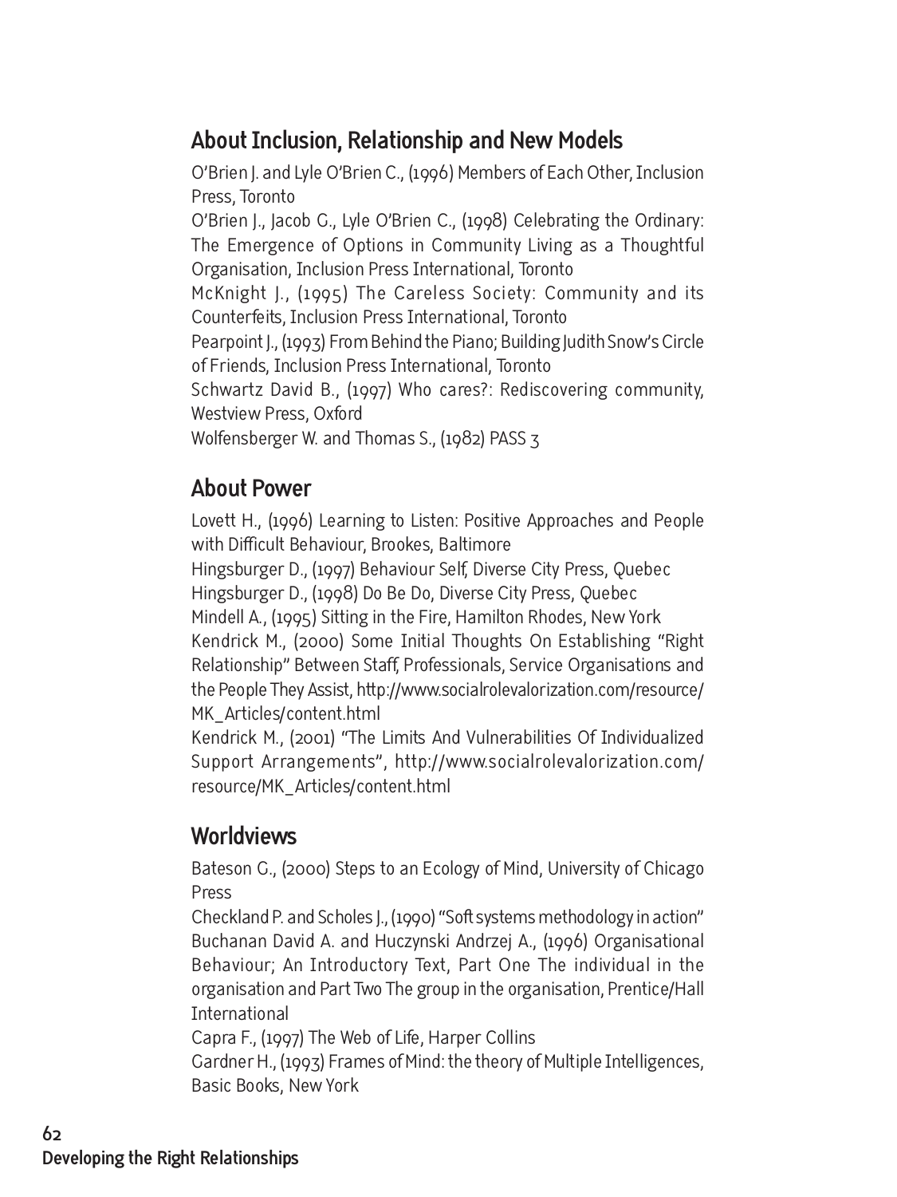## About Inclusion, Relationship and New Models

O'Brien J. and Lyle O'Brien C., (1996) Members of Each Other, Inclusion Press, Toronto

O'Brien J., Jacob G., Lyle O'Brien C., (1998) Celebrating the Ordinary: The Emergence of Options in Community Living as a Thoughtful Organisation, Inclusion Press International, Toronto

McKnight J., (1995) The Careless Society: Community and its Counterfeits, Inclusion Press International, Toronto

Pearpoint J., (1993) From Behind the Piano; Building Judith Snow's Circle of Friends, Inclusion Press International, Toronto

Schwartz David B., (1997) Who cares?: Rediscovering community, Westview Press, Oxford

Wolfensberger W. and Thomas S., (1982) PASS 3

## About Power

Lovett H., (1996) Learning to Listen: Positive Approaches and People with Difficult Behaviour, Brookes, Baltimore

Hingsburger D., (1997) Behaviour Self, Diverse City Press, Quebec

Hingsburger D., (1998) Do Be Do, Diverse City Press, Quebec

Mindell A., (1995) Sitting in the Fire, Hamilton Rhodes, New York

Kendrick M., (2000) Some Initial Thoughts On Establishing "Right Relationship" Between Staff, Professionals, Service Organisations and the People They Assist, http://www.socialrolevalorization.com/resource/MK_Articles/content.html

Kendrick M., (2001) "The Limits And Vulnerabilities Of Individualized Support Arrangements", http://www.socialrolevalorization.com/resource/MK_Articles/content.html

## Worldviews

Bateson G., (2000) Steps to an Ecology of Mind, University of Chicago Press

Checkland P. and Scholes J., (1990) "Soft systems methodology in action"

Buchanan David A. and Huczynski Andrzej A., (1996) Organisational Behaviour; An Introductory Text, Part One The individual in the organisation and Part Two The group in the organisation, Prentice/Hall International

Capra F., (1997) The Web of Life, Harper Collins

Gardner H., (1993) Frames of Mind: the theory of Multiple Intelligences, Basic Books, New York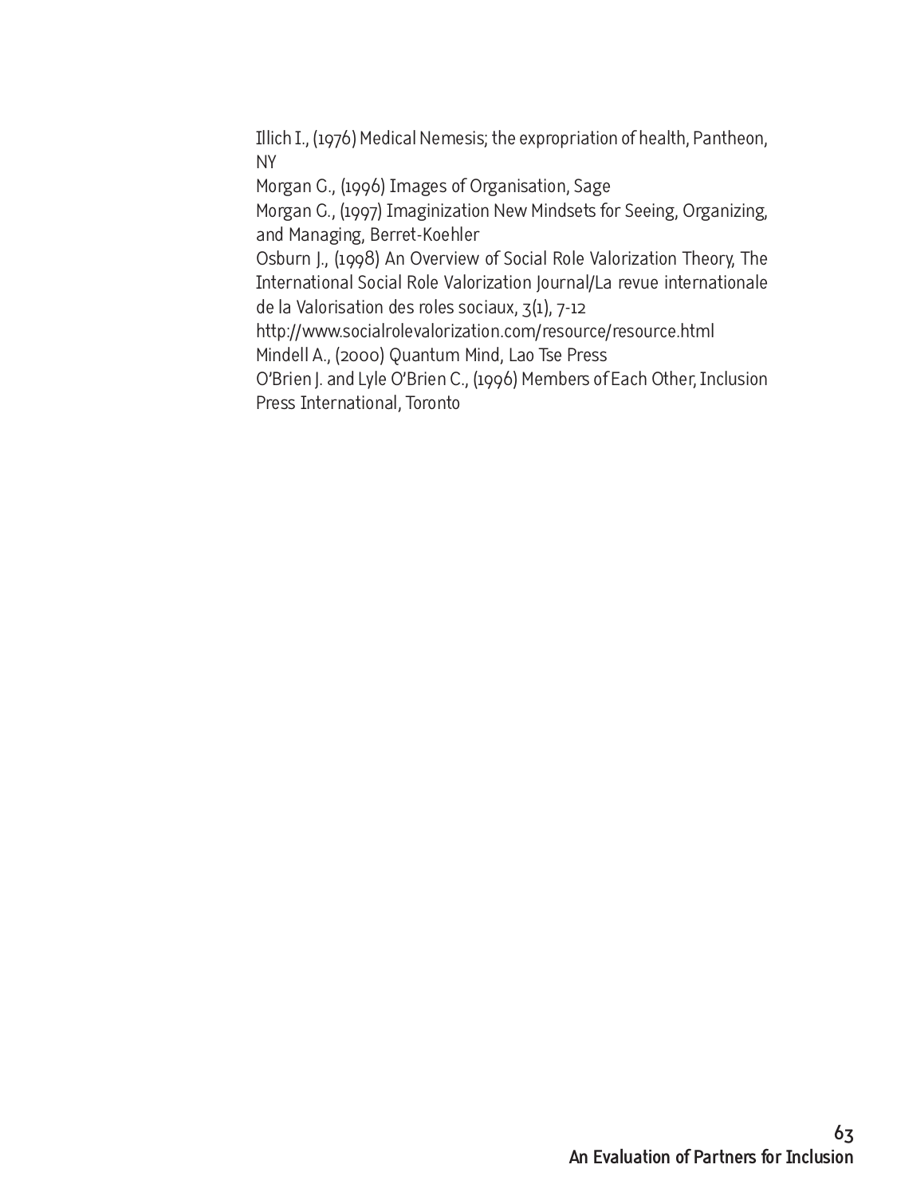Illich I., (1976) Medical Nemesis; the expropriation of health, Pantheon, NY

Morgan G., (1996) Images of Organisation, Sage

Morgan G., (1997) Imaginization New Mindsets for Seeing, Organizing, and Managing, Berret-Koehler

Osburn J., (1998) An Overview of Social Role Valorization Theory, The International Social Role Valorization Journal/La revue internationale de la Valorisation des roles sociaux, 3(1), 7-12 http://www.socialrolevalorization.com/resource/resource.html

Mindell A., (2000) Quantum Mind, Lao Tse Press

O'Brien J. and Lyle O'Brien C., (1996) Members of Each Other, Inclusion Press International, Toronto